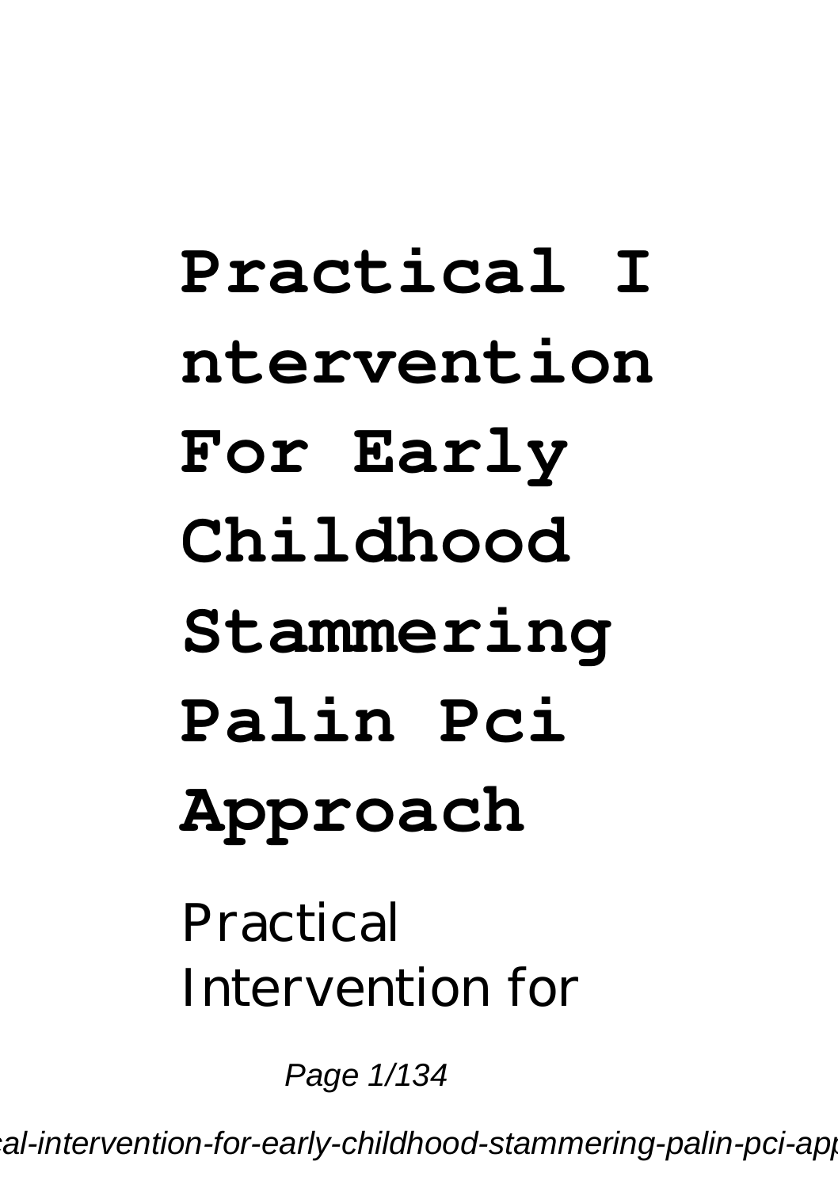# Practical Intervention For Early Childhood Stammering Palin Pci Approach

Practical Intervention for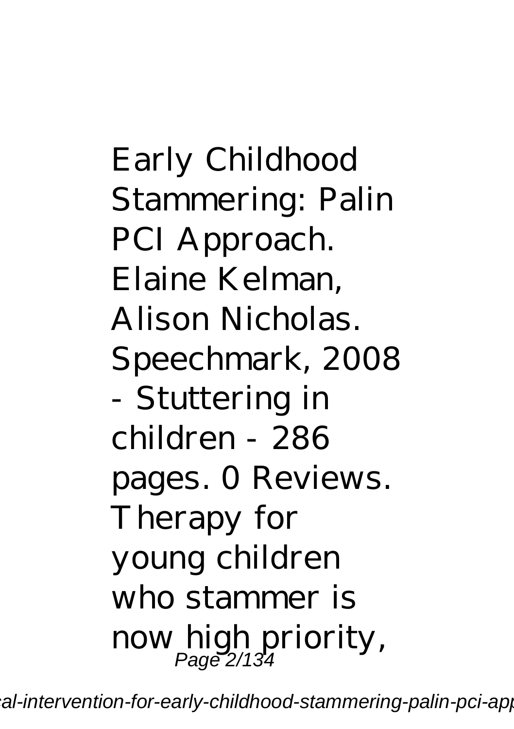Early Childhood Stammering: Palin PCI Approach. Elaine Kelman, Alison Nicholas. Speechmark, 2008 - Stuttering in children - 286 pages. 0 Reviews. Therapy for young children who stammer is now high priority,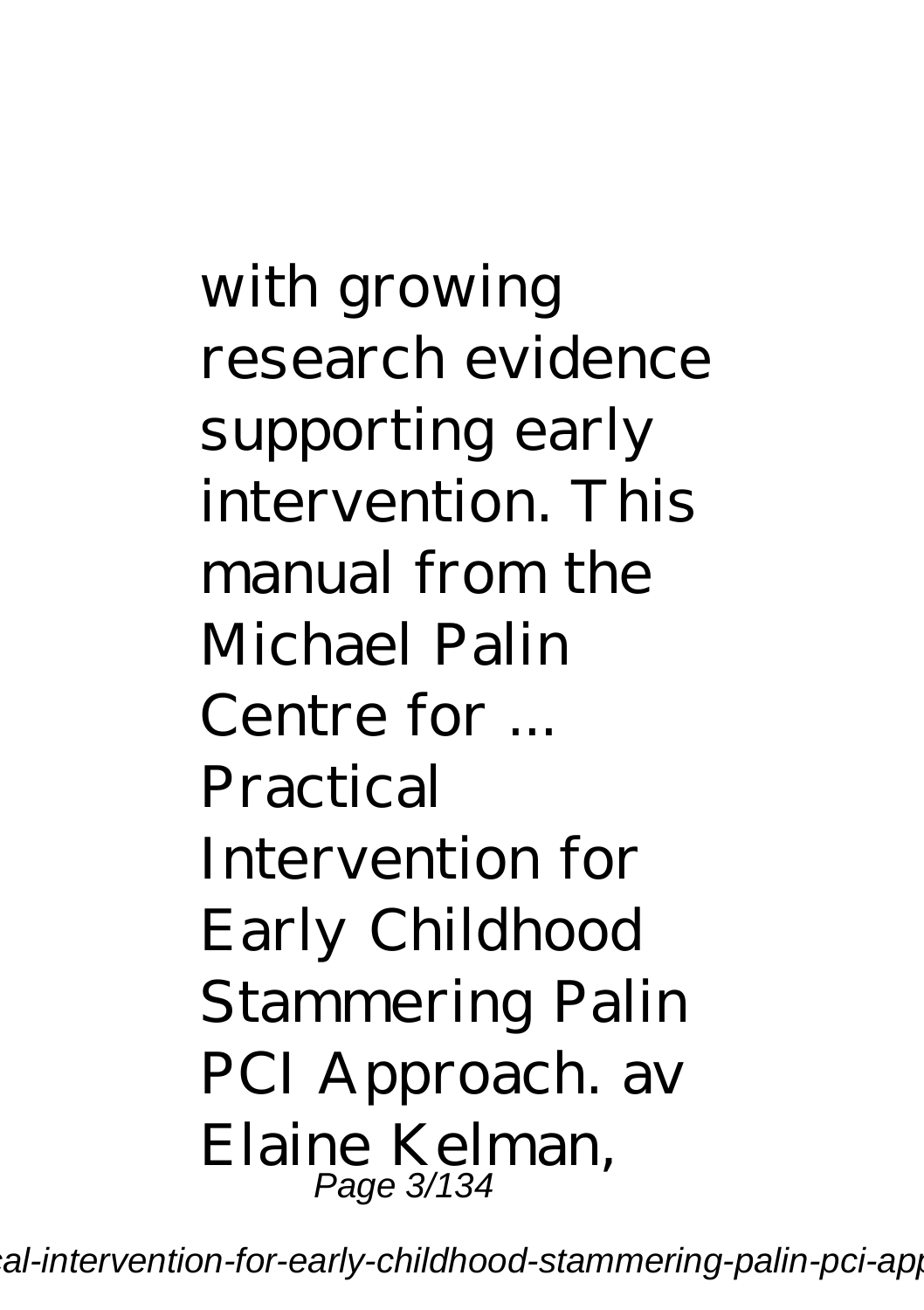with growing research evidence supporting early intervention. This manual from the Michael Palin Centre for ...

Practical Intervention for Early Childhood Stammering Palin PCI Approach. av Elaine Kelman,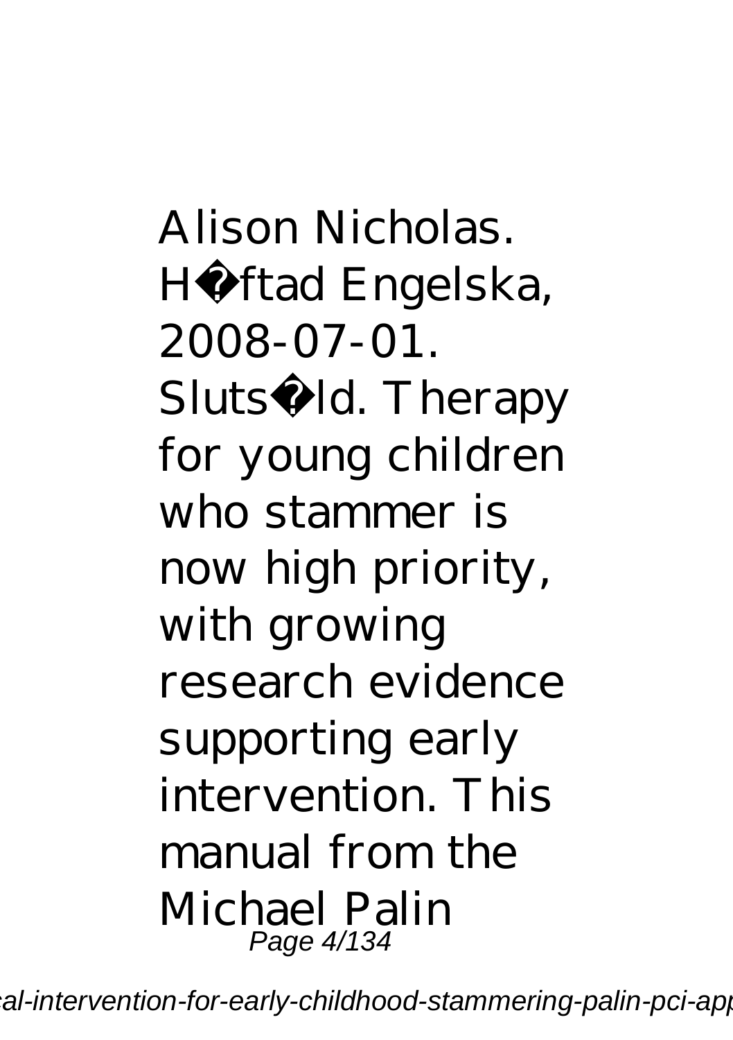Alison Nicholas. H�ftad Engelska, 2008-07-01. Sluts�ld. Therapy for young children who stammer is now high priority, with growing research evidence supporting early intervention. This manual from the Michael Palin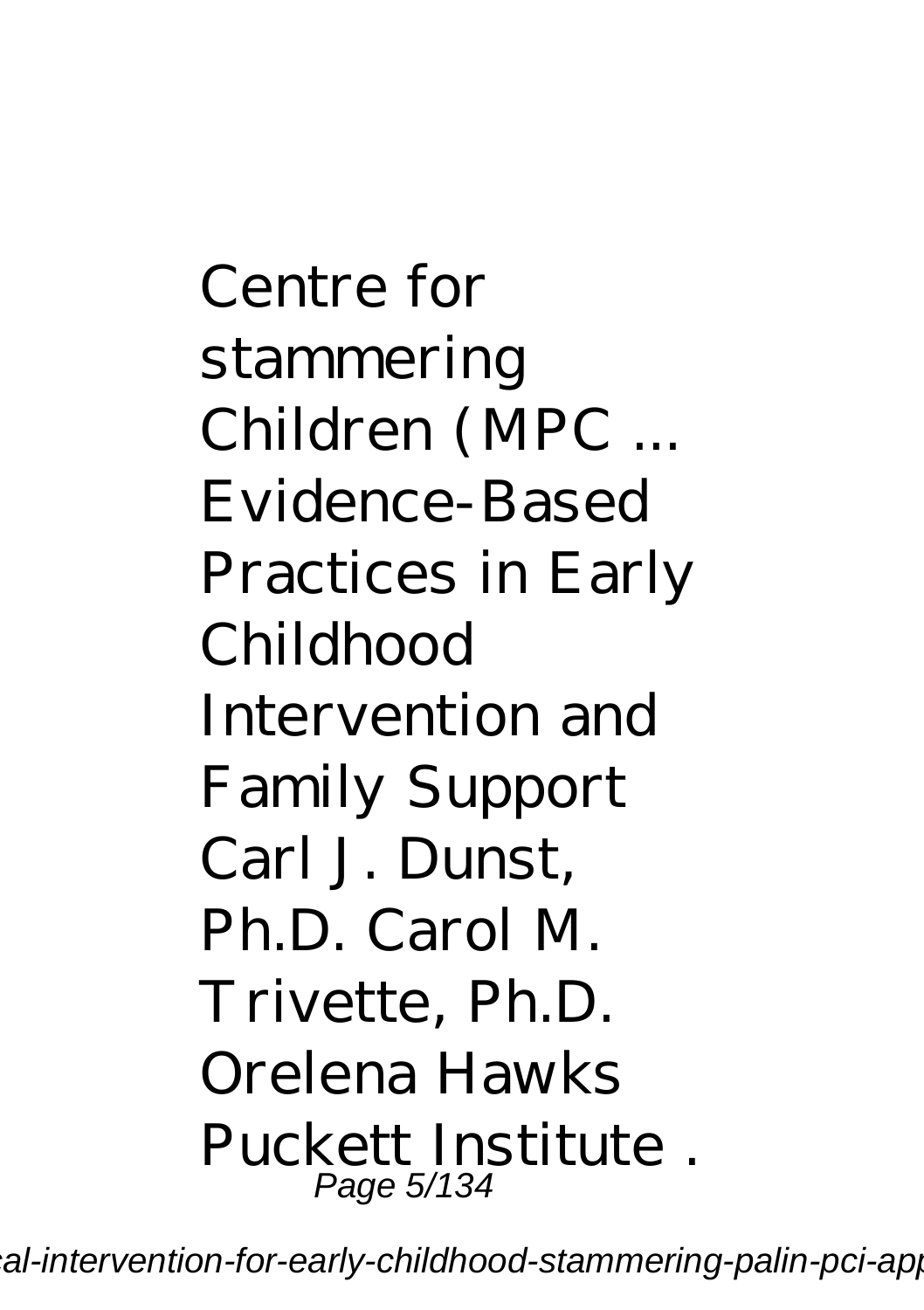Centre for stammering Children (MPC ...
Evidence-Based Practices in Early Childhood Intervention and Family Support Carl J. Dunst, Ph.D. Carol M. Trivette, Ph.D. Orelena Hawks Puckett Institute .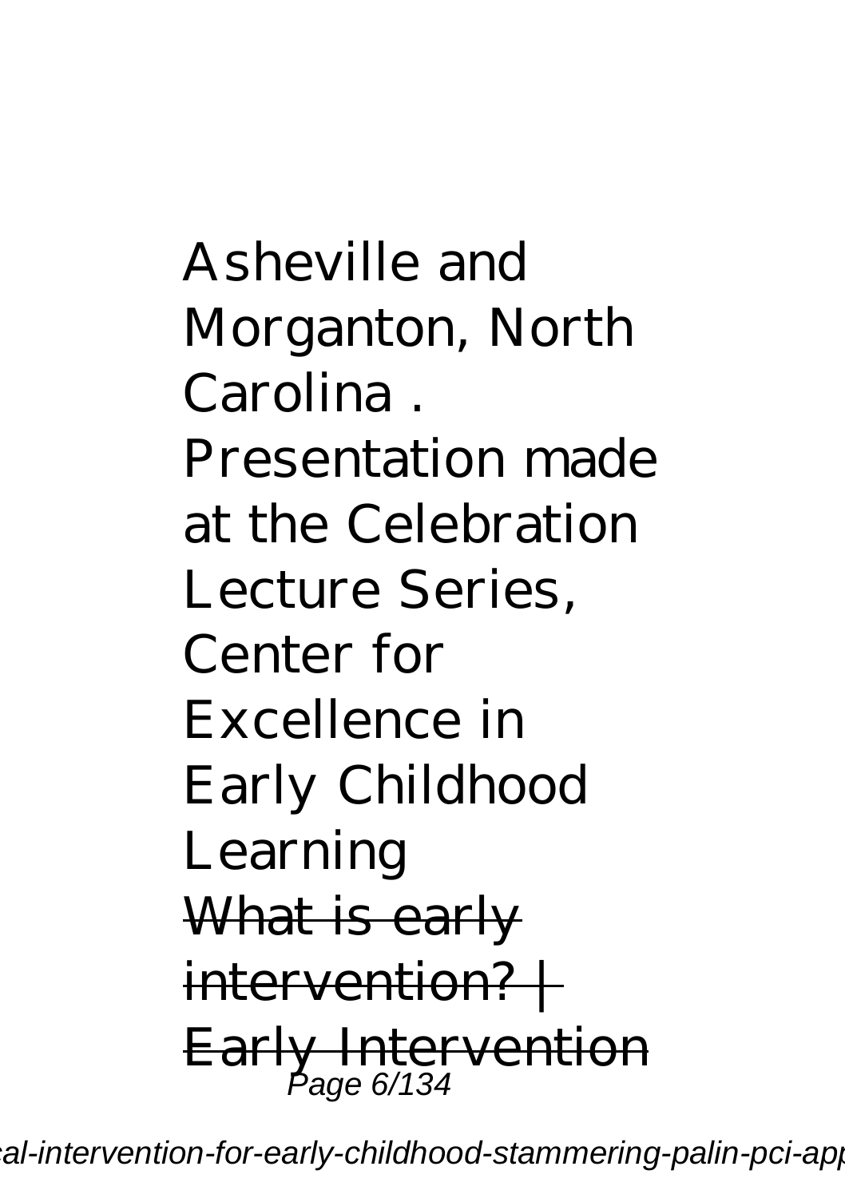Asheville and Morganton, North Carolina . Presentation made at the Celebration Lecture Series, Center for Excellence in Early Childhood Learning

~~What is early intervention? | Early Intervention~~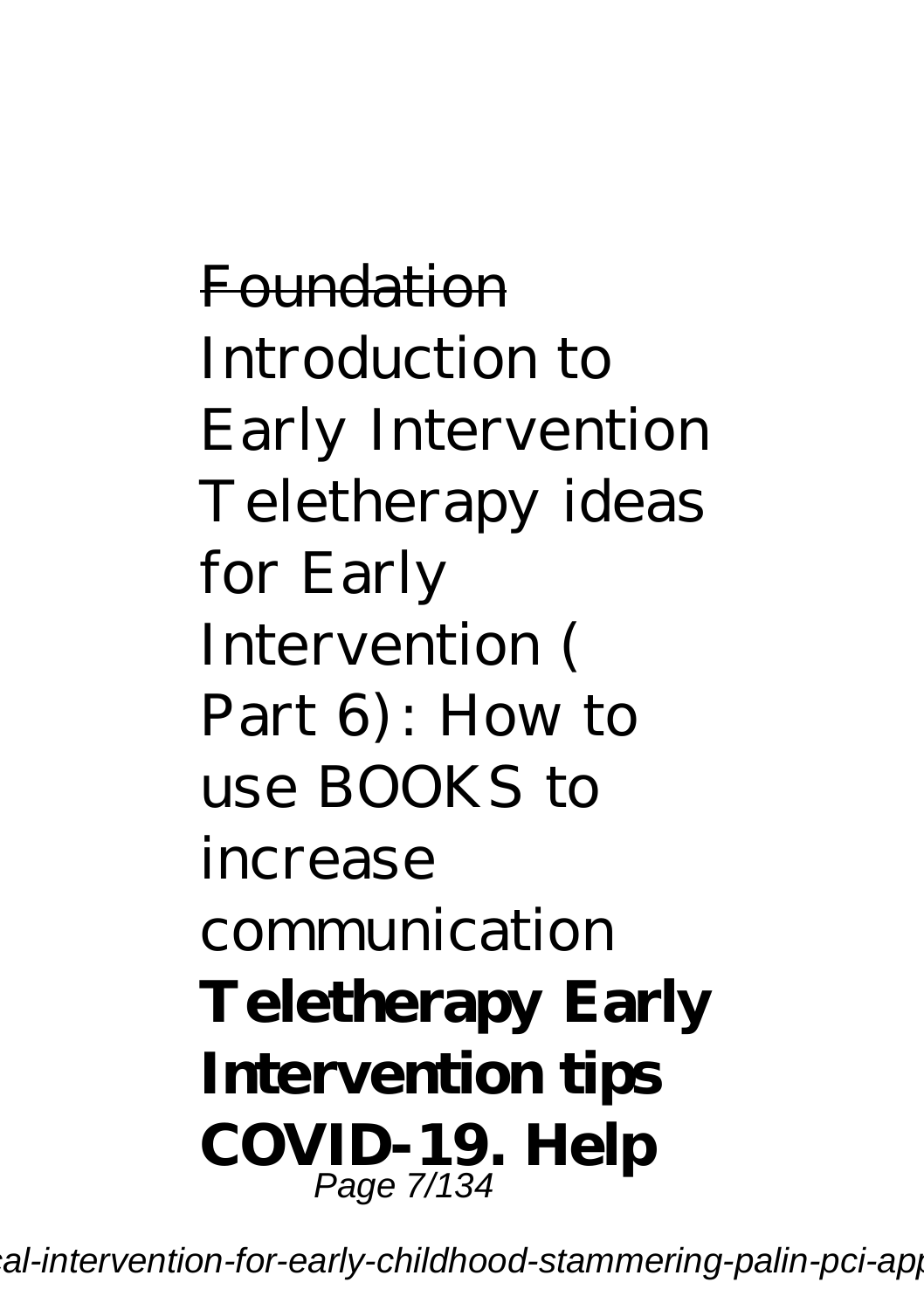~~Foundation~~ Introduction to Early Intervention Teletherapy ideas for Early Intervention ( Part 6): How to use BOOKS to increase communication **Teletherapy Early Intervention tips COVID-19. Help**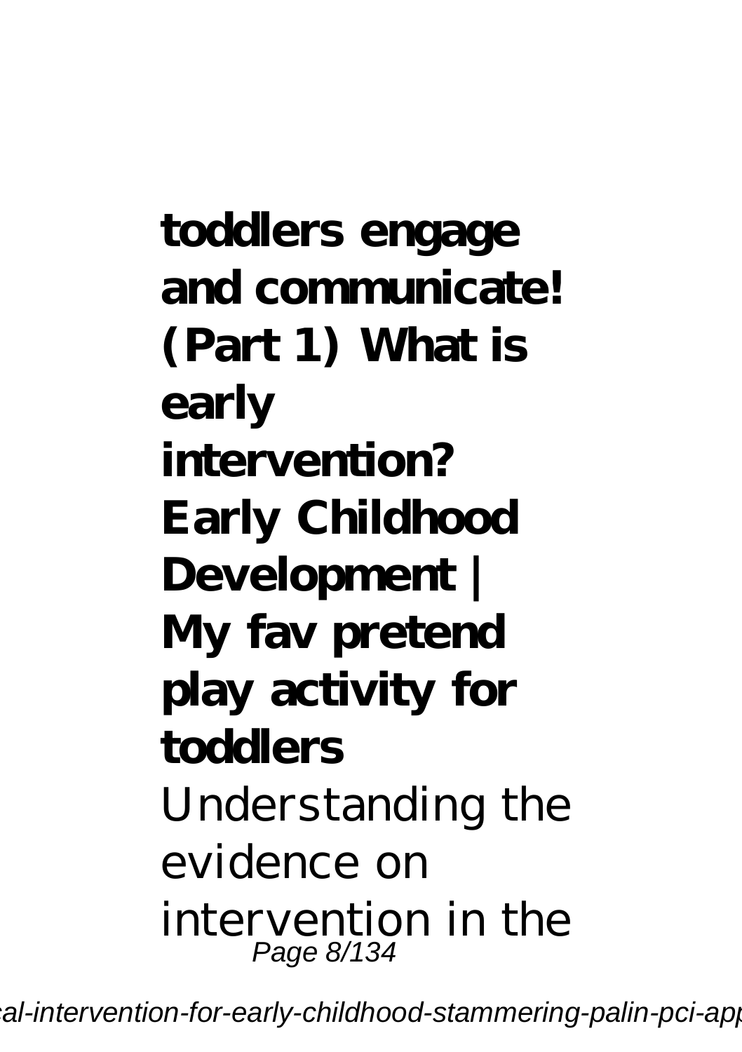**toddlers engage and communicate! (Part 1) What is early intervention? Early Childhood Development | My fav pretend play activity for toddlers**

Understanding the evidence on intervention in the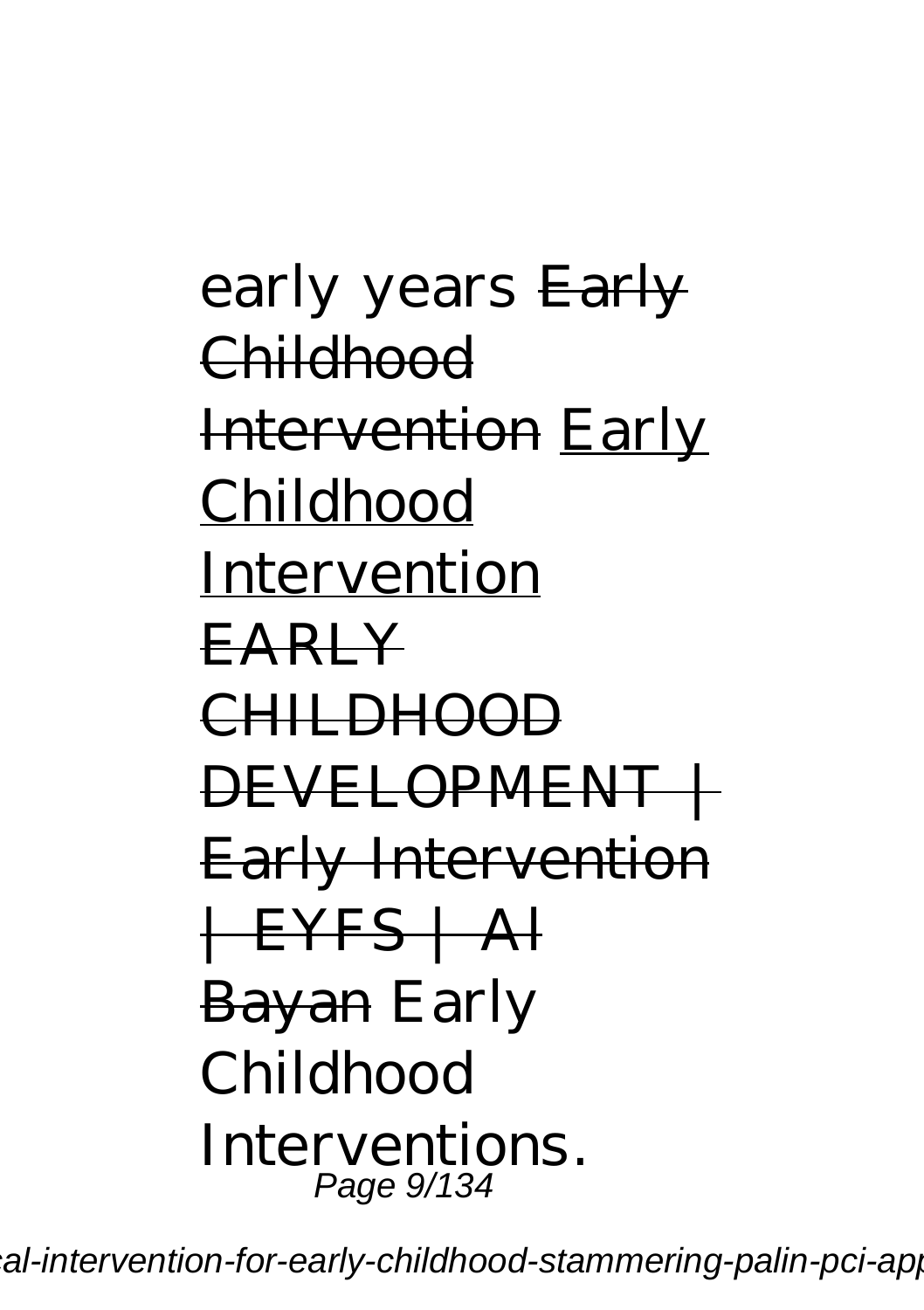early years ~~Early Childhood Intervention~~ Early Childhood Intervention ~~EARLY CHILDHOOD DEVELOPMENT | Early Intervention | EYFS | Al Bayan~~ Early Childhood Interventions.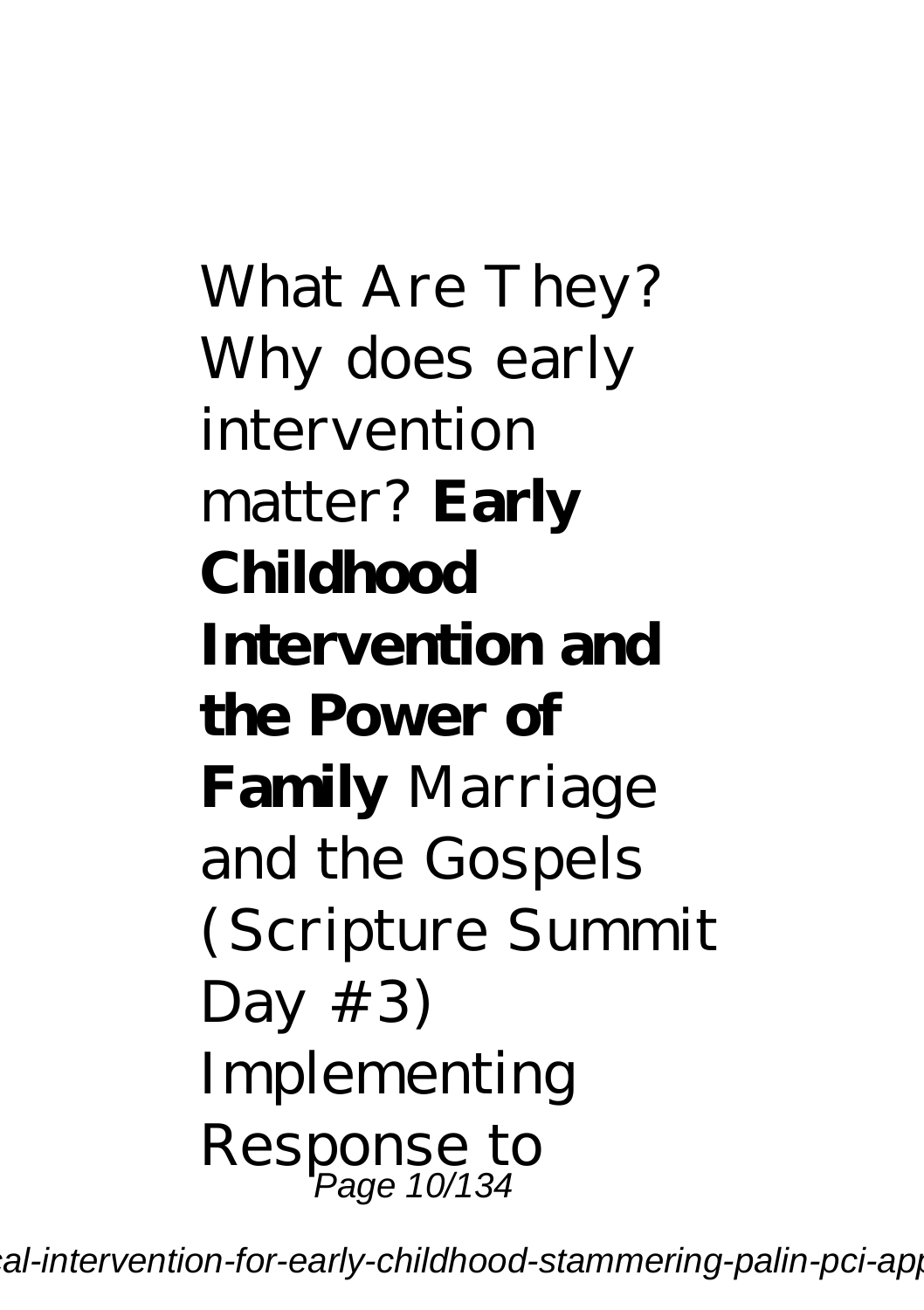What Are They? Why does early intervention matter? **Early Childhood Intervention and the Power of Family** Marriage and the Gospels (Scripture Summit Day #3) Implementing Response to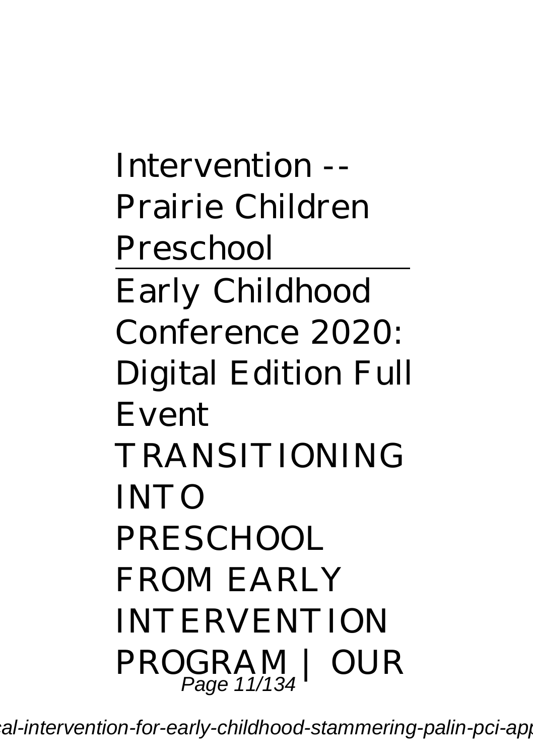Intervention -- Prairie Children Preschool

---

Early Childhood Conference 2020: Digital Edition Full Event

TRANSITIONING INTO PRESCHOOL FROM EARLY INTERVENTION PROGRAM | OUR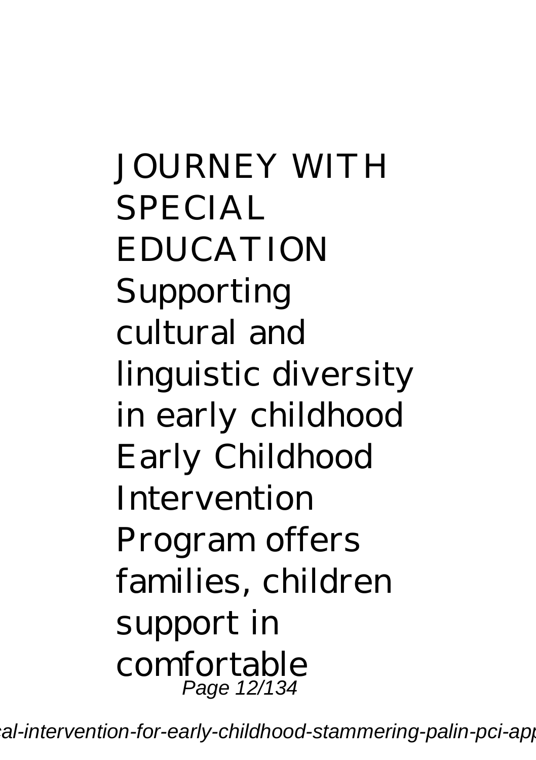JOURNEY WITH SPECIAL EDUCATION Supporting cultural and linguistic diversity in early childhood Early Childhood Intervention Program offers families, children support in comfortable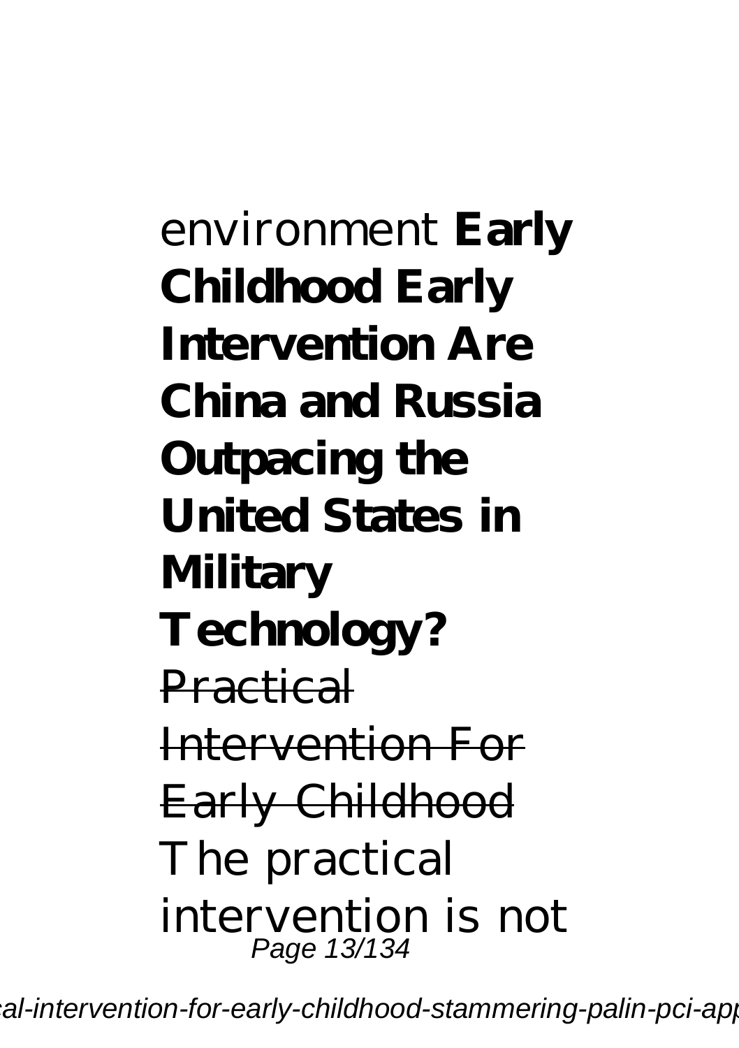environment **Early Childhood Early Intervention Are China and Russia Outpacing the United States in Military Technology?**

~~Practical Intervention For Early Childhood~~

The practical intervention is not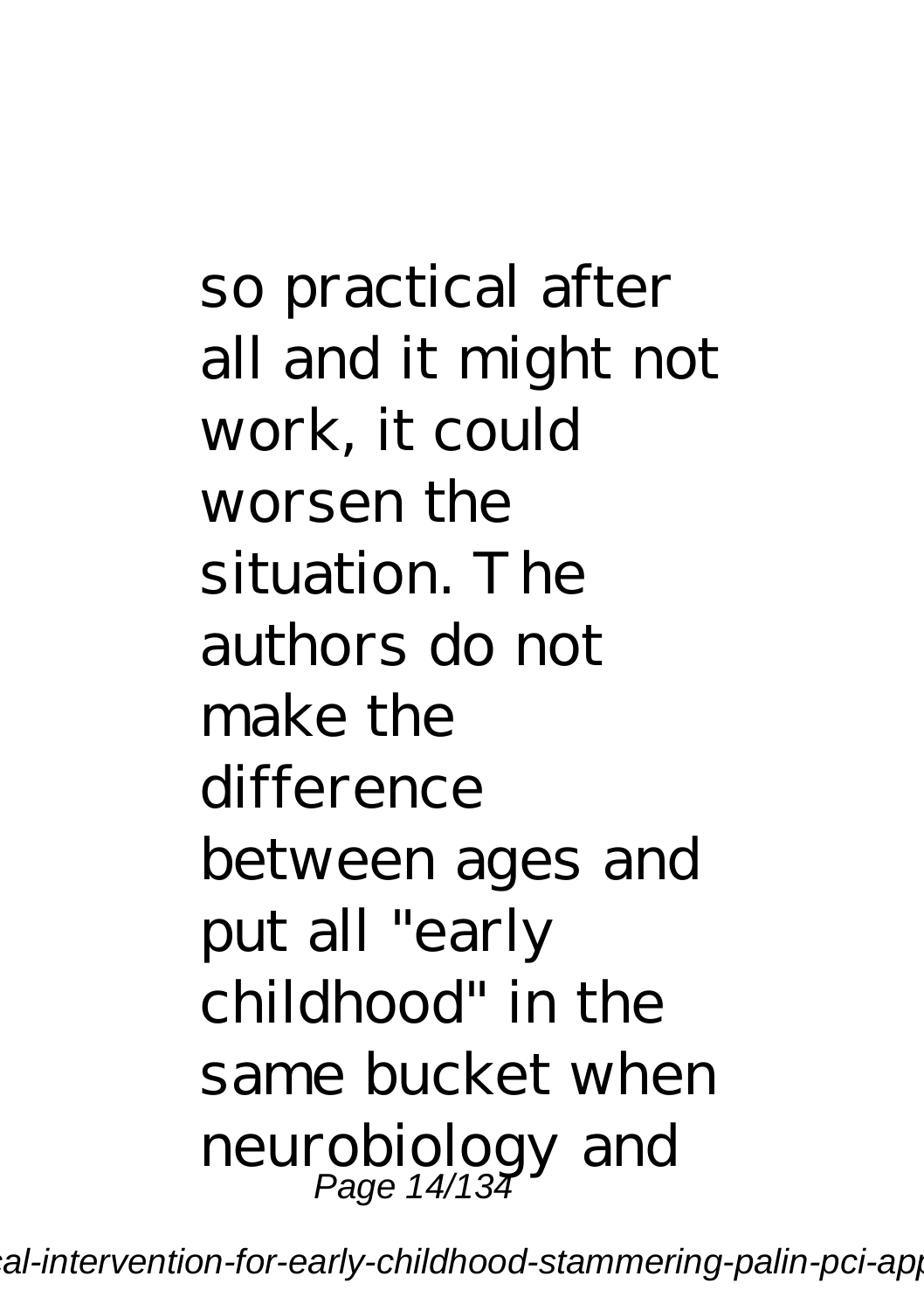so practical after all and it might not work, it could worsen the situation. The authors do not make the difference between ages and put all "early childhood" in the same bucket when neurobiology and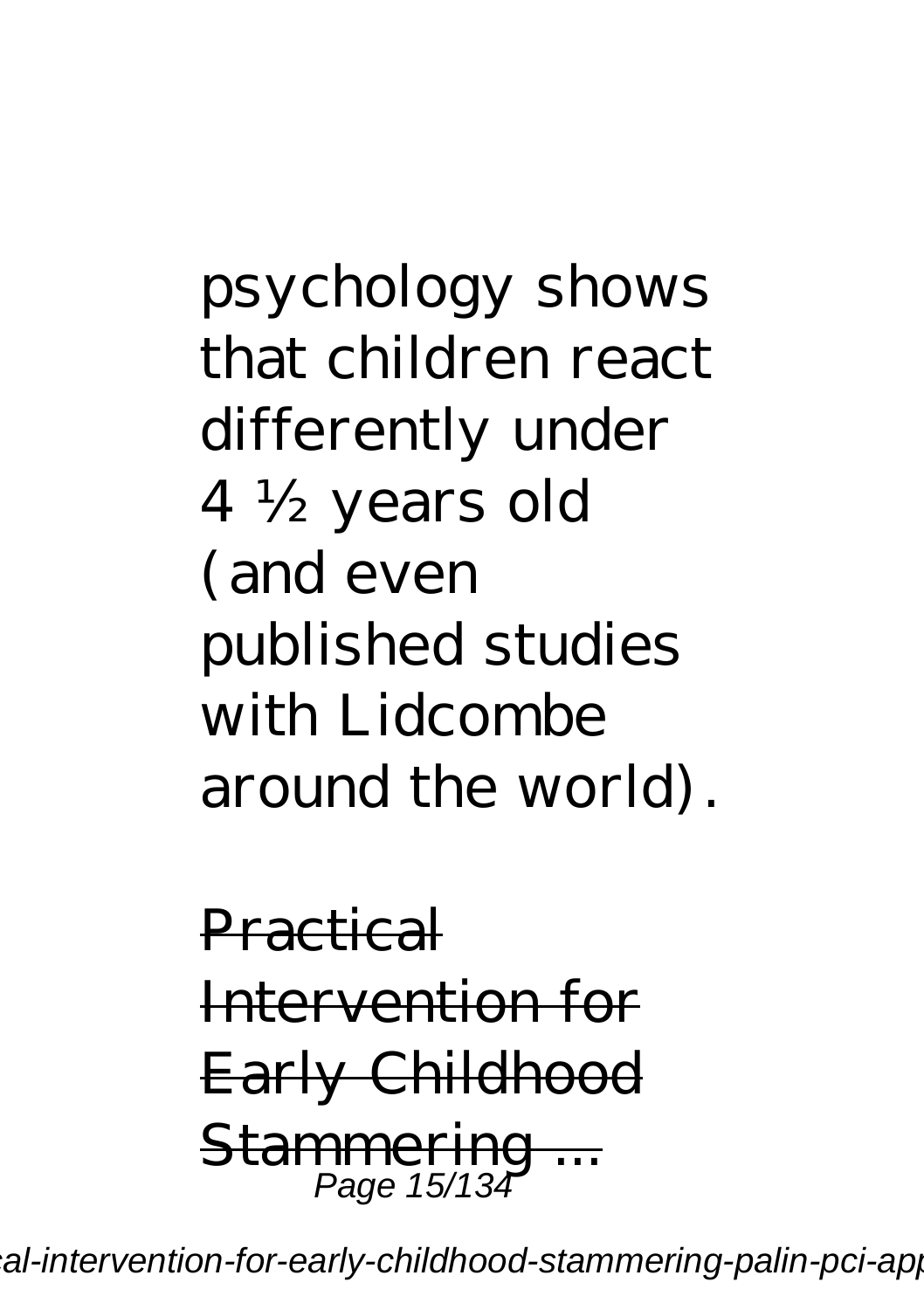psychology shows that children react differently under 4 ½ years old (and even published studies with Lidcombe around the world).

~~Practical Intervention for Early Childhood Stammering ...~~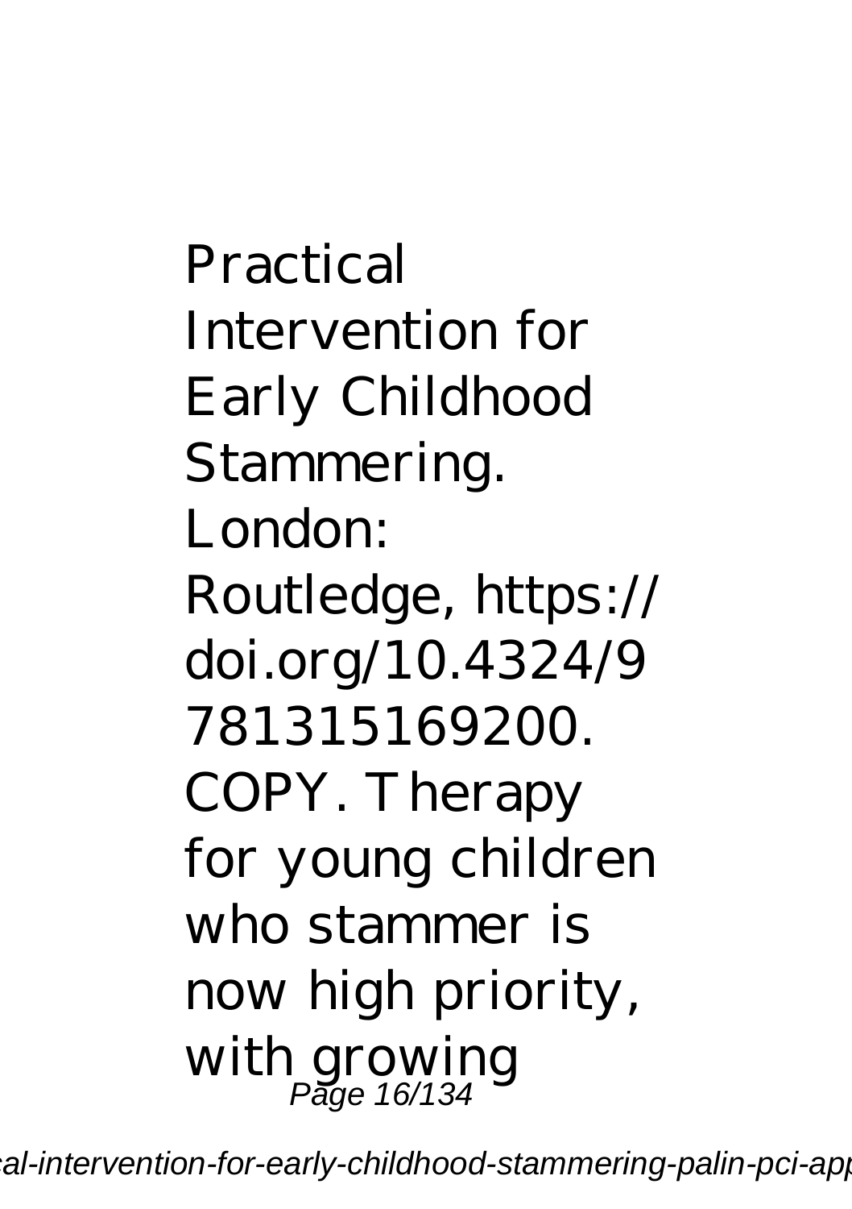Practical Intervention for Early Childhood Stammering. London: Routledge, https://doi.org/10.4324/9781315169200. COPY. Therapy for young children who stammer is now high priority, with growing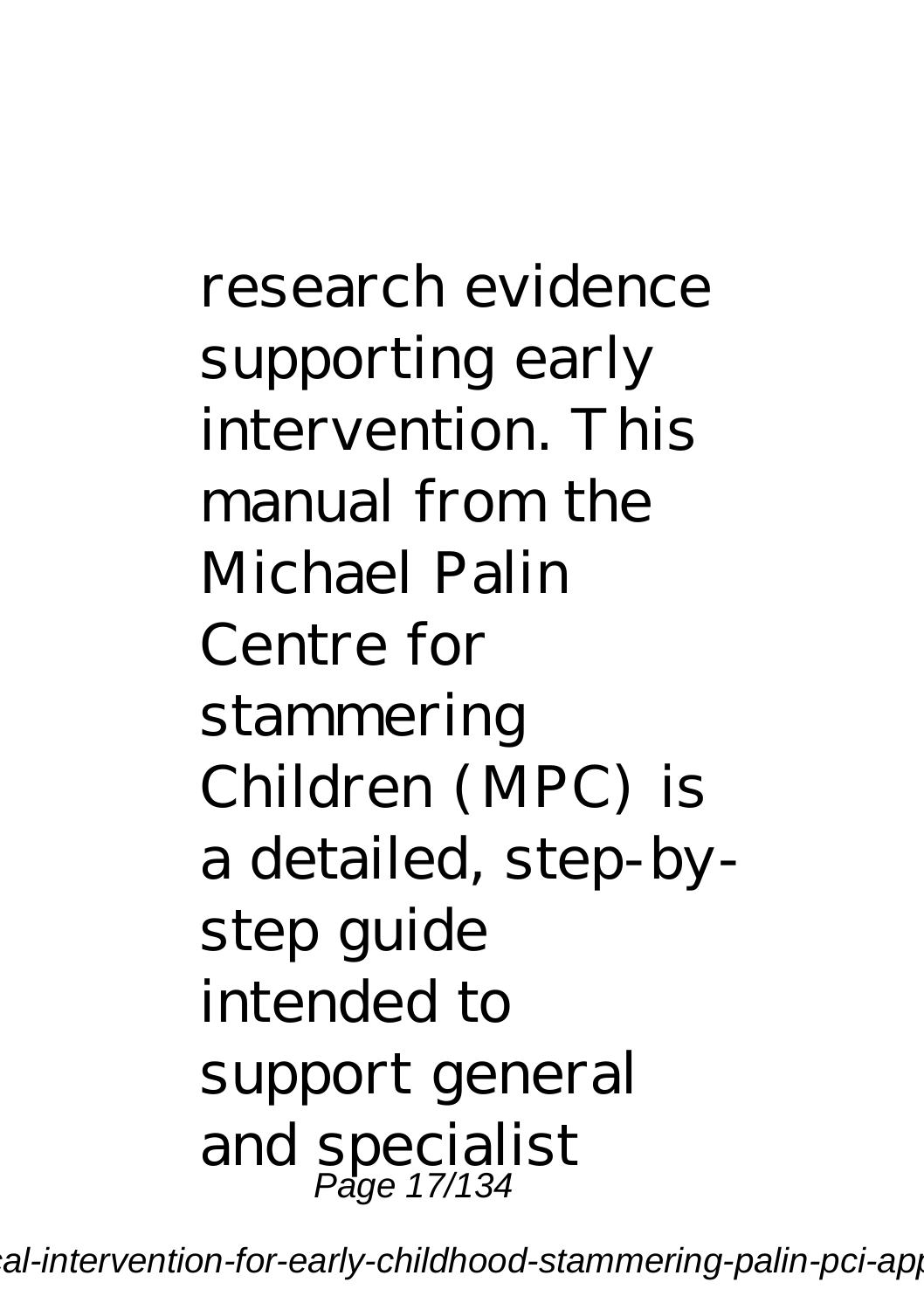research evidence supporting early intervention. This manual from the Michael Palin Centre for stammering Children (MPC) is a detailed, step-by-step guide intended to support general and specialist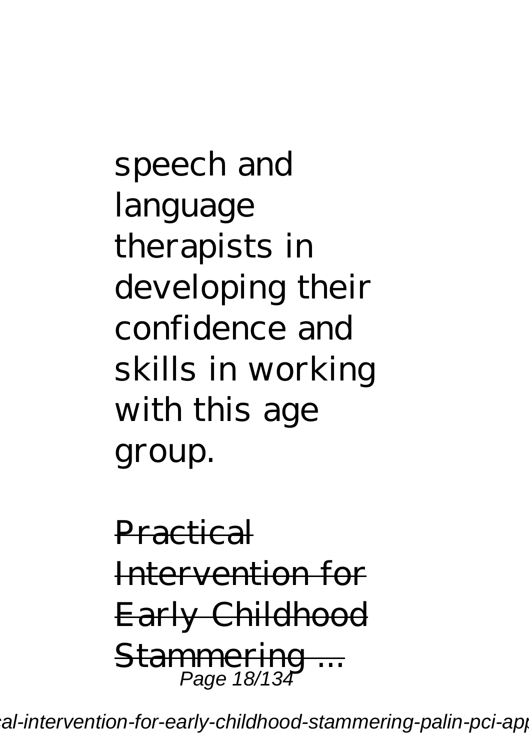speech and language therapists in developing their confidence and skills in working with this age group.

Practical Intervention for Early Childhood Stammering ...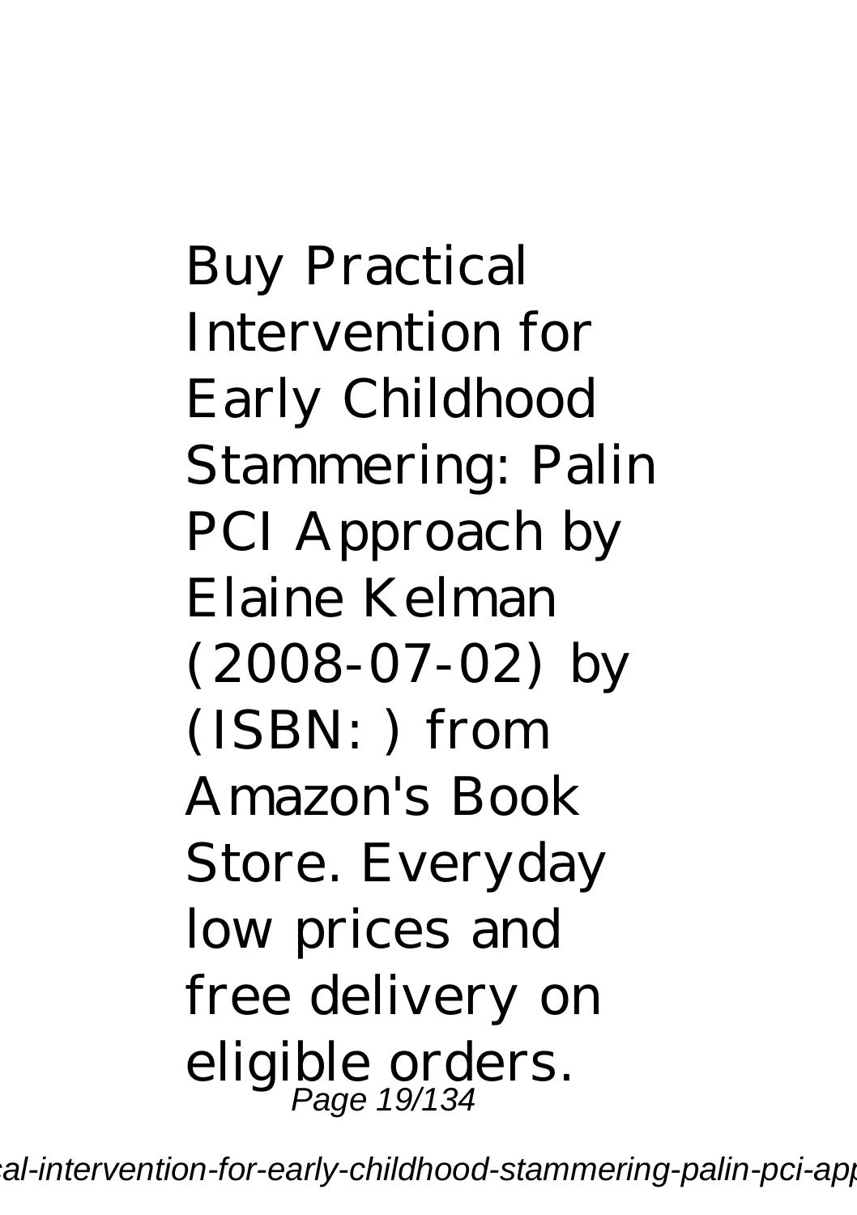Buy Practical Intervention for Early Childhood Stammering: Palin PCI Approach by Elaine Kelman (2008-07-02) by (ISBN: ) from Amazon's Book Store. Everyday low prices and free delivery on eligible orders.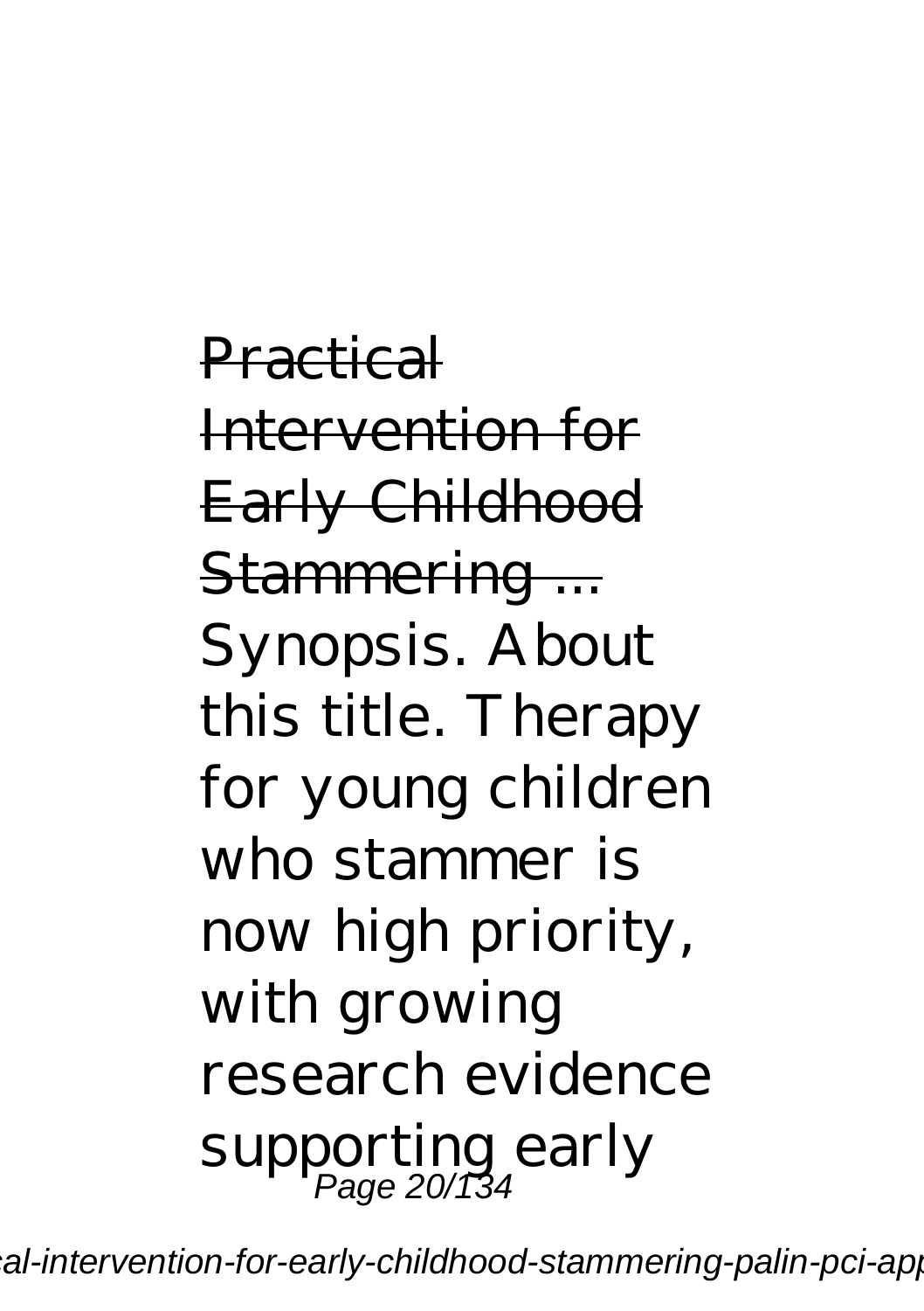~~Practical Intervention for Early Childhood Stammering ...~~

Synopsis. About this title. Therapy for young children who stammer is now high priority, with growing research evidence supporting early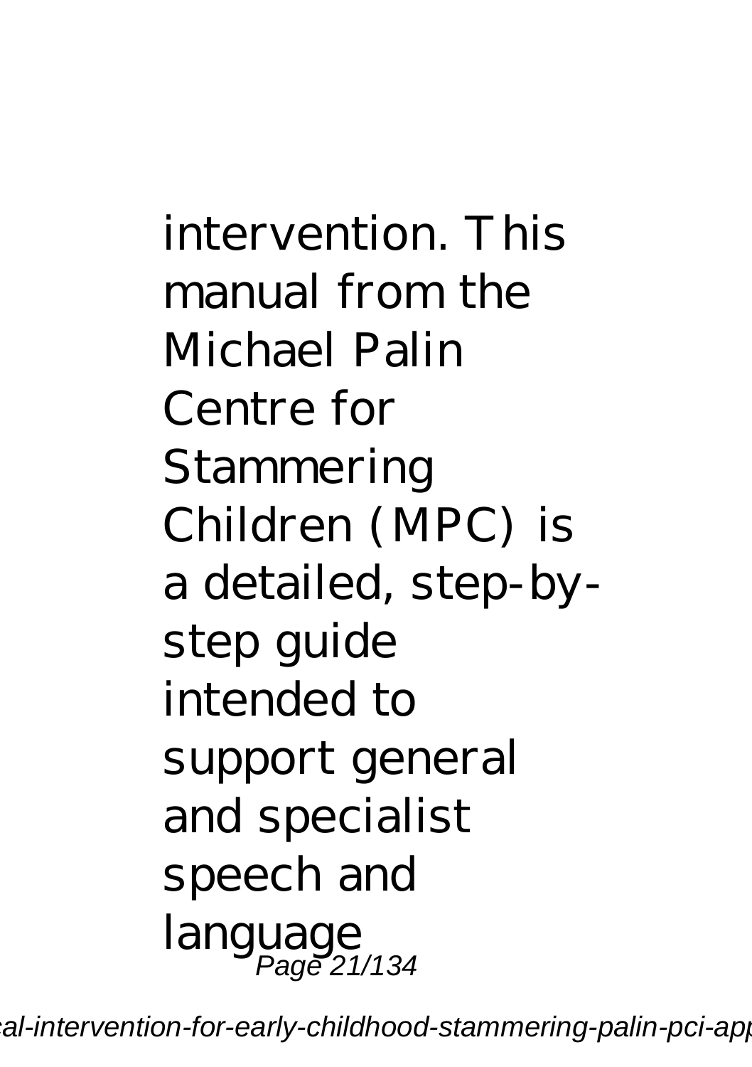intervention. This manual from the Michael Palin Centre for Stammering Children (MPC) is a detailed, step-by-step guide intended to support general and specialist speech and language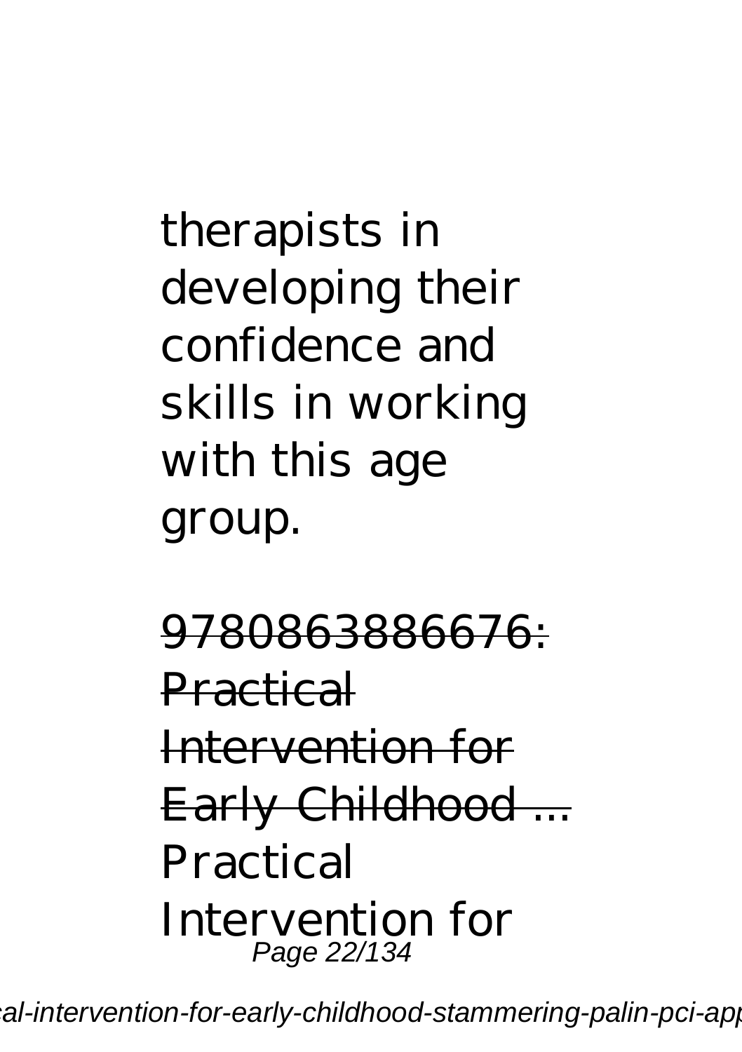therapists in developing their confidence and skills in working with this age group.

~~9780863886676: Practical Intervention for Early Childhood ...~~

Practical Intervention for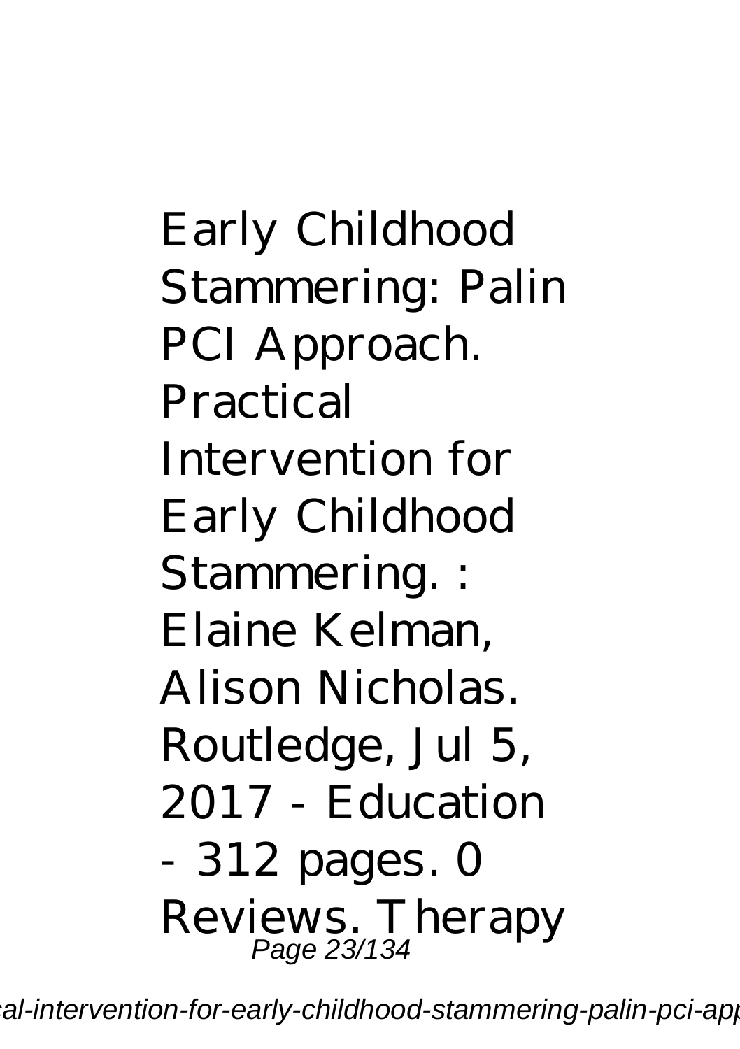Early Childhood Stammering: Palin PCI Approach. Practical Intervention for Early Childhood Stammering. : Elaine Kelman, Alison Nicholas. Routledge, Jul 5, 2017 - Education - 312 pages. 0 Reviews. Therapy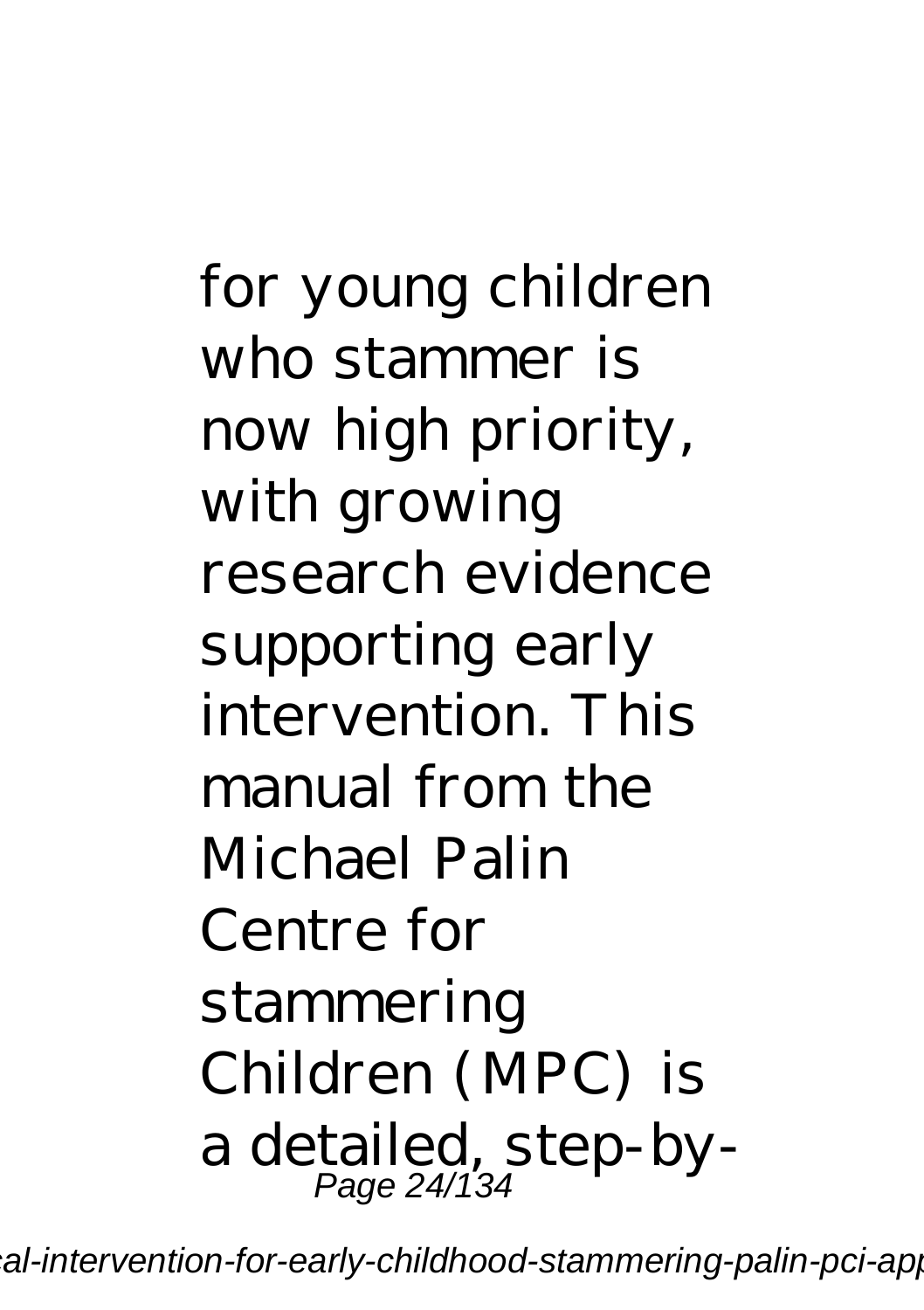for young children who stammer is now high priority, with growing research evidence supporting early intervention. This manual from the Michael Palin Centre for stammering Children (MPC) is a detailed, step-by-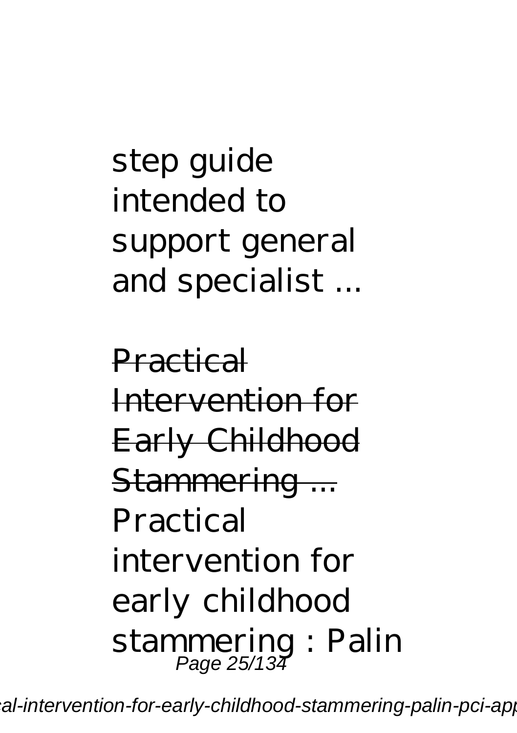step guide intended to support general and specialist ...

Practical Intervention for Early Childhood Stammering ...

Practical intervention for early childhood stammering : Palin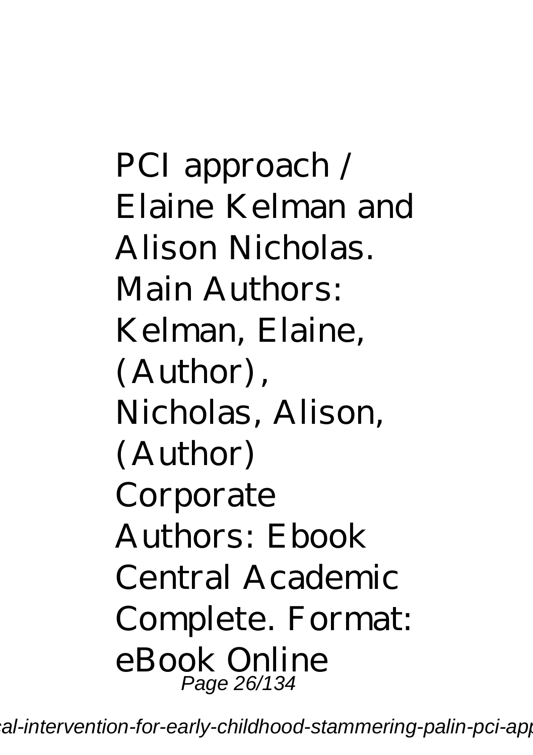PCI approach / Elaine Kelman and Alison Nicholas. Main Authors: Kelman, Elaine, (Author), Nicholas, Alison, (Author) Corporate Authors: Ebook Central Academic Complete. Format: eBook Online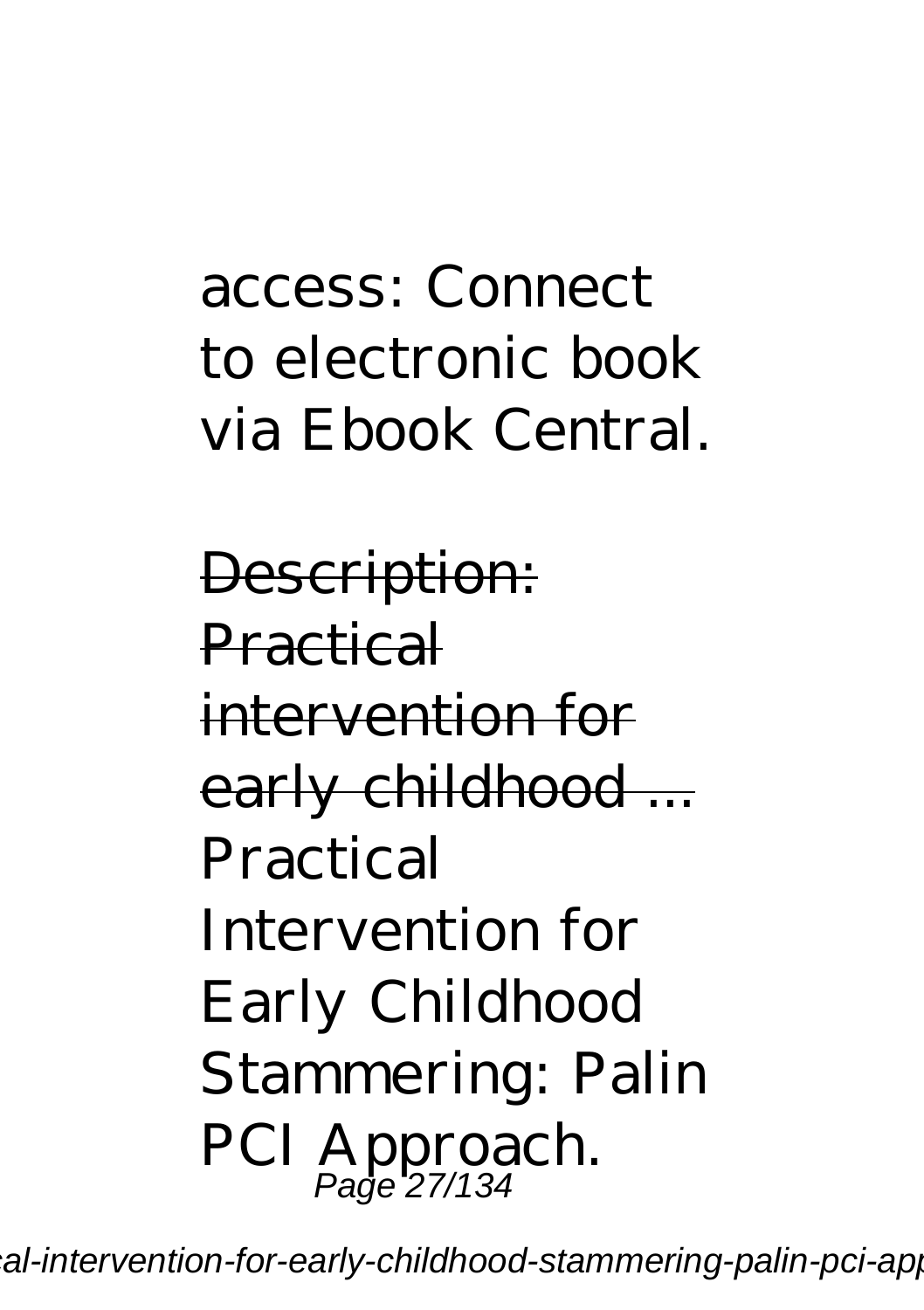access: Connect to electronic book via Ebook Central.

Description: Practical intervention for early childhood ...

Practical Intervention for Early Childhood Stammering: Palin PCI Approach.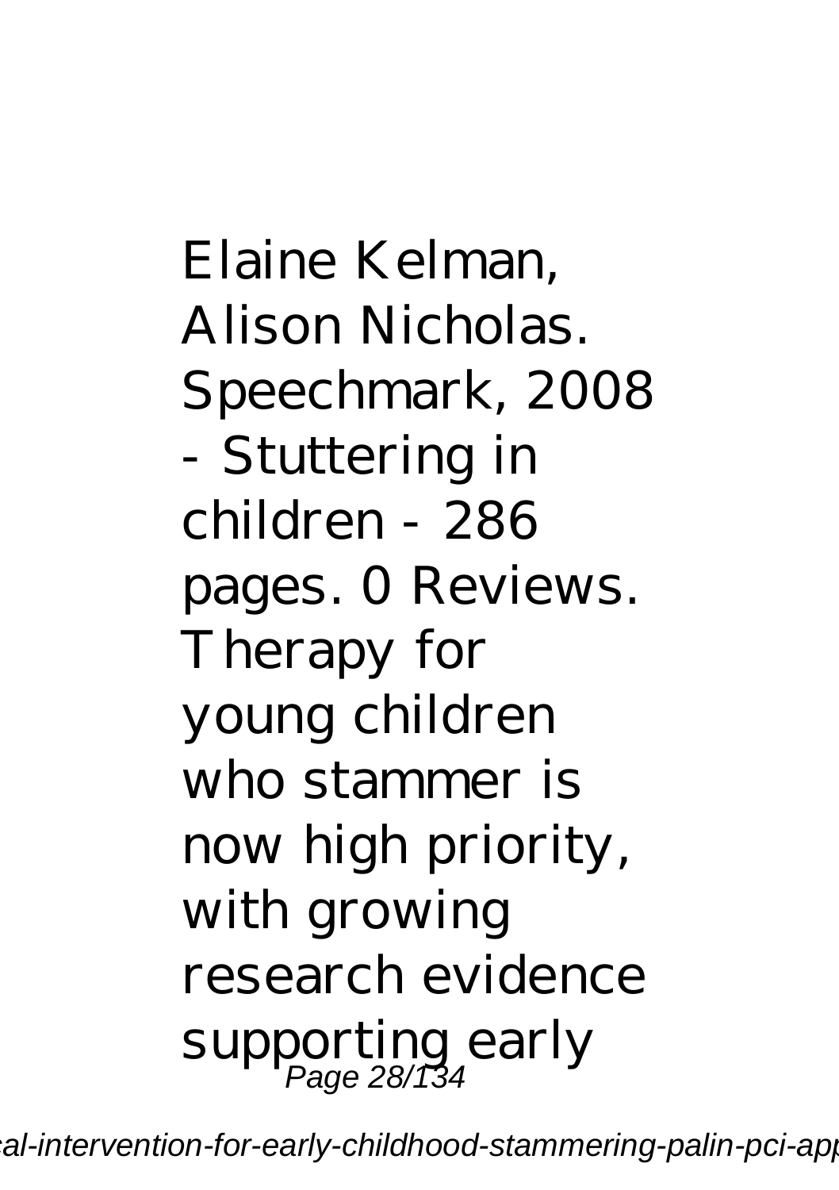Elaine Kelman, Alison Nicholas. Speechmark, 2008 - Stuttering in children - 286 pages. 0 Reviews. Therapy for young children who stammer is now high priority, with growing research evidence supporting early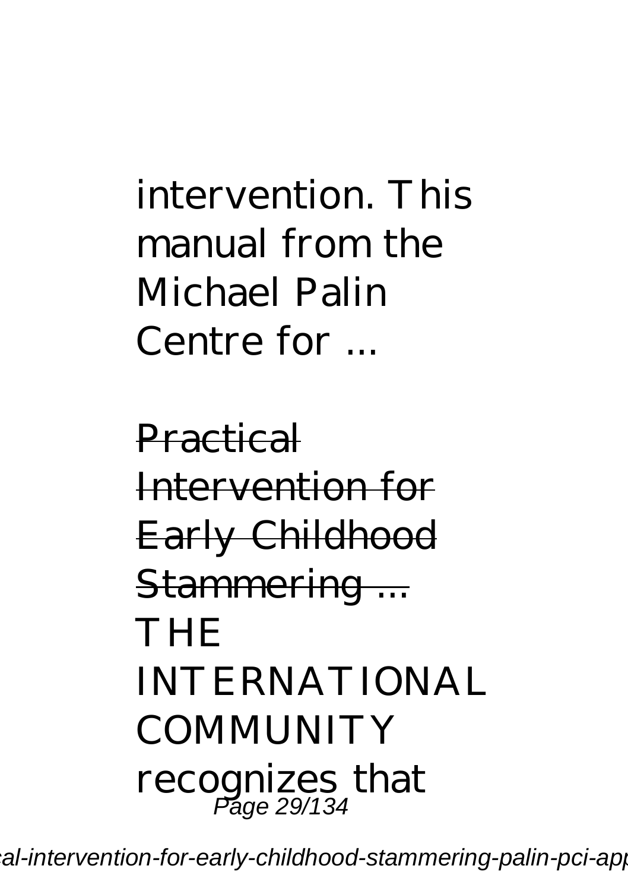intervention. This manual from the Michael Palin Centre for ...

Practical Intervention for Early Childhood Stammering ...

THE INTERNATIONAL COMMUNITY recognizes that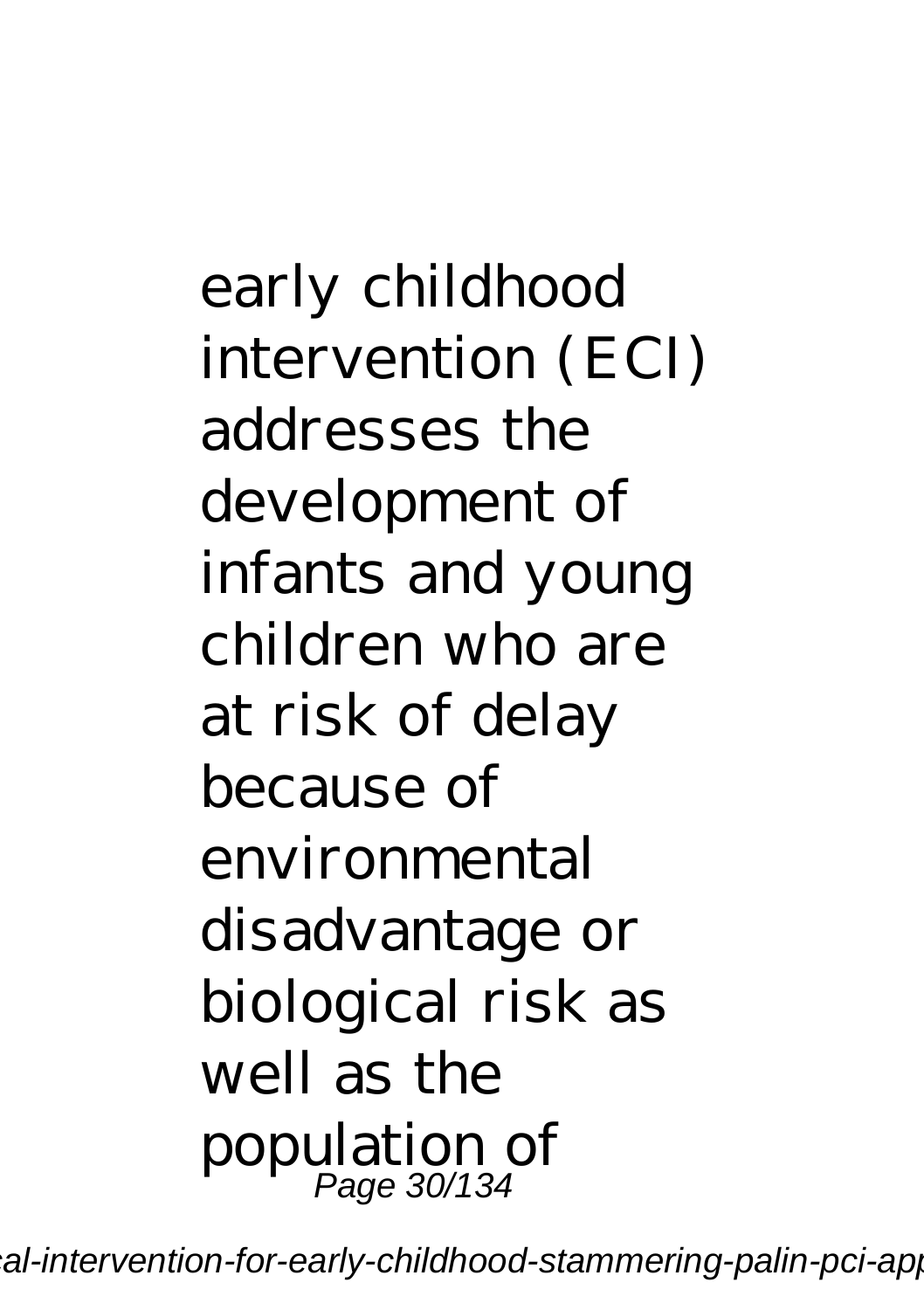early childhood intervention (ECI) addresses the development of infants and young children who are at risk of delay because of environmental disadvantage or biological risk as well as the population of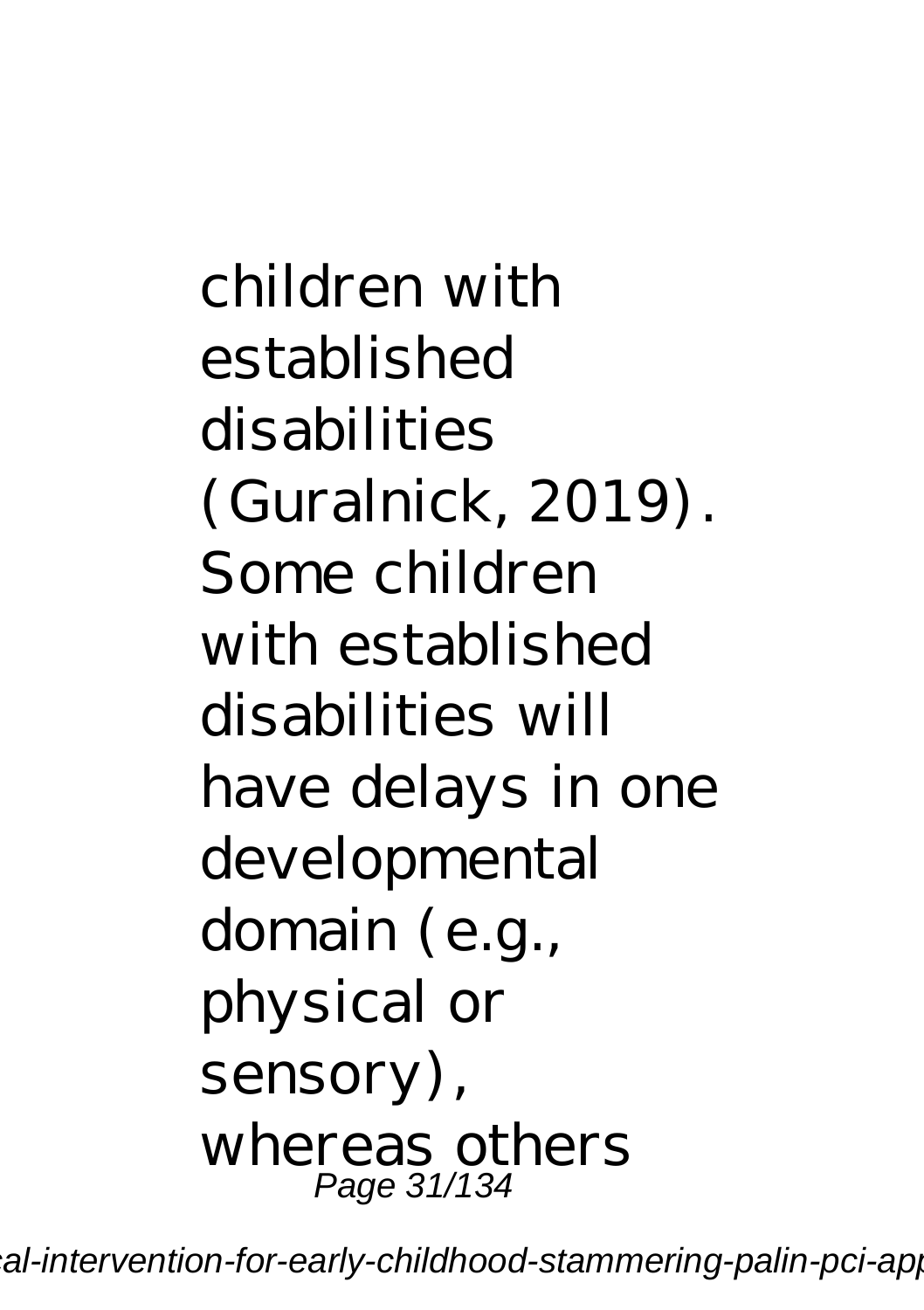children with established disabilities (Guralnick, 2019). Some children with established disabilities will have delays in one developmental domain (e.g., physical or sensory), whereas others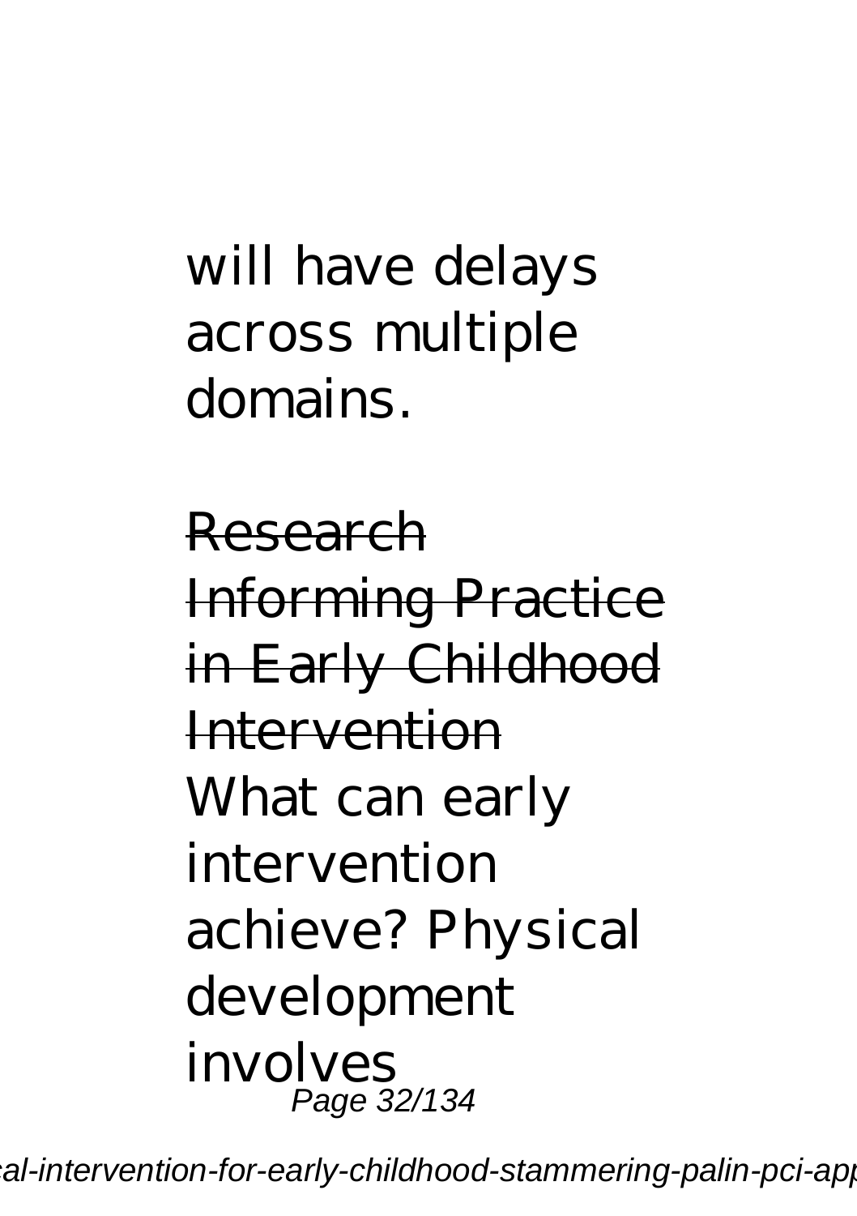will have delays across multiple domains.

~~Research Informing Practice in Early Childhood Intervention~~

What can early intervention achieve? Physical development involves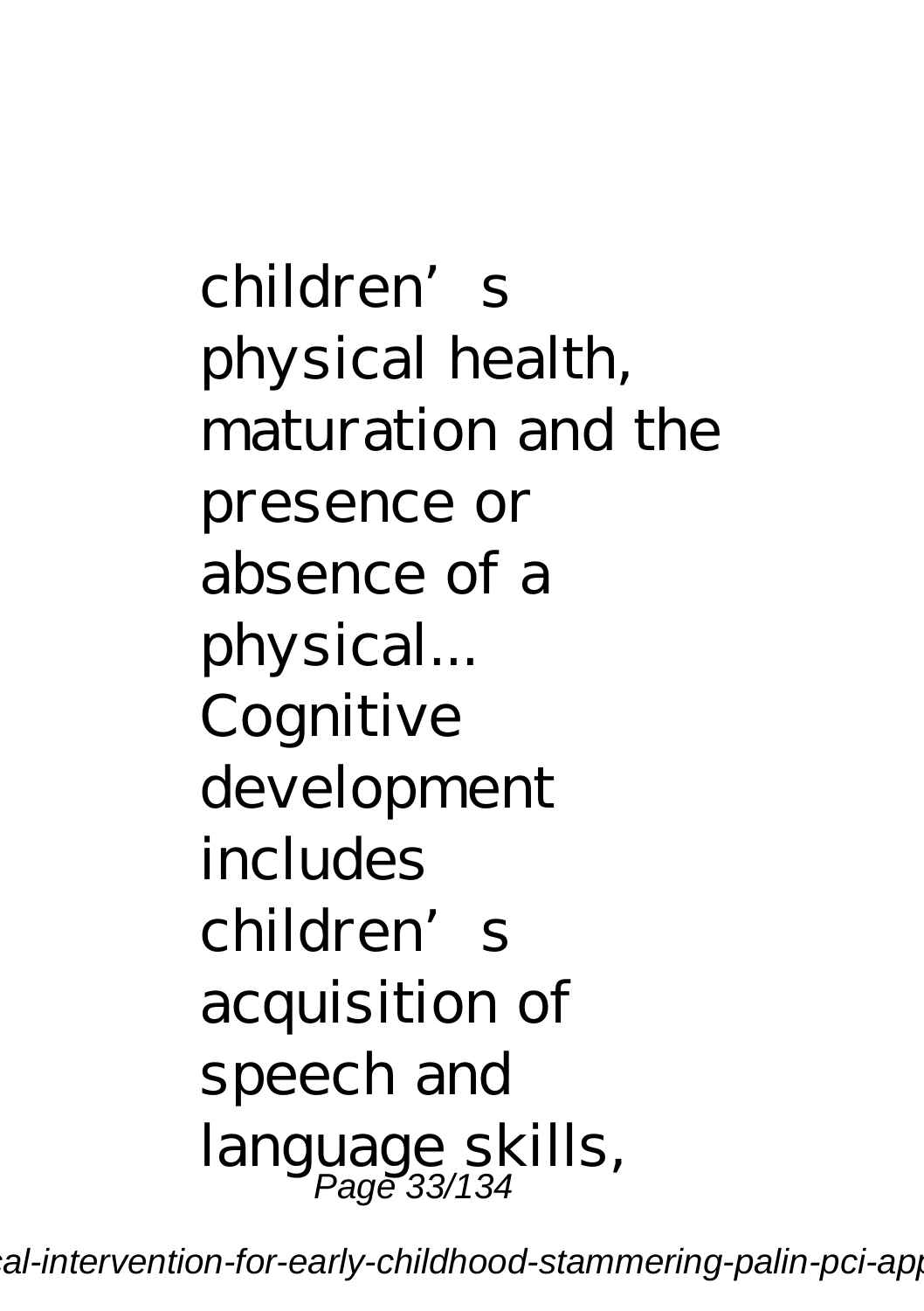children's physical health, maturation and the presence or absence of a physical... Cognitive development includes children's acquisition of speech and language skills,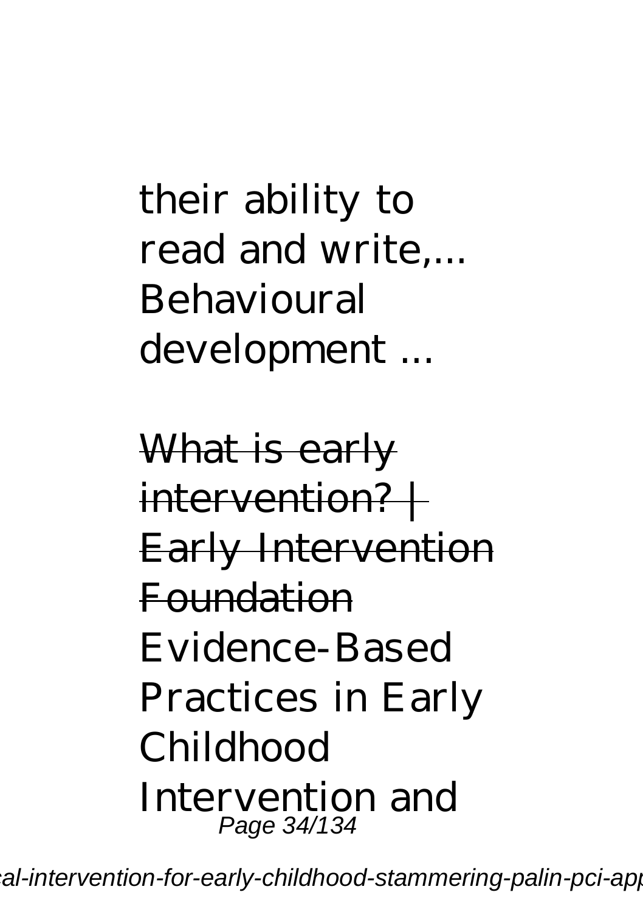their ability to read and write,... Behavioural development ...

~~What is early intervention? | Early Intervention Foundation~~

Evidence-Based Practices in Early Childhood Intervention and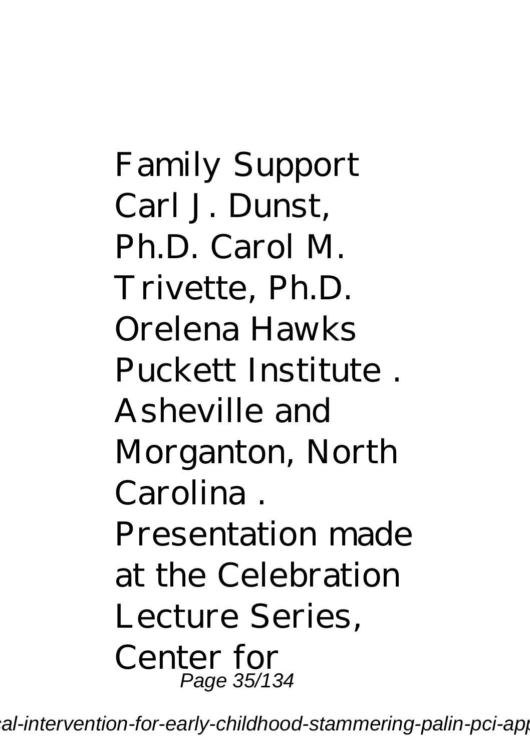Family Support Carl J. Dunst, Ph.D. Carol M. Trivette, Ph.D. Orelena Hawks Puckett Institute . Asheville and Morganton, North Carolina . Presentation made at the Celebration Lecture Series, Center for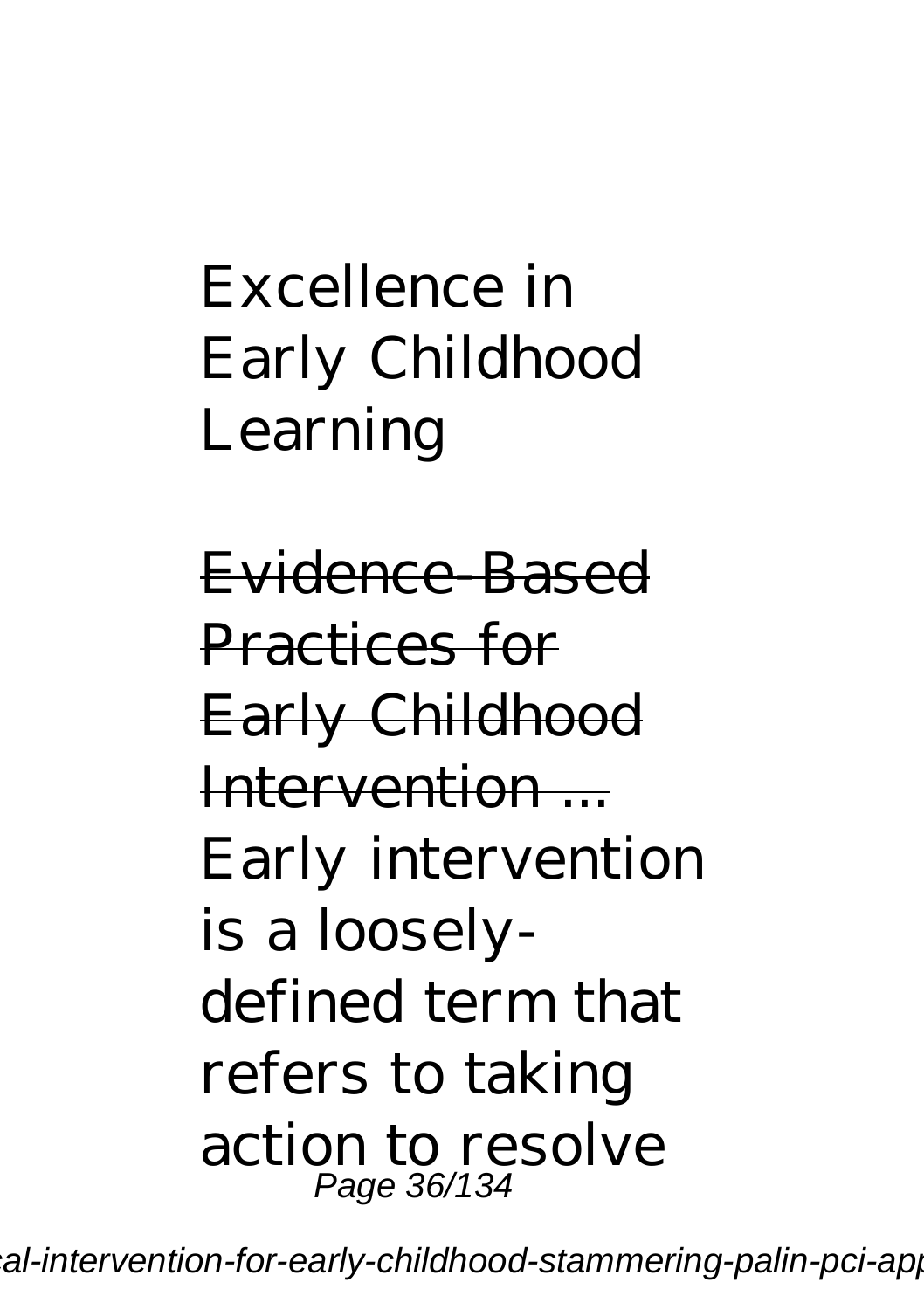Excellence in Early Childhood Learning

~~Evidence-Based Practices for Early Childhood Intervention ...~~

Early intervention is a loosely-defined term that refers to taking action to resolve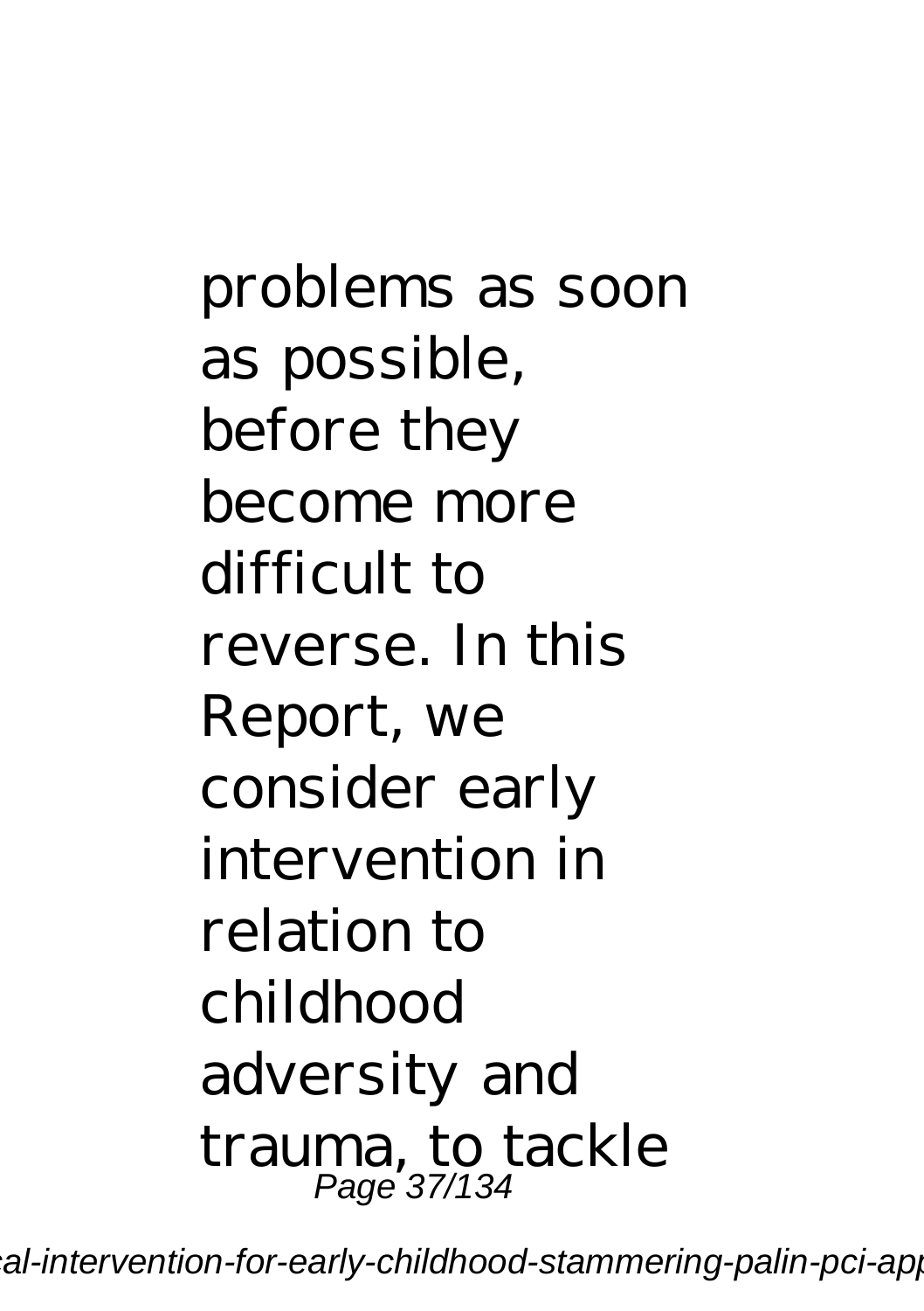problems as soon as possible, before they become more difficult to reverse. In this Report, we consider early intervention in relation to childhood adversity and trauma, to tackle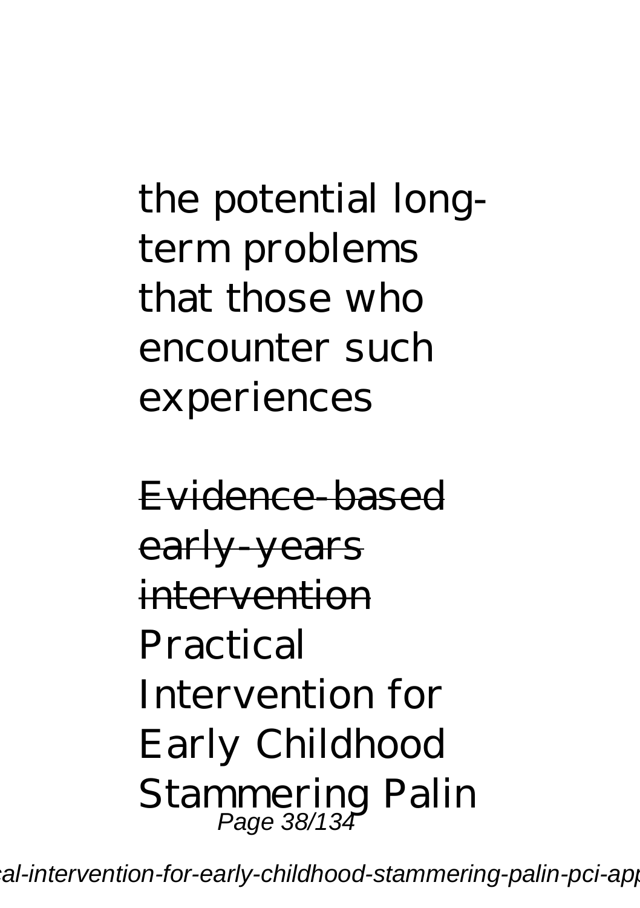the potential long-term problems that those who encounter such experiences

~~Evidence-based early-years intervention~~
Practical Intervention for Early Childhood Stammering Palin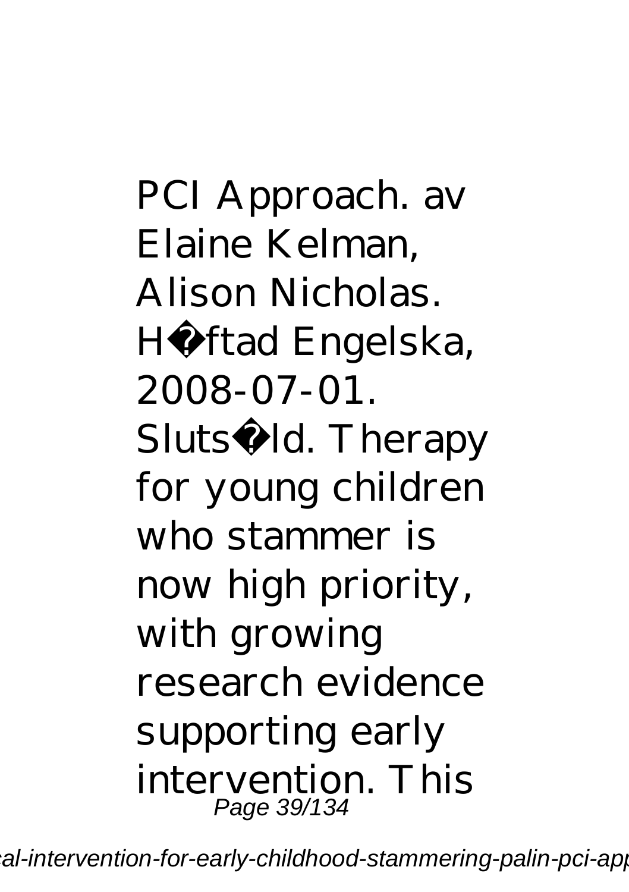PCI Approach. av Elaine Kelman, Alison Nicholas. H�ftad Engelska, 2008-07-01. Sluts�ld. Therapy for young children who stammer is now high priority, with growing research evidence supporting early intervention. This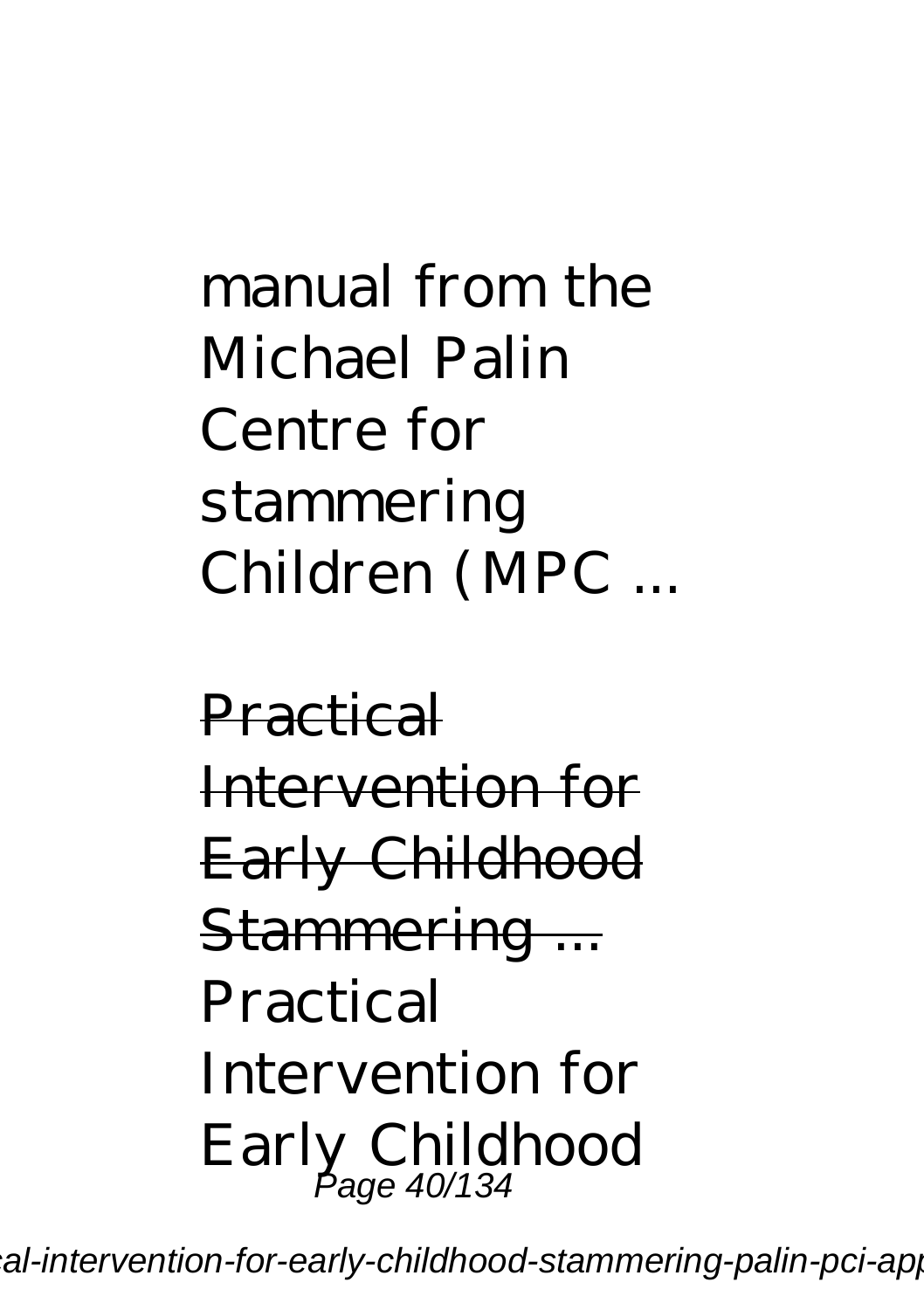manual from the Michael Palin Centre for stammering Children (MPC ...

~~Practical Intervention for Early Childhood Stammering ...~~

Practical Intervention for Early Childhood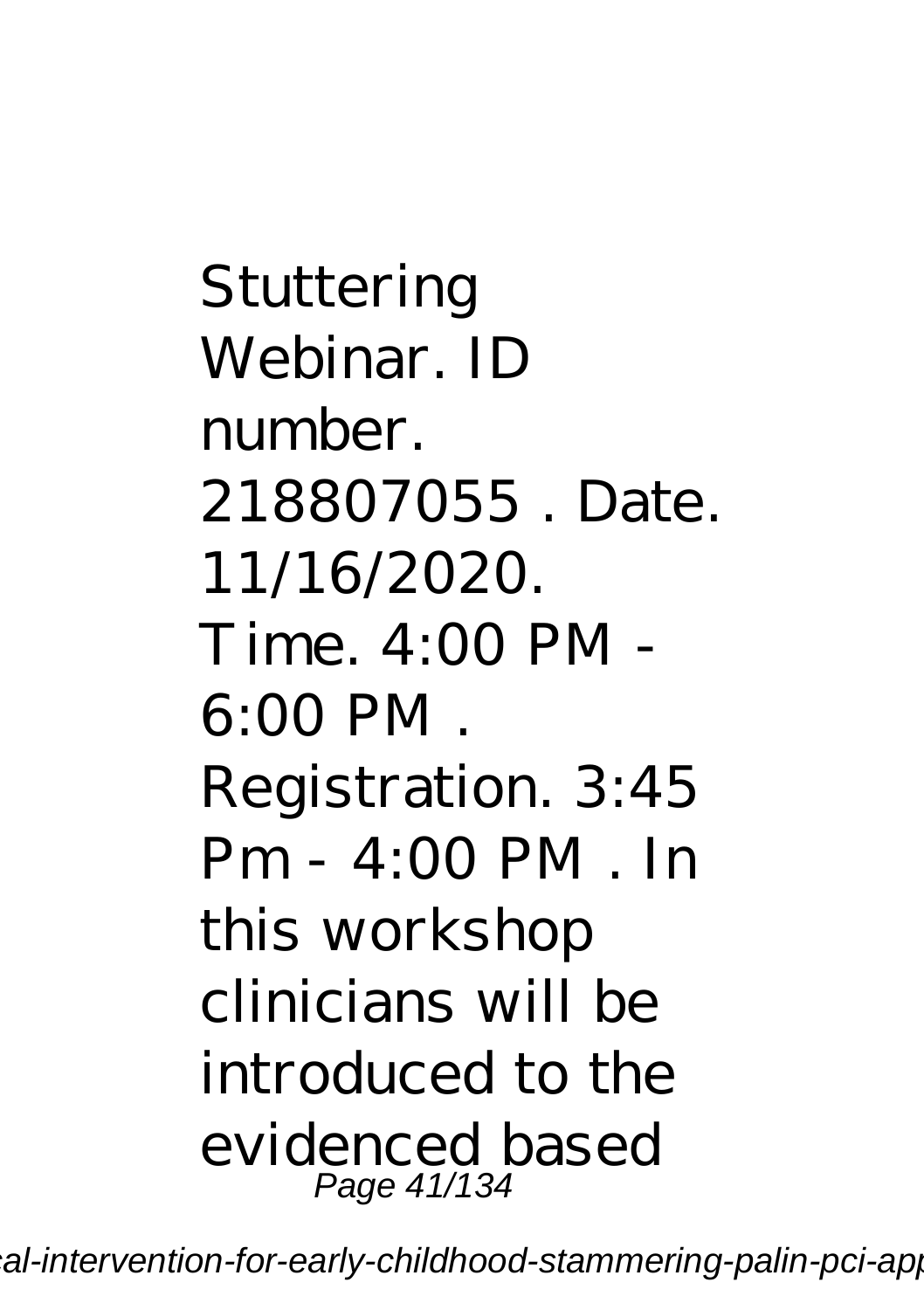Stuttering Webinar. ID number. 218807055 . Date. 11/16/2020. Time. 4:00 PM - 6:00 PM . Registration. 3:45 Pm - 4:00 PM . In this workshop clinicians will be introduced to the evidenced based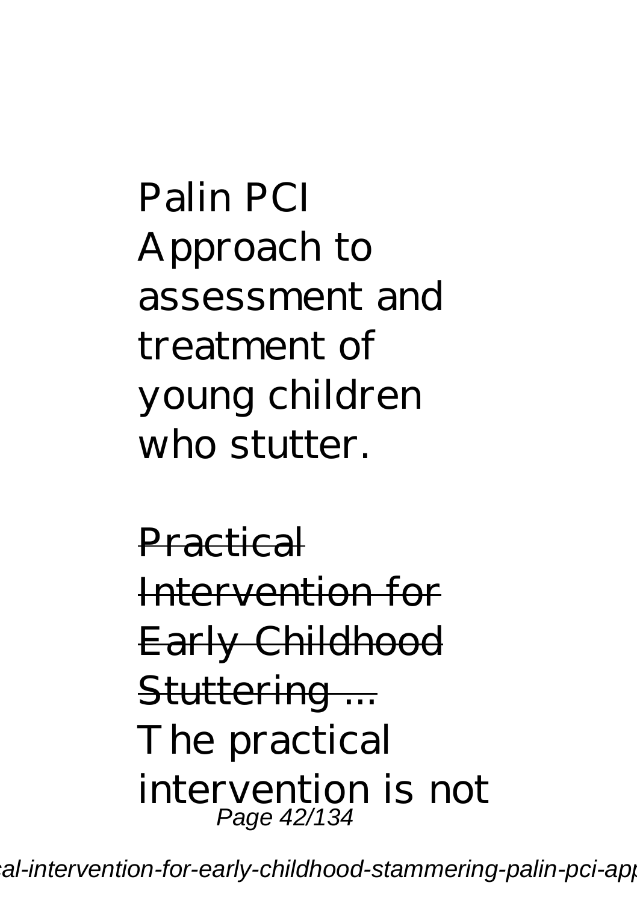Palin PCI Approach to assessment and treatment of young children who stutter.

~~Practical Intervention for Early Childhood Stuttering ...~~
The practical intervention is not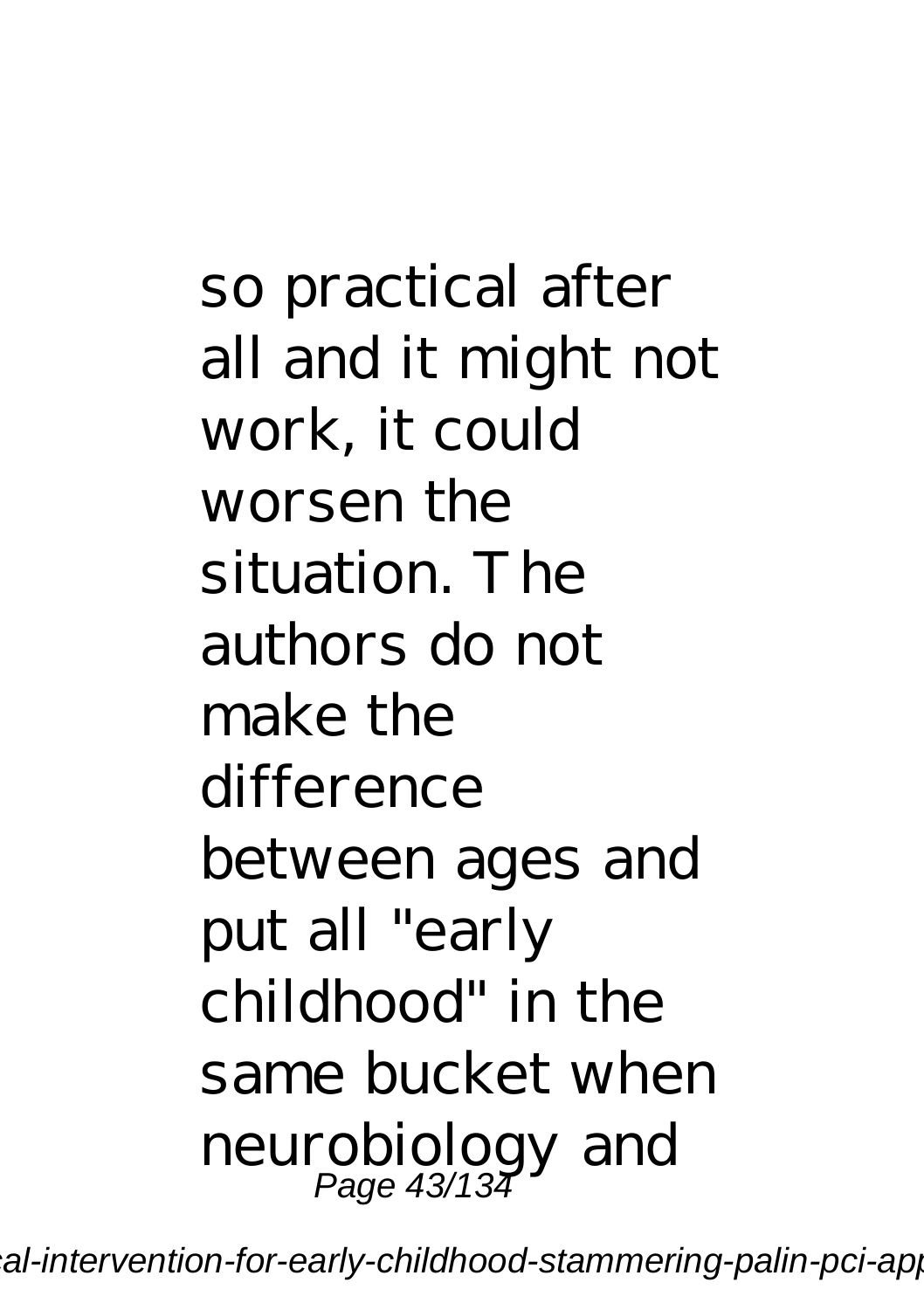so practical after all and it might not work, it could worsen the situation. The authors do not make the difference between ages and put all "early childhood" in the same bucket when neurobiology and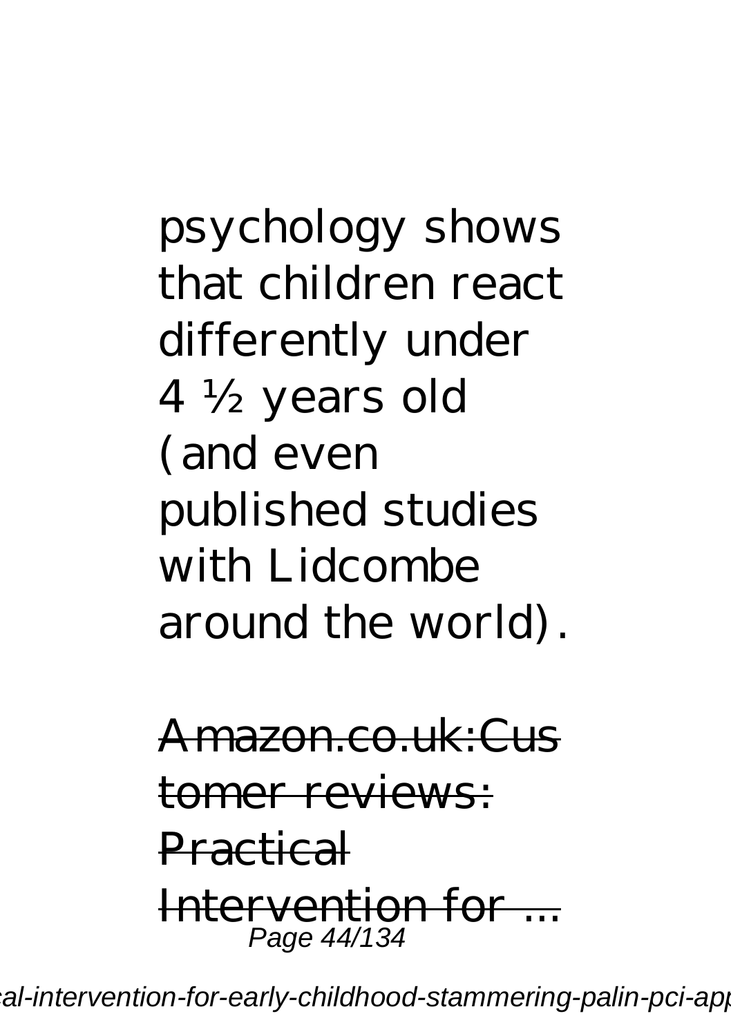psychology shows that children react differently under 4 ½ years old (and even published studies with Lidcombe around the world).

Amazon.co.uk:Customer reviews: Practical Intervention for ...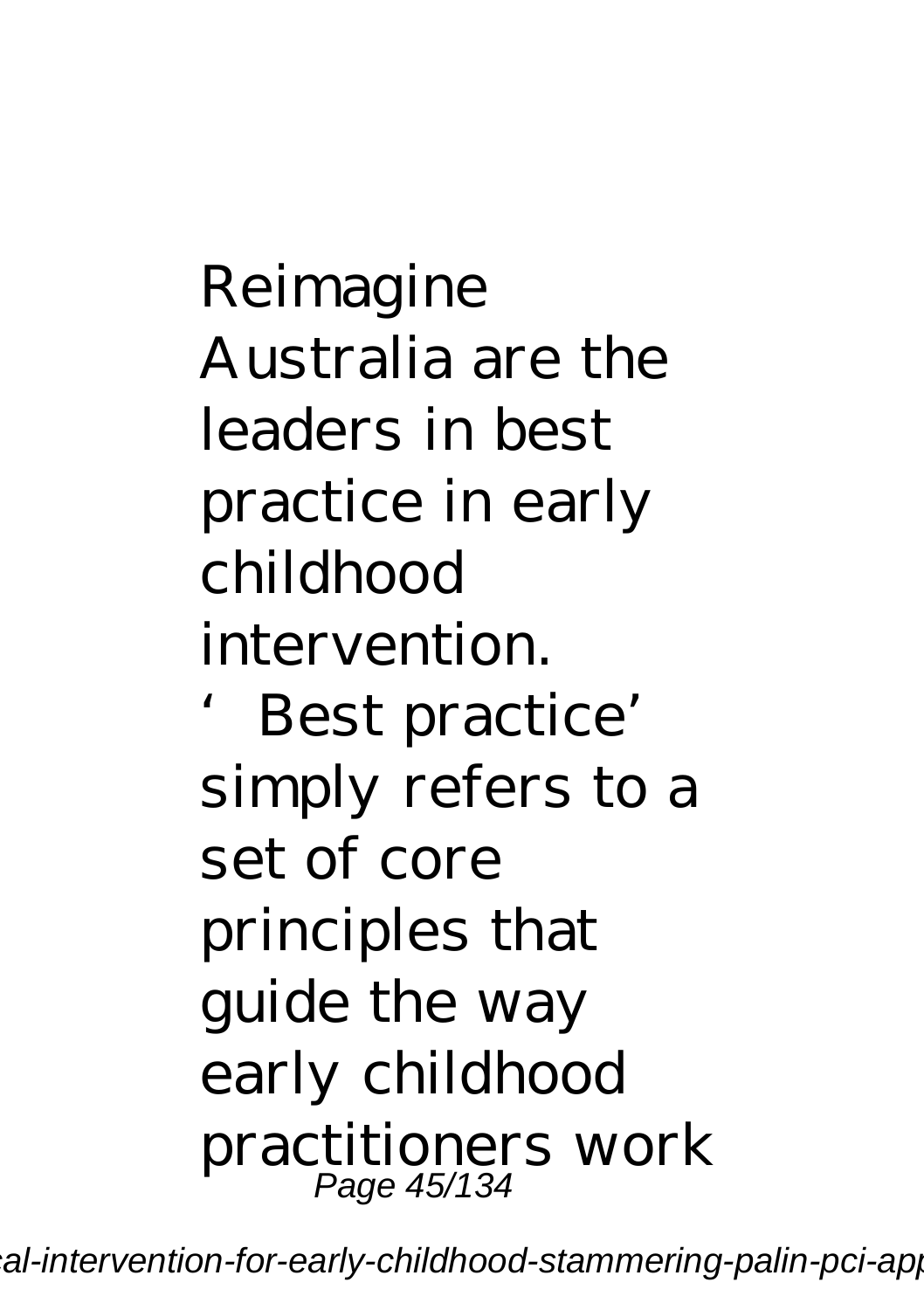Reimagine Australia are the leaders in best practice in early childhood intervention.

'Best practice' simply refers to a set of core principles that guide the way early childhood practitioners work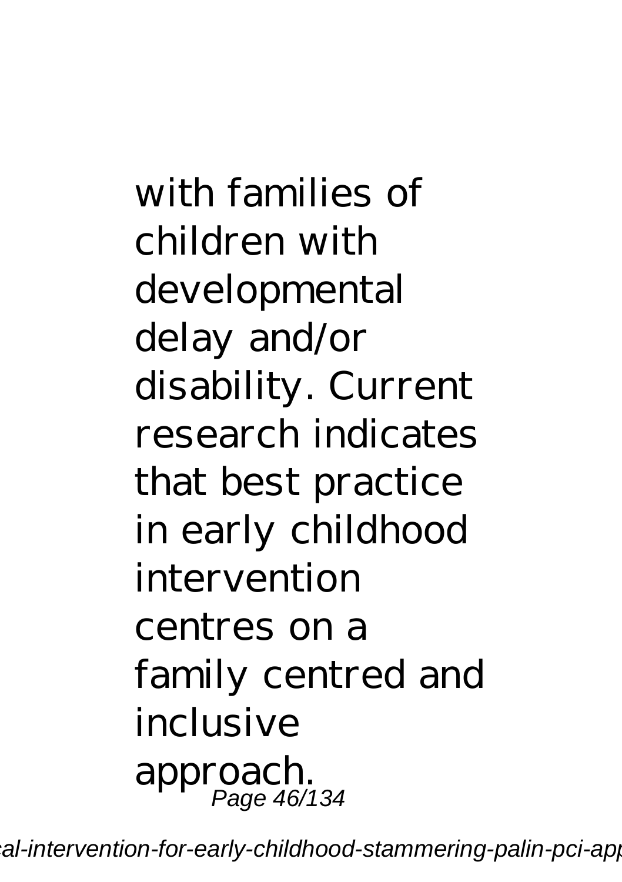with families of children with developmental delay and/or disability. Current research indicates that best practice in early childhood intervention centres on a family centred and inclusive approach.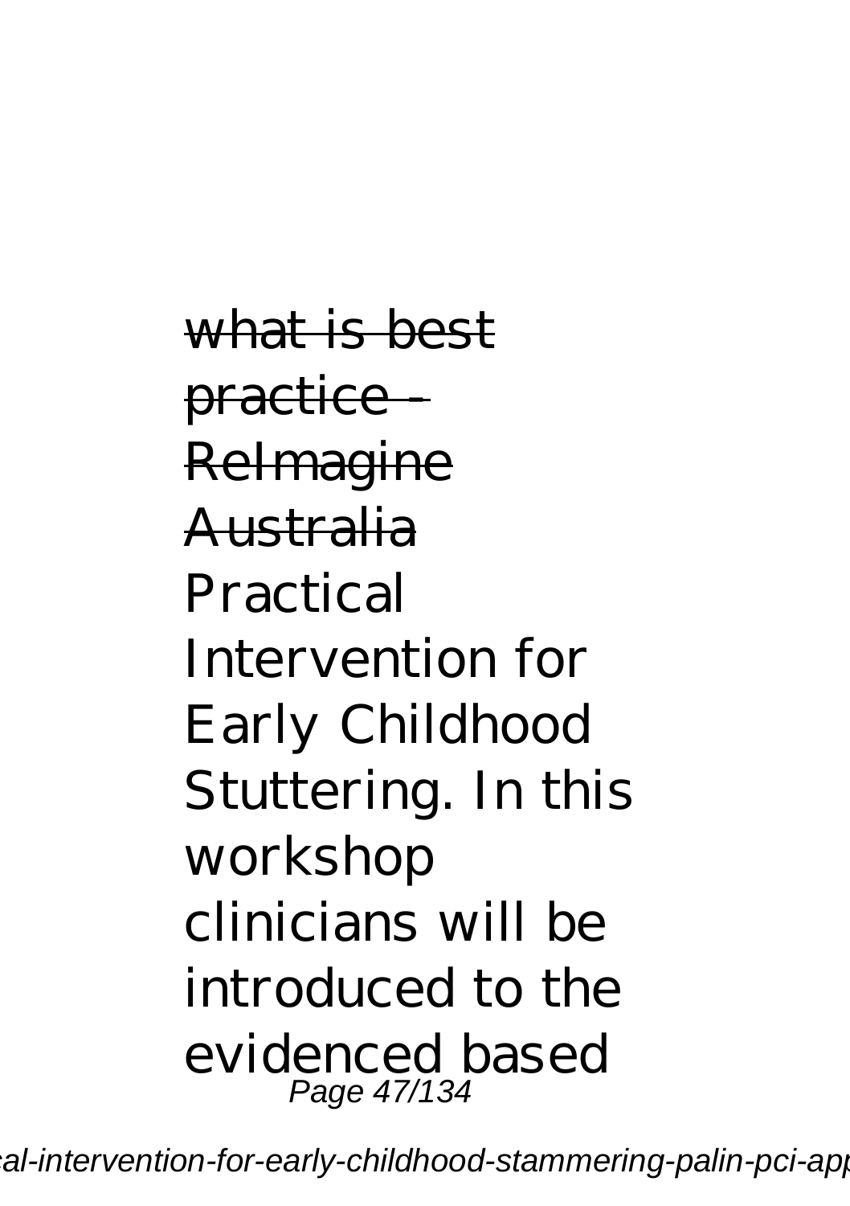~~what is best practice - ReImagine Australia~~

Practical Intervention for Early Childhood Stuttering. In this workshop clinicians will be introduced to the evidenced based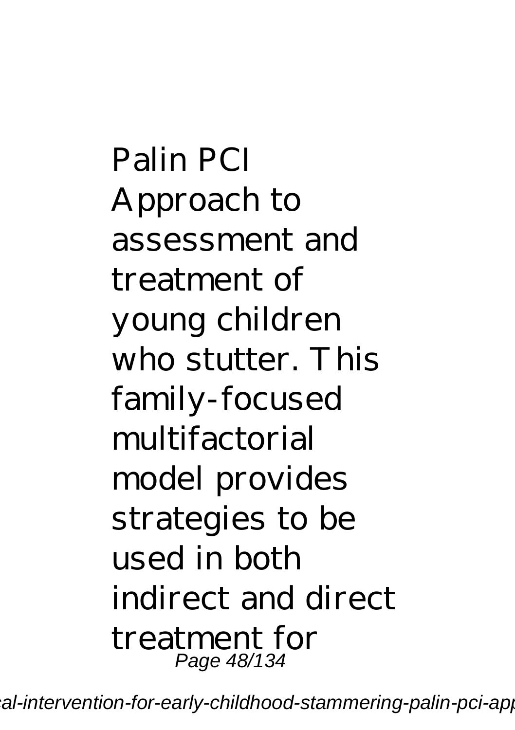Palin PCI Approach to assessment and treatment of young children who stutter. This family-focused multifactorial model provides strategies to be used in both indirect and direct treatment for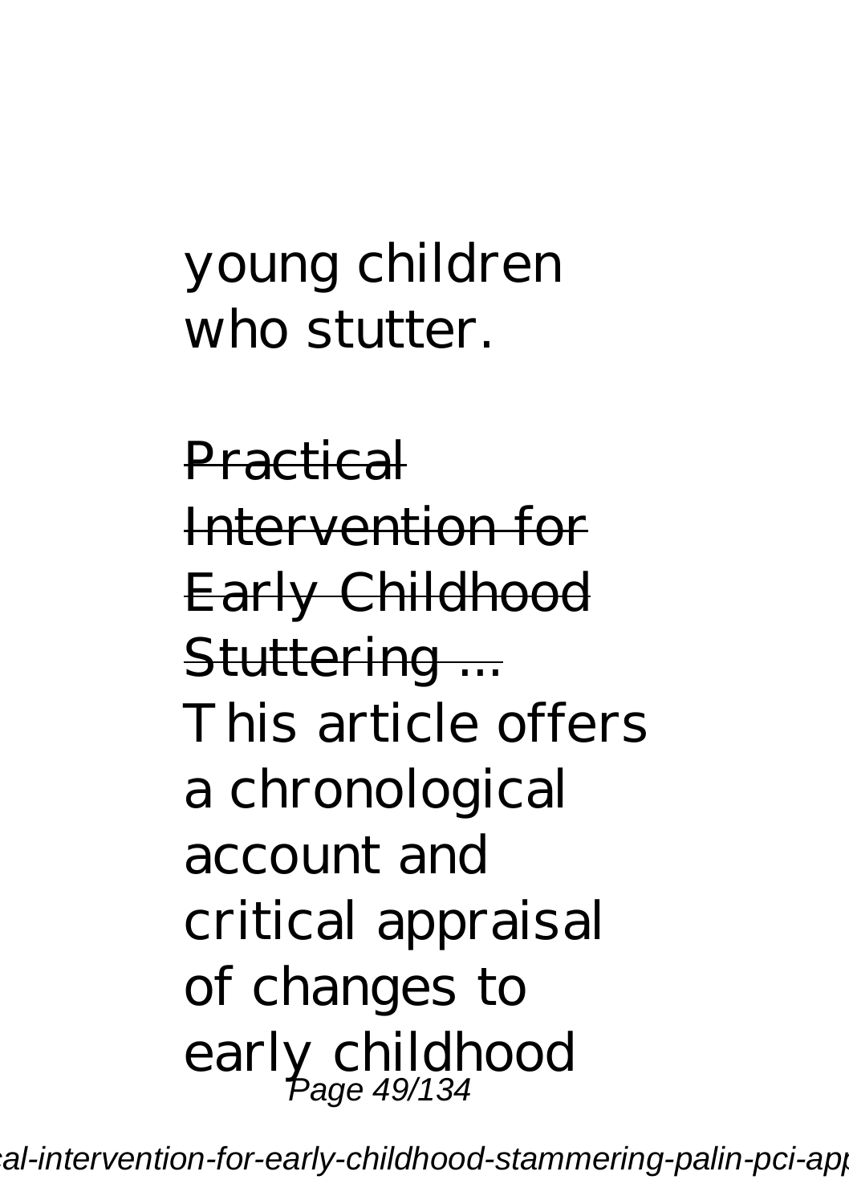young children who stutter.

Practical Intervention for Early Childhood Stuttering ...

This article offers a chronological account and critical appraisal of changes to early childhood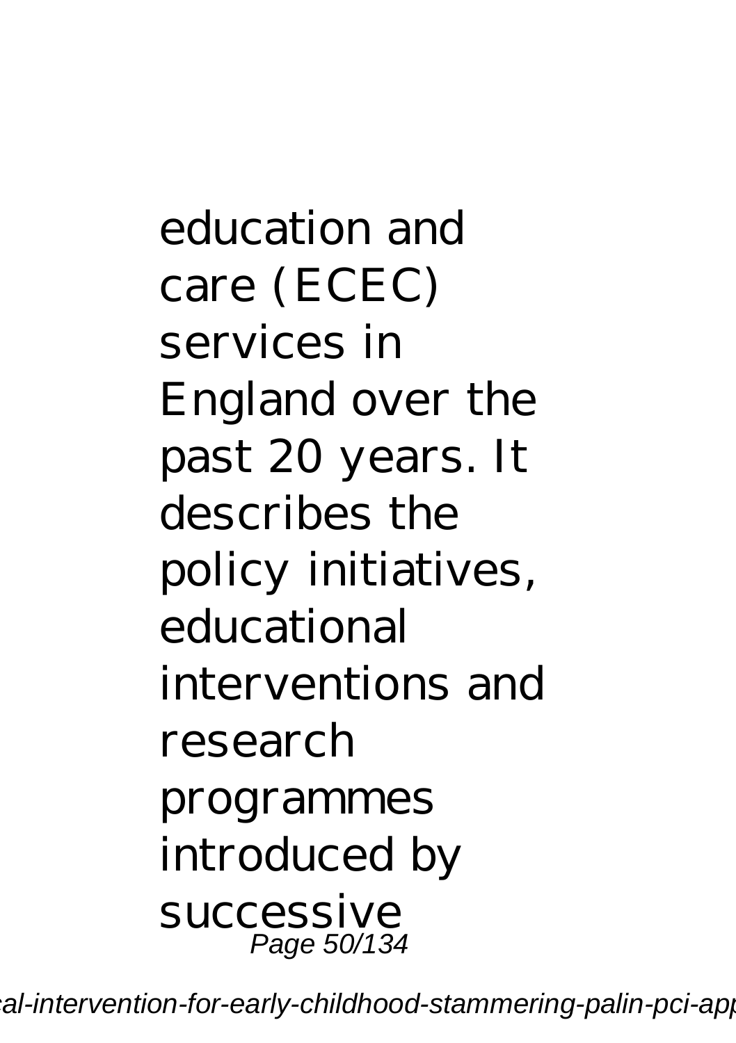education and care (ECEC) services in England over the past 20 years. It describes the policy initiatives, educational interventions and research programmes introduced by successive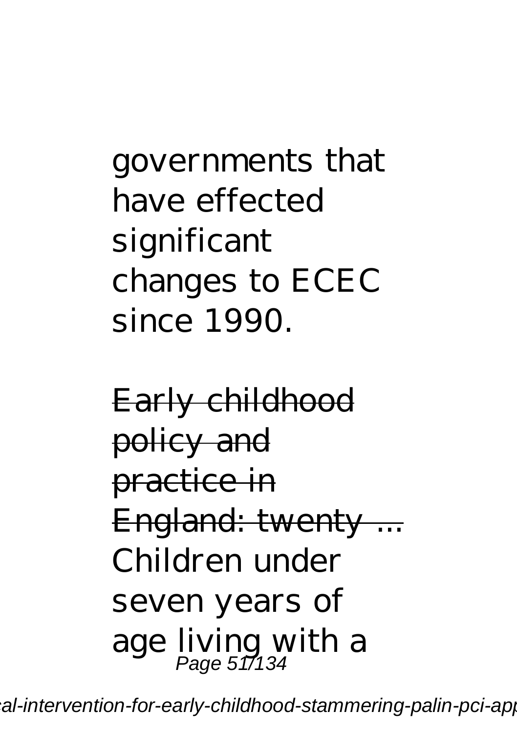governments that have effected significant changes to ECEC since 1990.

Early childhood policy and practice in England: twenty ...

Children under seven years of age living with a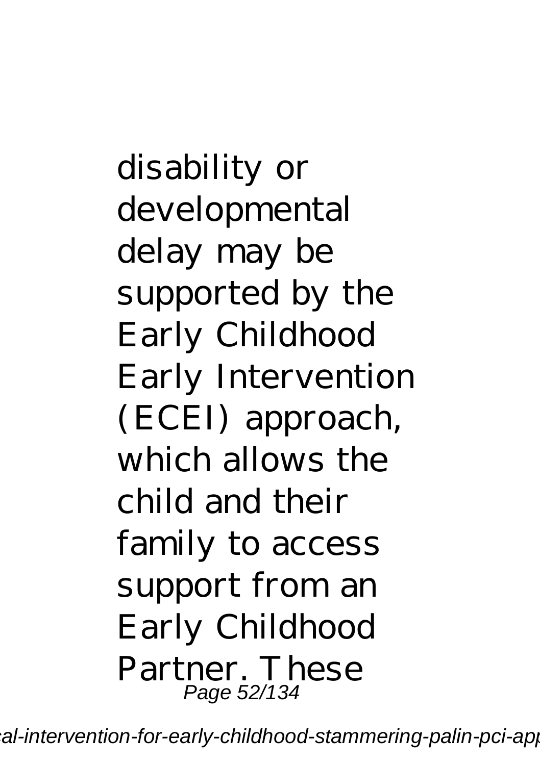disability or developmental delay may be supported by the Early Childhood Early Intervention (ECEI) approach, which allows the child and their family to access support from an Early Childhood Partner. These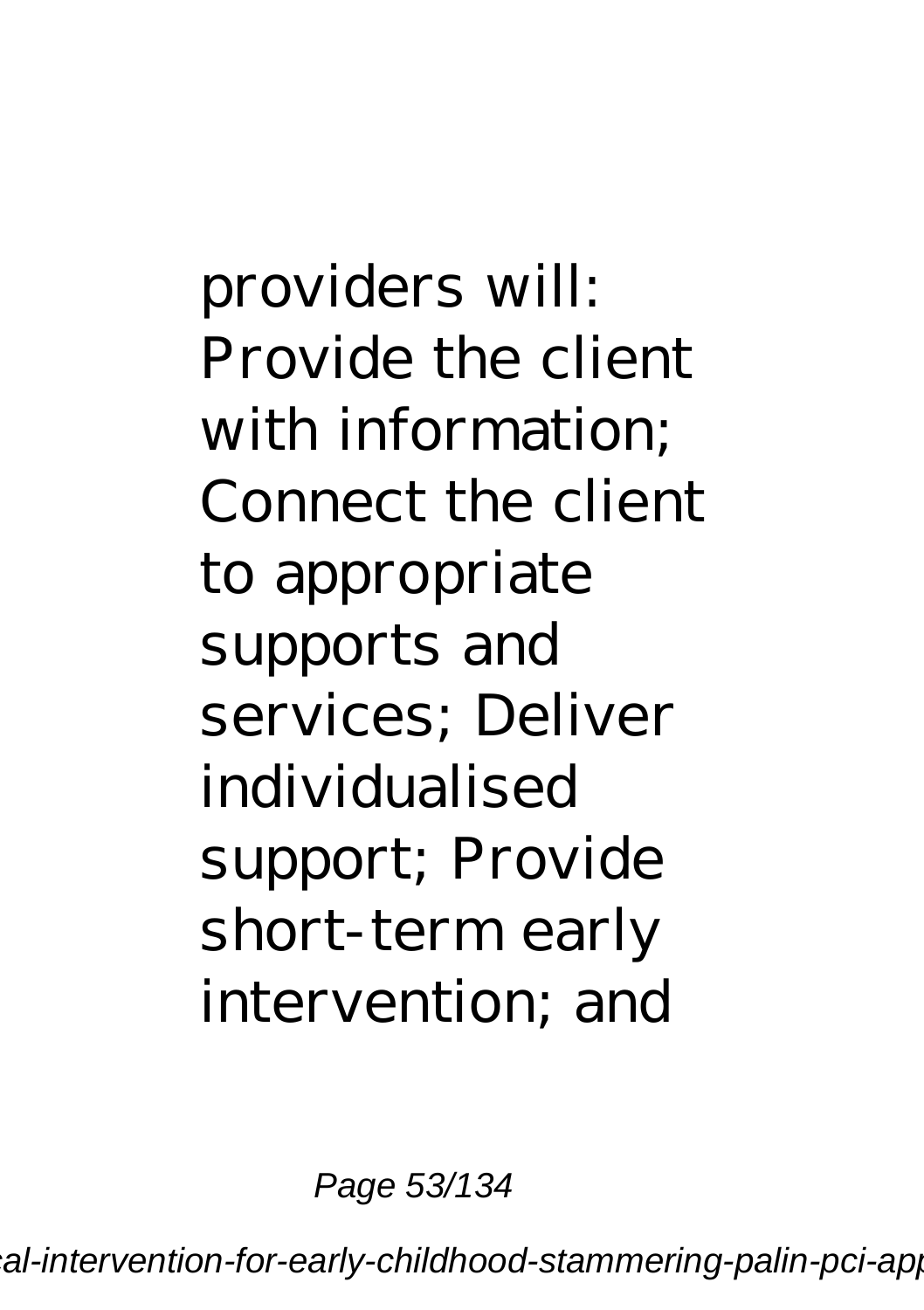providers will: Provide the client with information; Connect the client to appropriate supports and services; Deliver individualised support; Provide short-term early intervention; and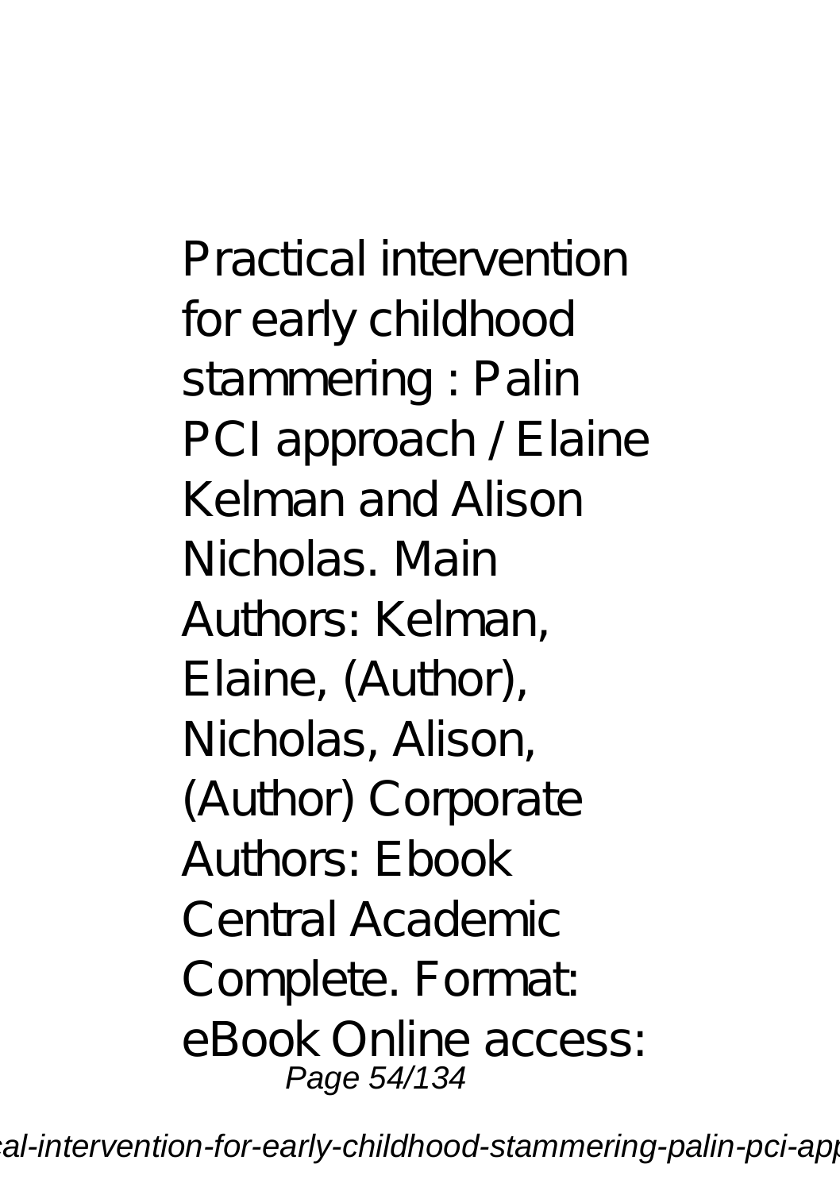Practical intervention for early childhood stammering : Palin PCI approach / Elaine Kelman and Alison Nicholas. Main Authors: Kelman, Elaine, (Author), Nicholas, Alison, (Author) Corporate Authors: Ebook Central Academic Complete. Format: eBook Online access: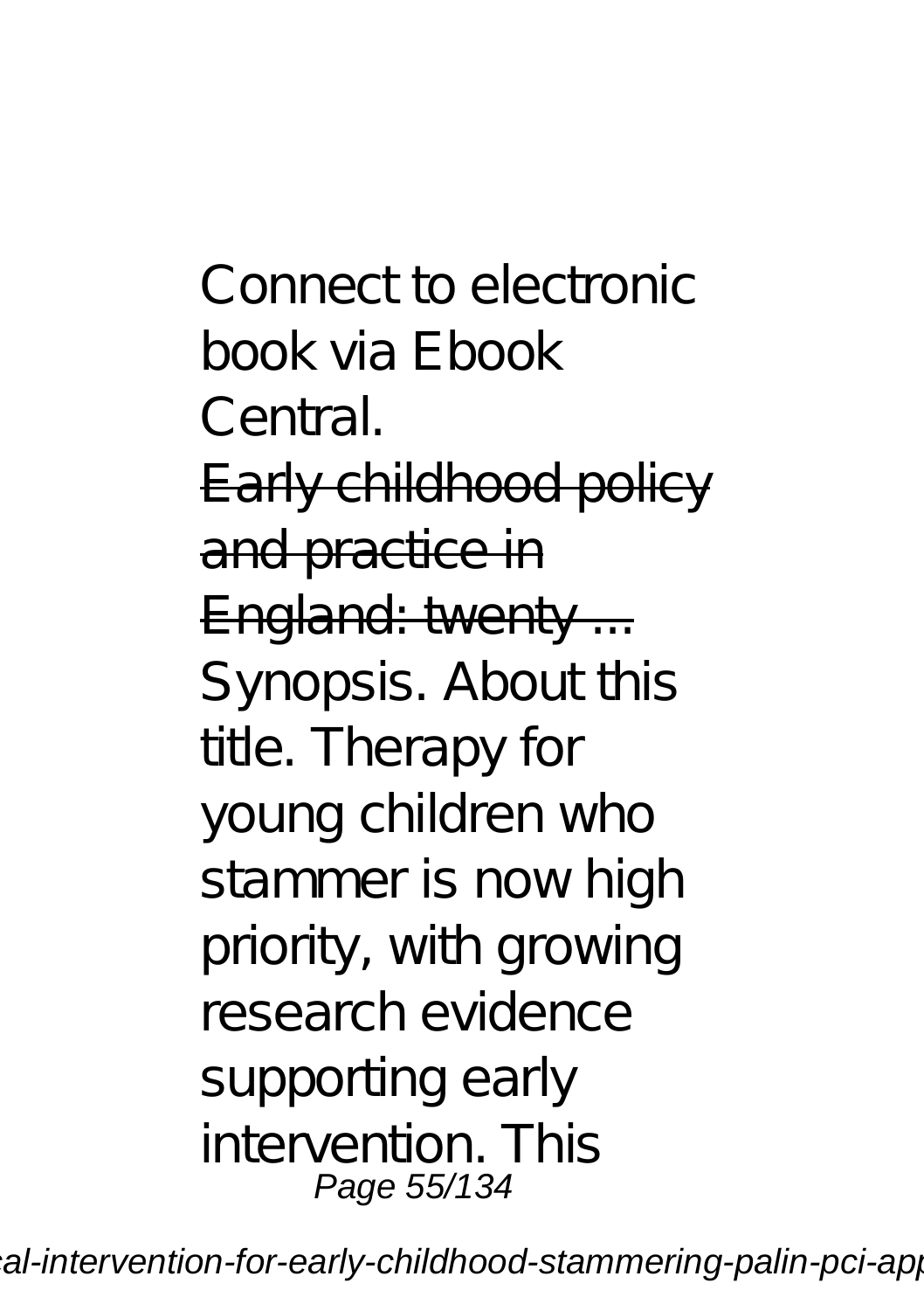Connect to electronic book via Ebook Central.

~~Early childhood policy and practice in England: twenty ...~~

Synopsis. About this title. Therapy for young children who stammer is now high priority, with growing research evidence supporting early intervention. This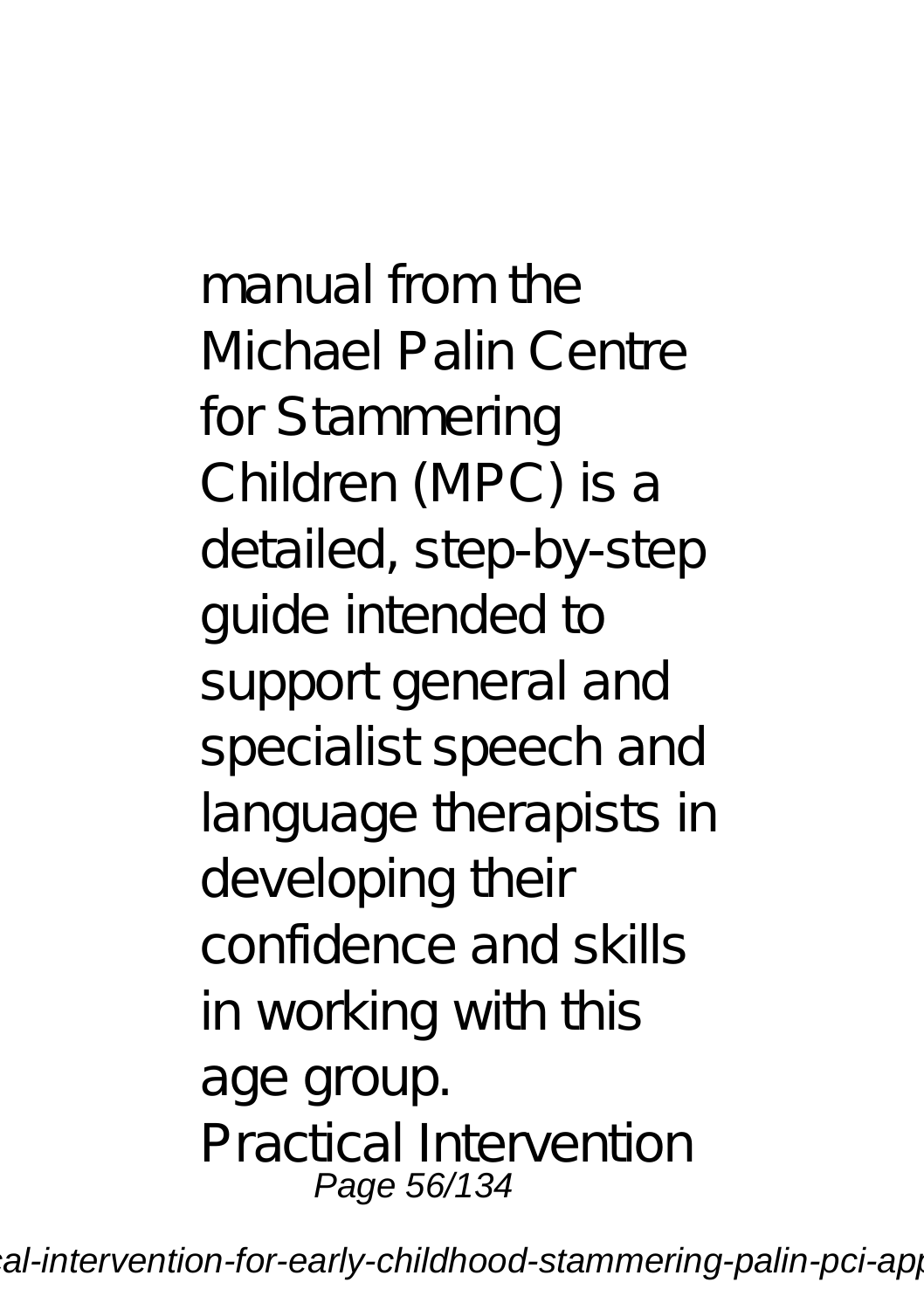manual from the Michael Palin Centre for Stammering Children (MPC) is a detailed, step-by-step guide intended to support general and specialist speech and language therapists in developing their confidence and skills in working with this age group.

Practical Intervention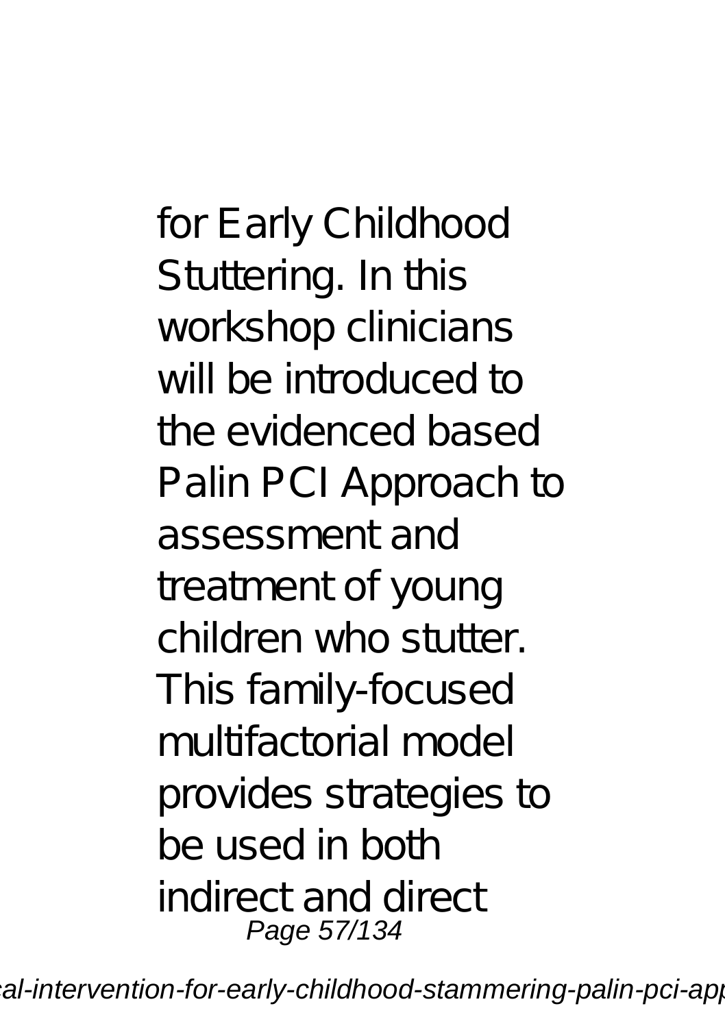for Early Childhood Stuttering. In this workshop clinicians will be introduced to the evidenced based Palin PCI Approach to assessment and treatment of young children who stutter. This family-focused multifactorial model provides strategies to be used in both indirect and direct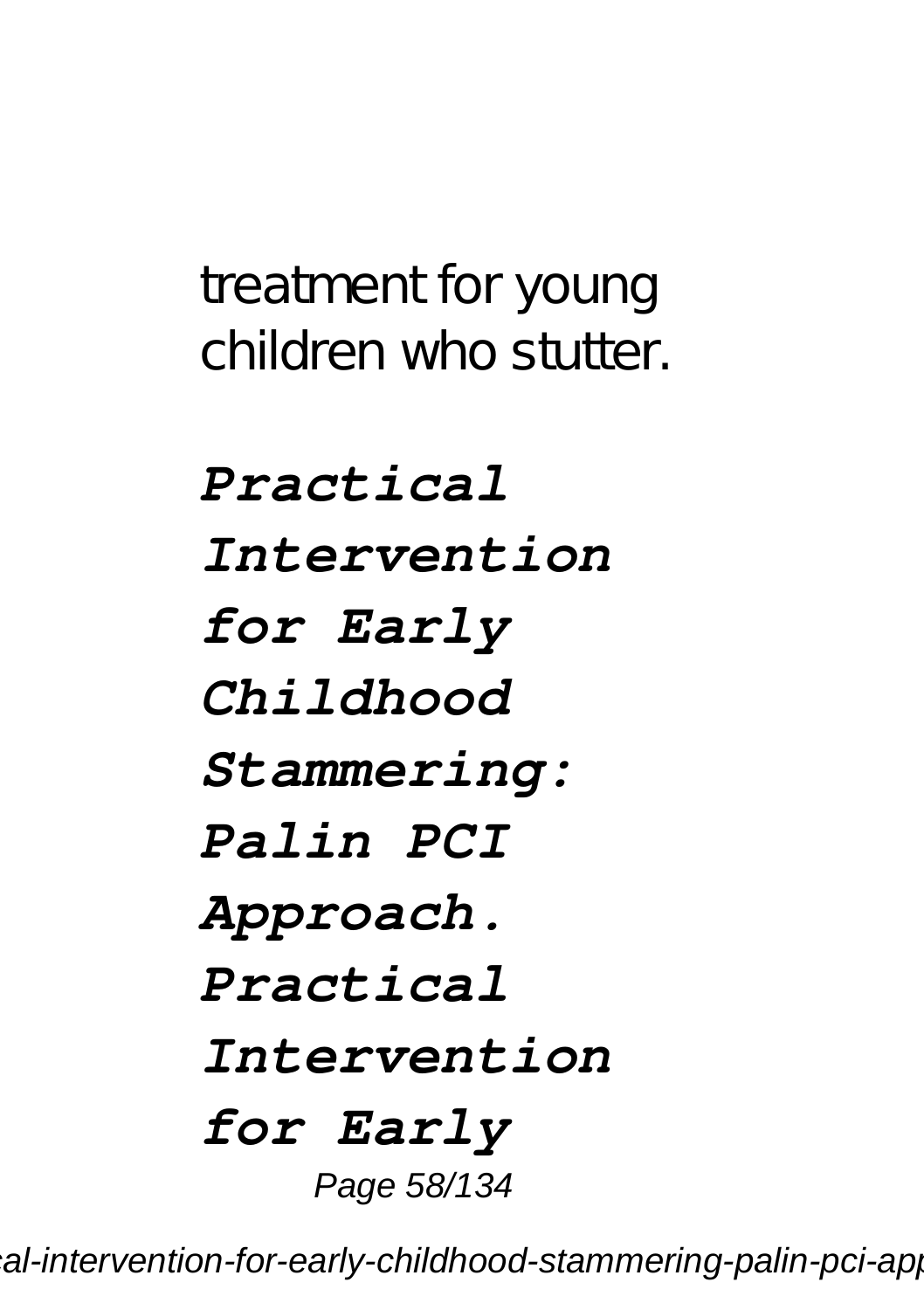treatment for young children who stutter.

***Practical Intervention for Early Childhood Stammering: Palin PCI Approach. Practical Intervention for Early***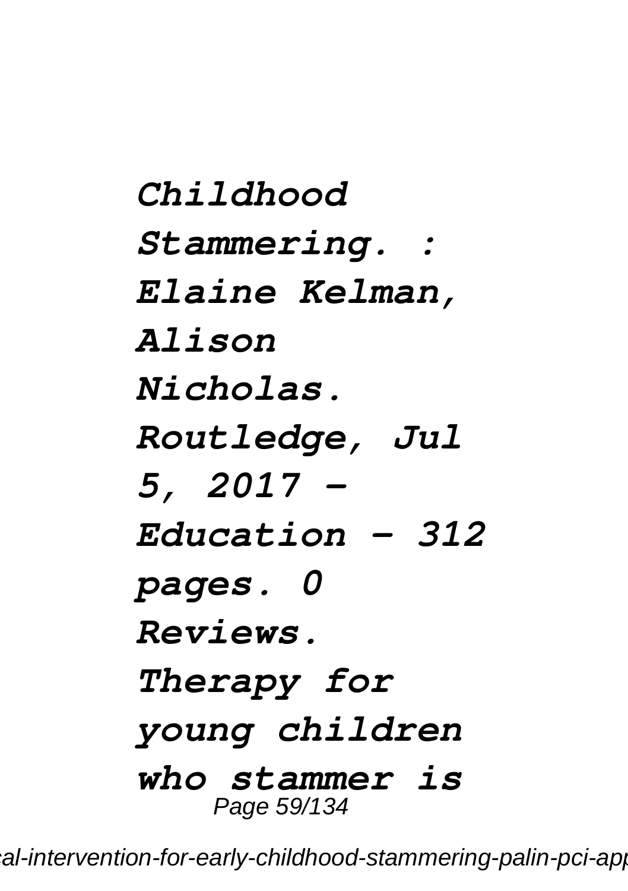*Childhood Stammering. : Elaine Kelman, Alison Nicholas. Routledge, Jul 5, 2017 - Education - 312 pages. 0 Reviews. Therapy for young children who stammer is*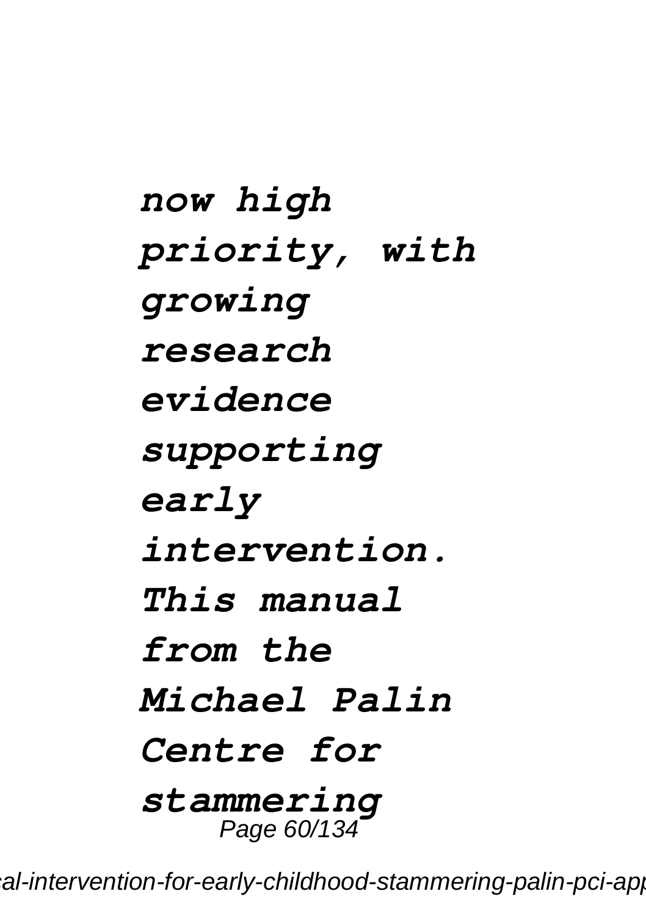*now high priority, with growing research evidence supporting early intervention. This manual from the Michael Palin Centre for stammering*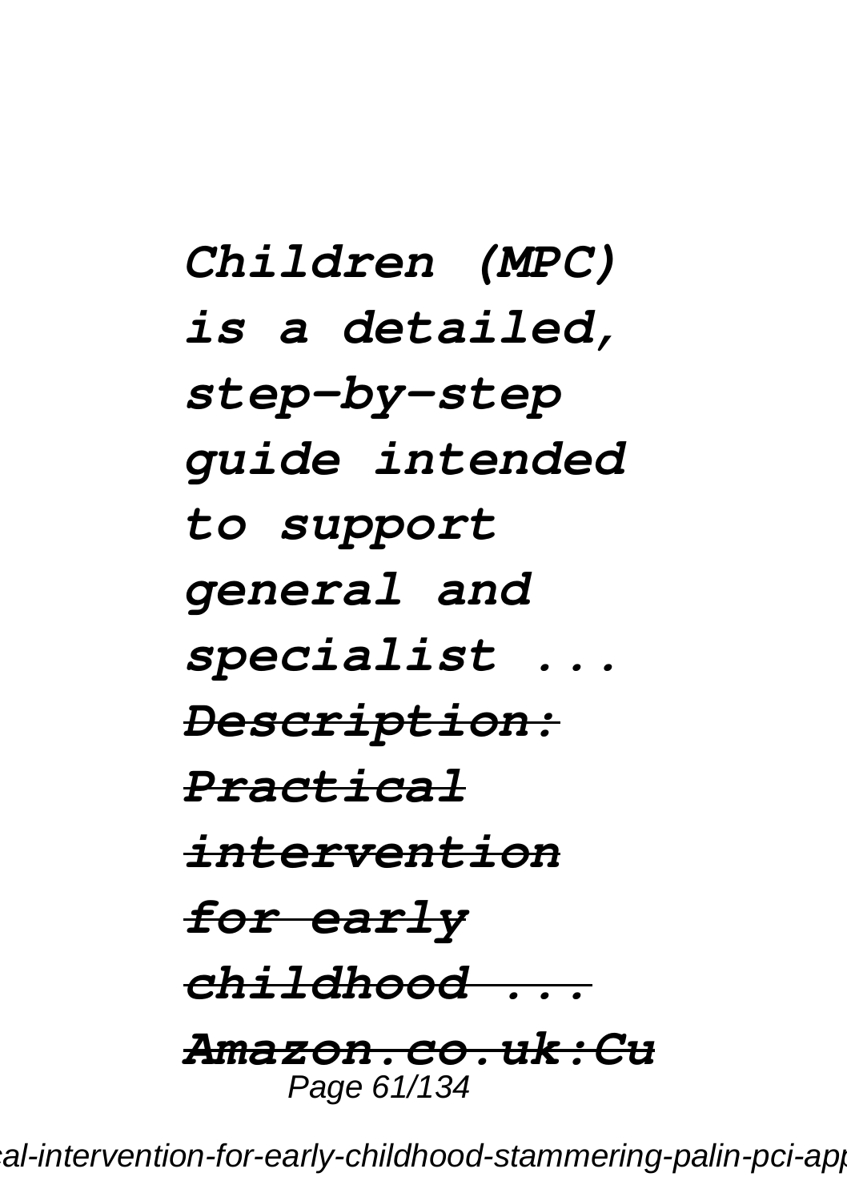*Children (MPC) is a detailed, step-by-step guide intended to support general and specialist ...*

*Description: Practical intervention for early childhood ...*

*Amazon.co.uk:Cu*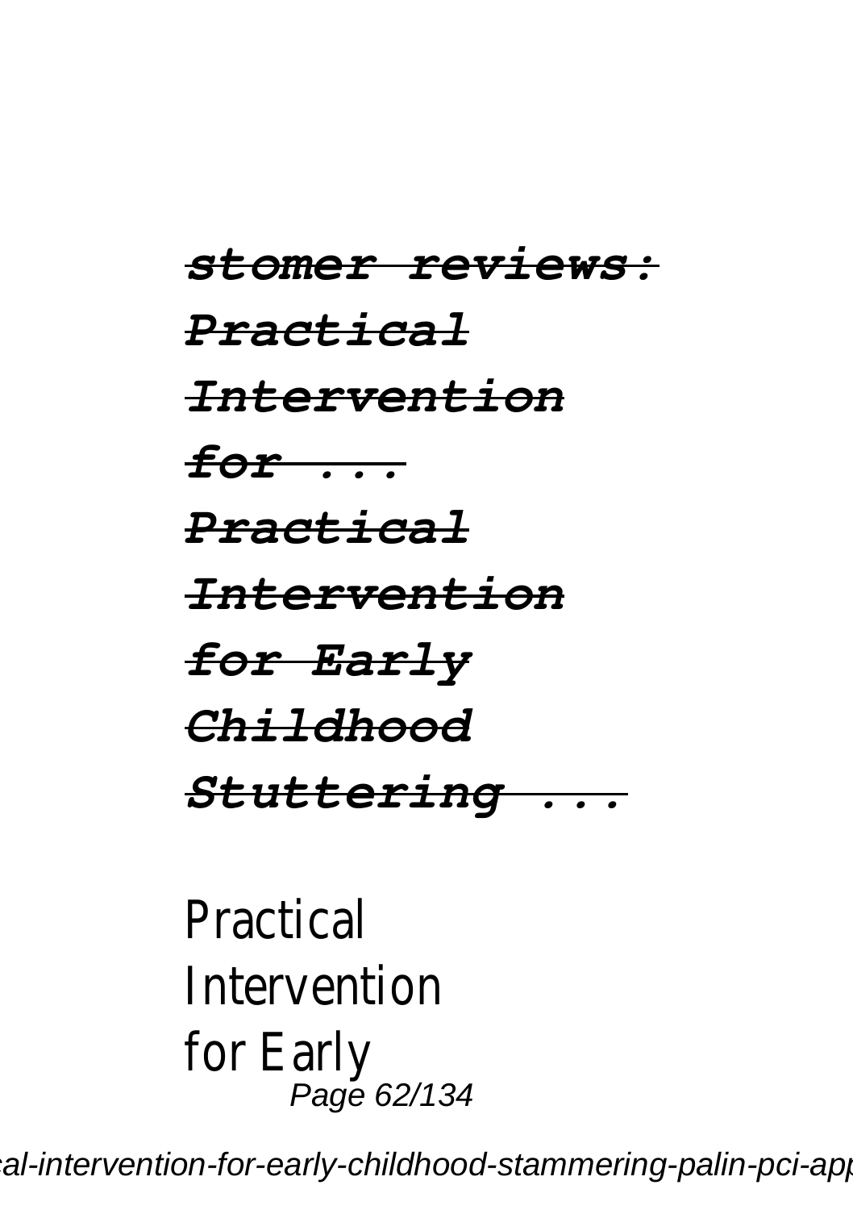***stomer reviews: Practical Intervention for ...***

***Practical Intervention for Early Childhood Stuttering ...***

Practical Intervention for Early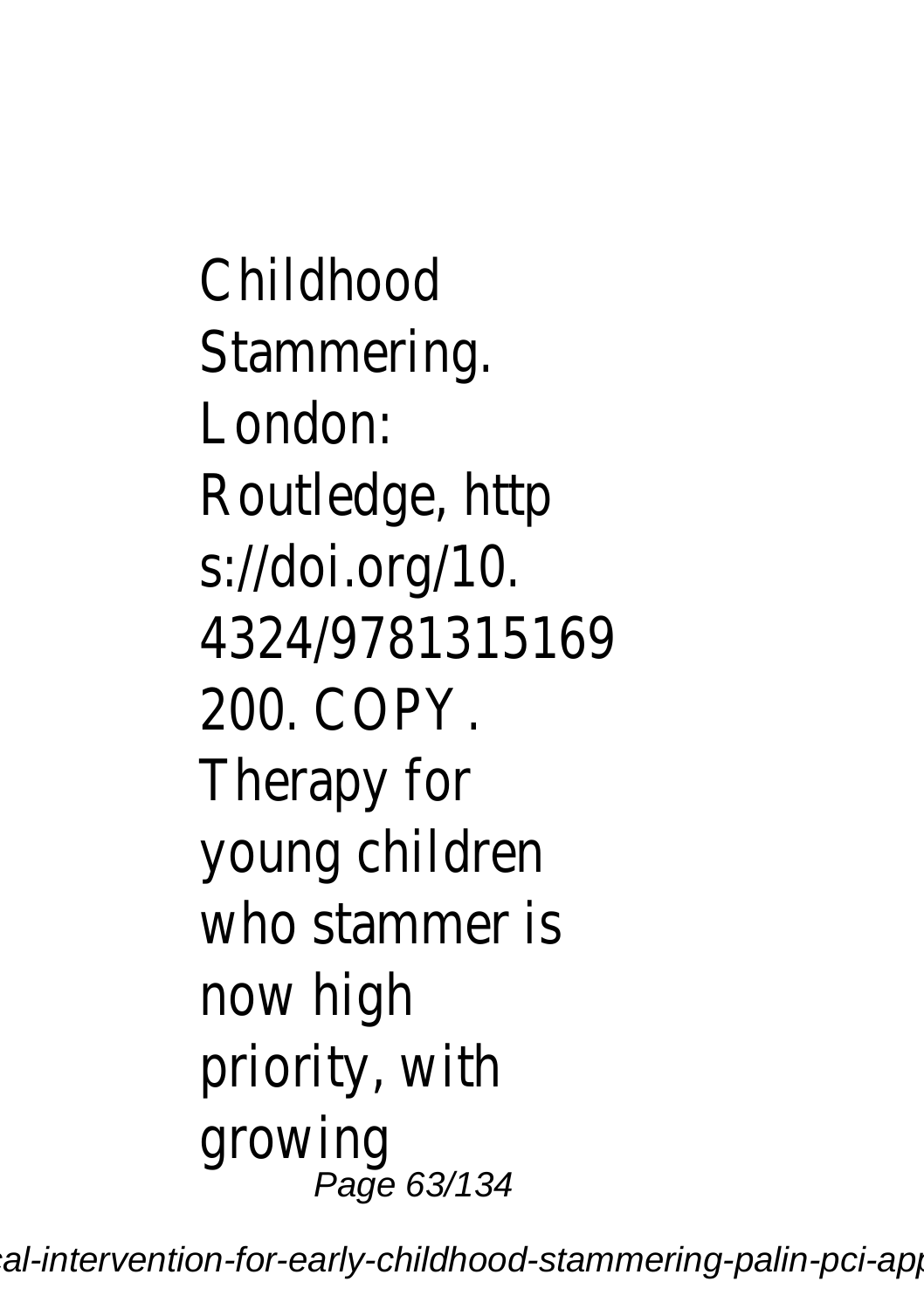Childhood Stammering. London: Routledge, https://doi.org/10.4324/9781315169200. COPY. Therapy for young children who stammer is now high priority, with growing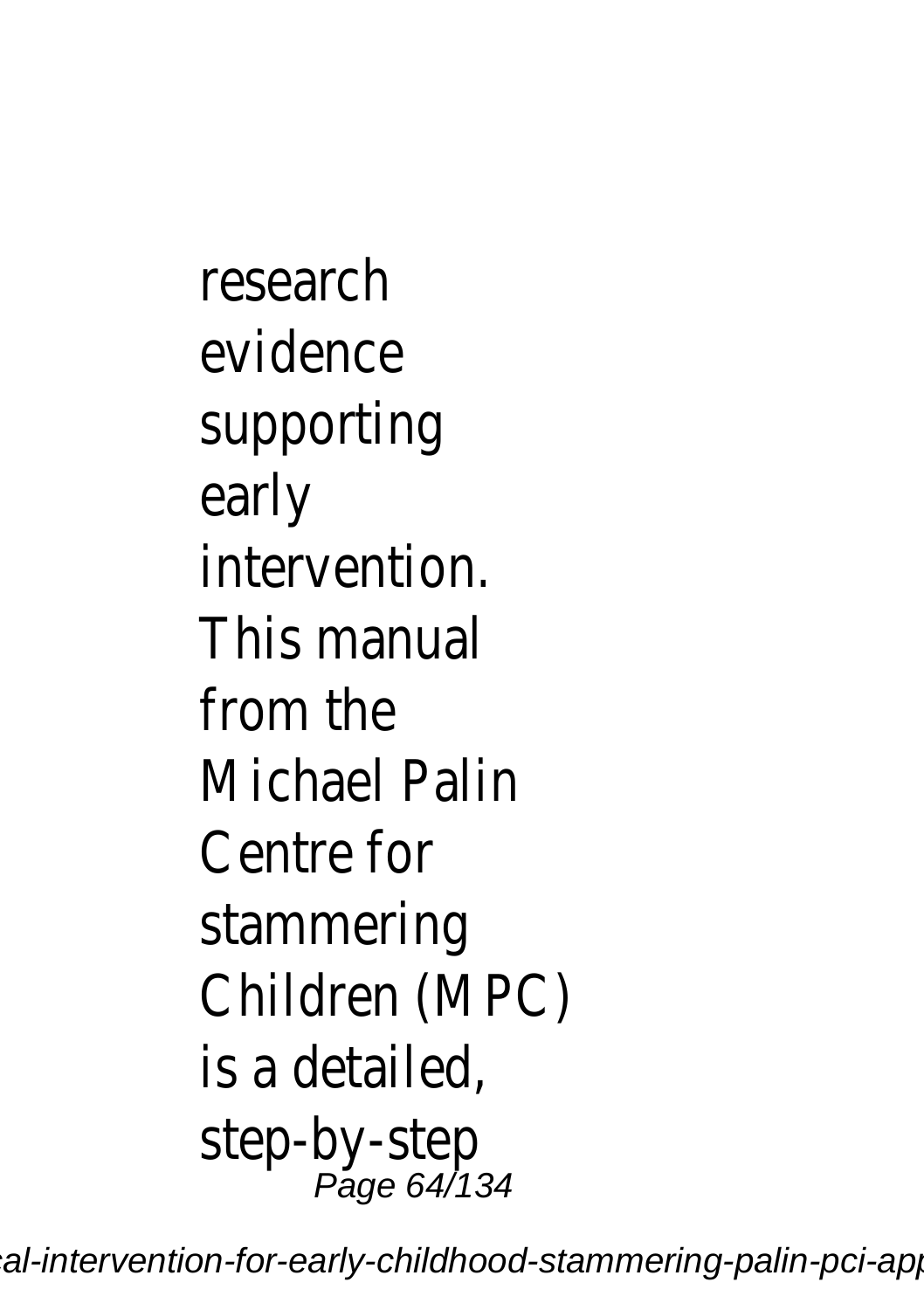research evidence supporting early intervention. This manual from the Michael Palin Centre for stammering Children (MPC) is a detailed, step-by-step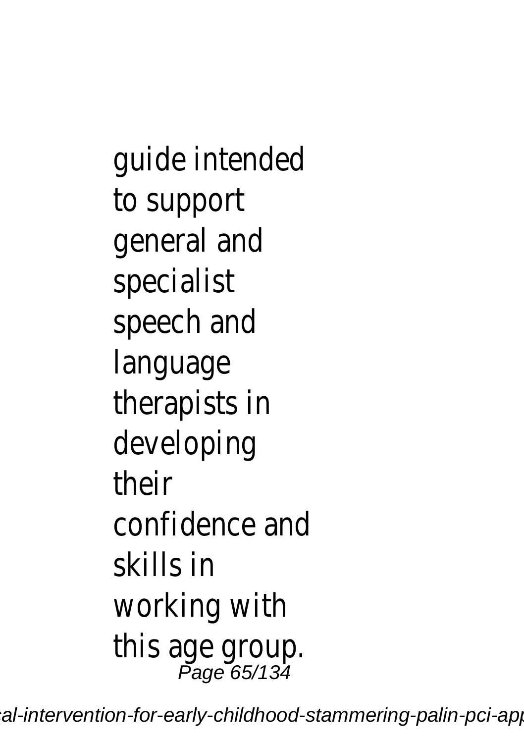guide intended to support general and specialist speech and language therapists in developing their confidence and skills in working with this age group.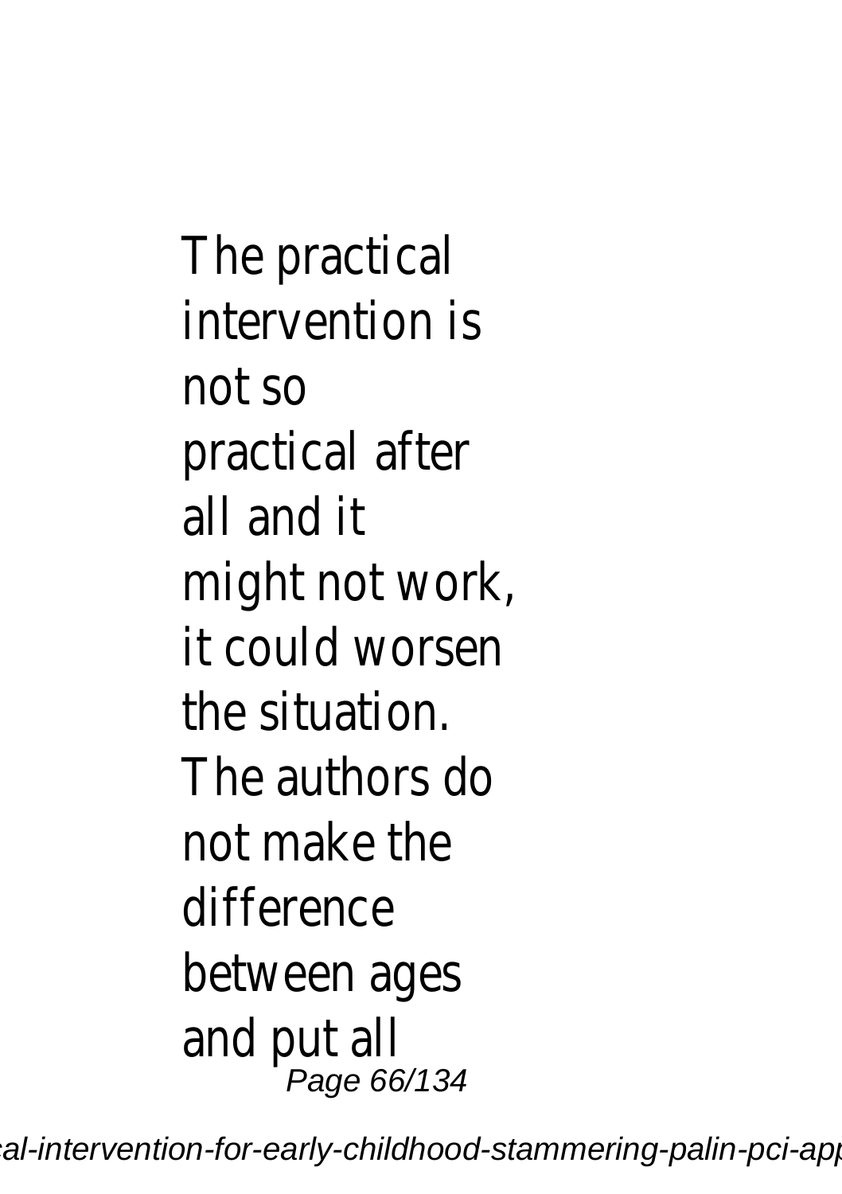The practical intervention is not so practical after all and it might not work, it could worsen the situation. The authors do not make the difference between ages and put all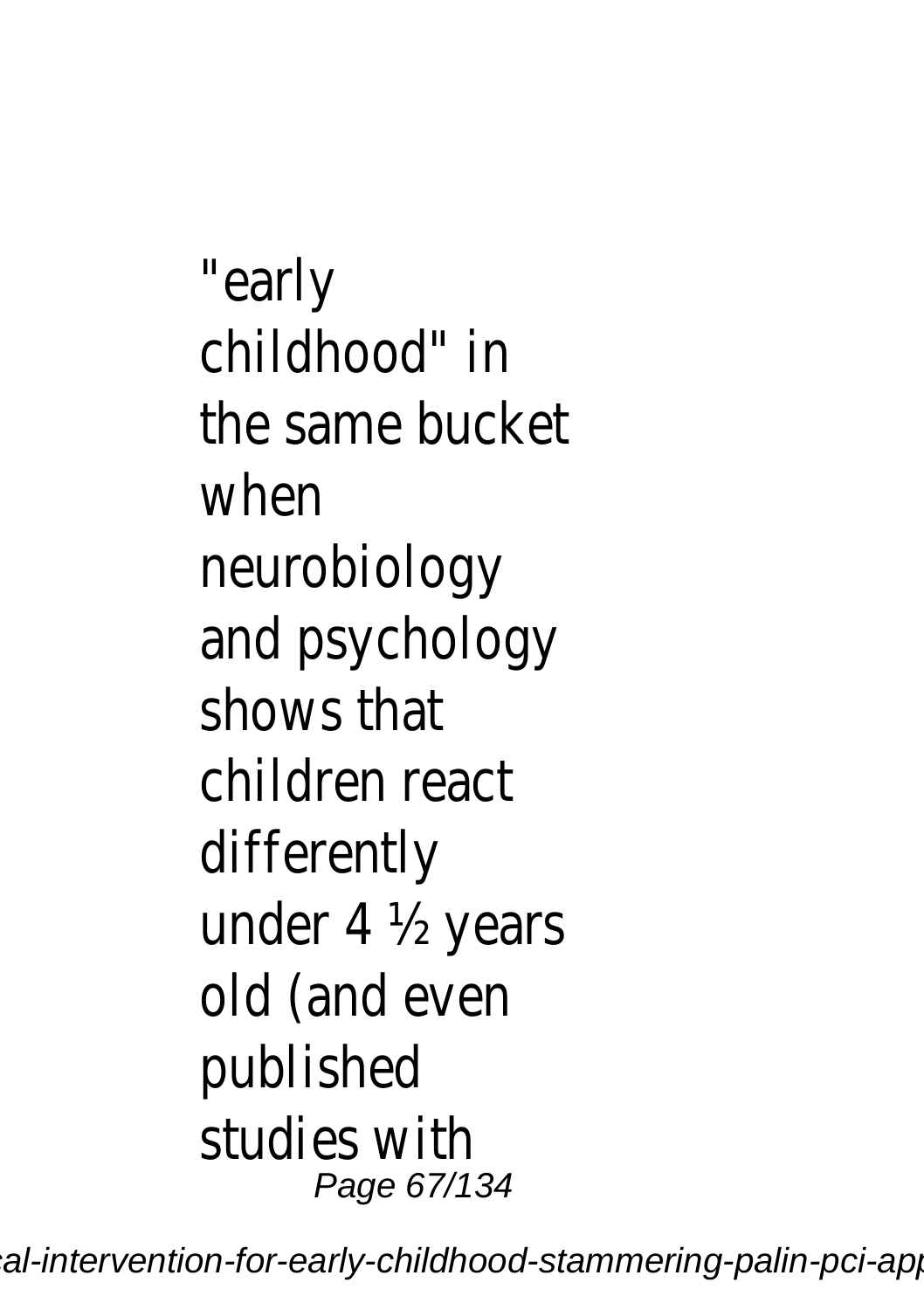"early childhood" in the same bucket when neurobiology and psychology shows that children react differently under 4 ½ years old (and even published studies with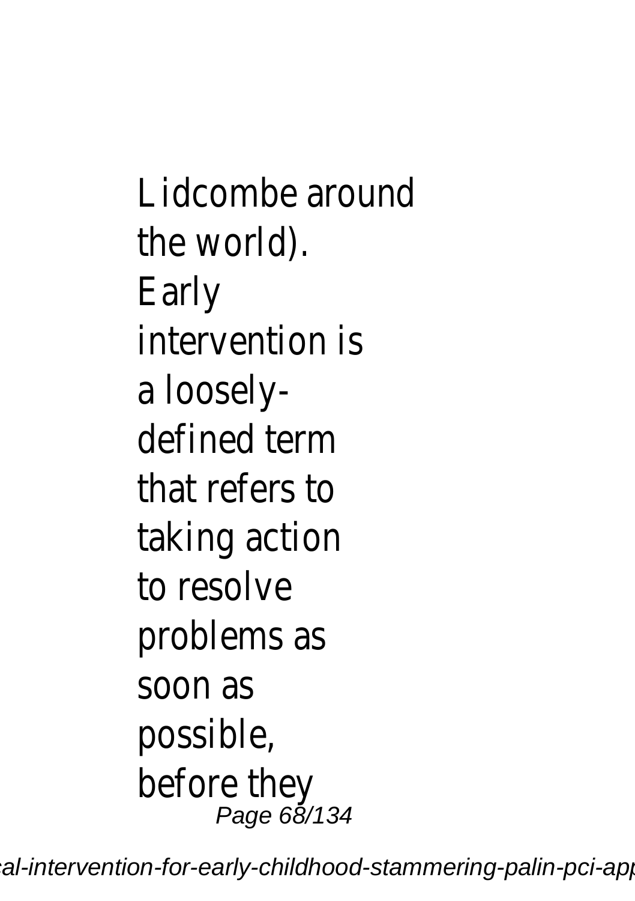Lidcombe around the world). Early intervention is a loosely-defined term that refers to taking action to resolve problems as soon as possible, before they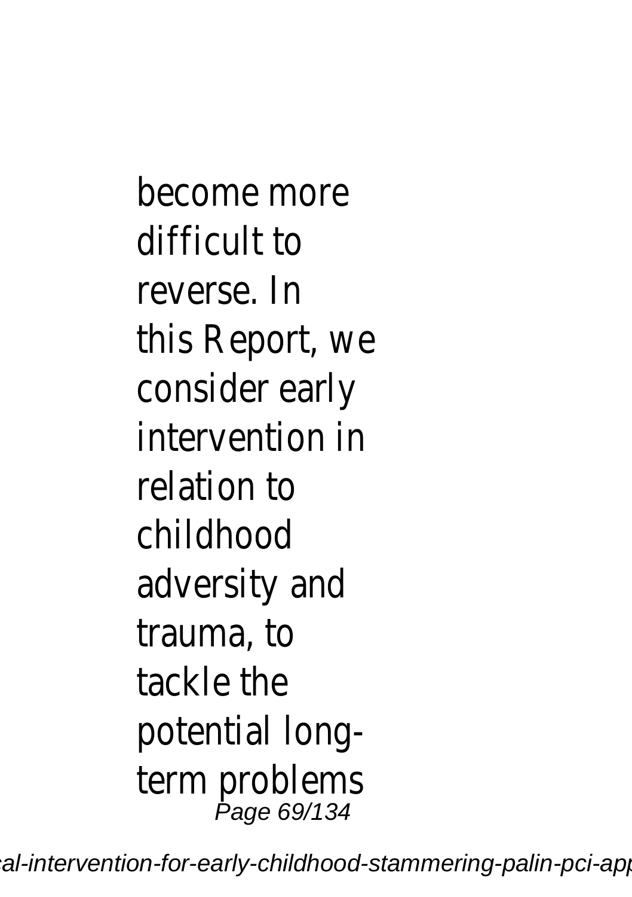become more difficult to reverse. In this Report, we consider early intervention in relation to childhood adversity and trauma, to tackle the potential long-term problems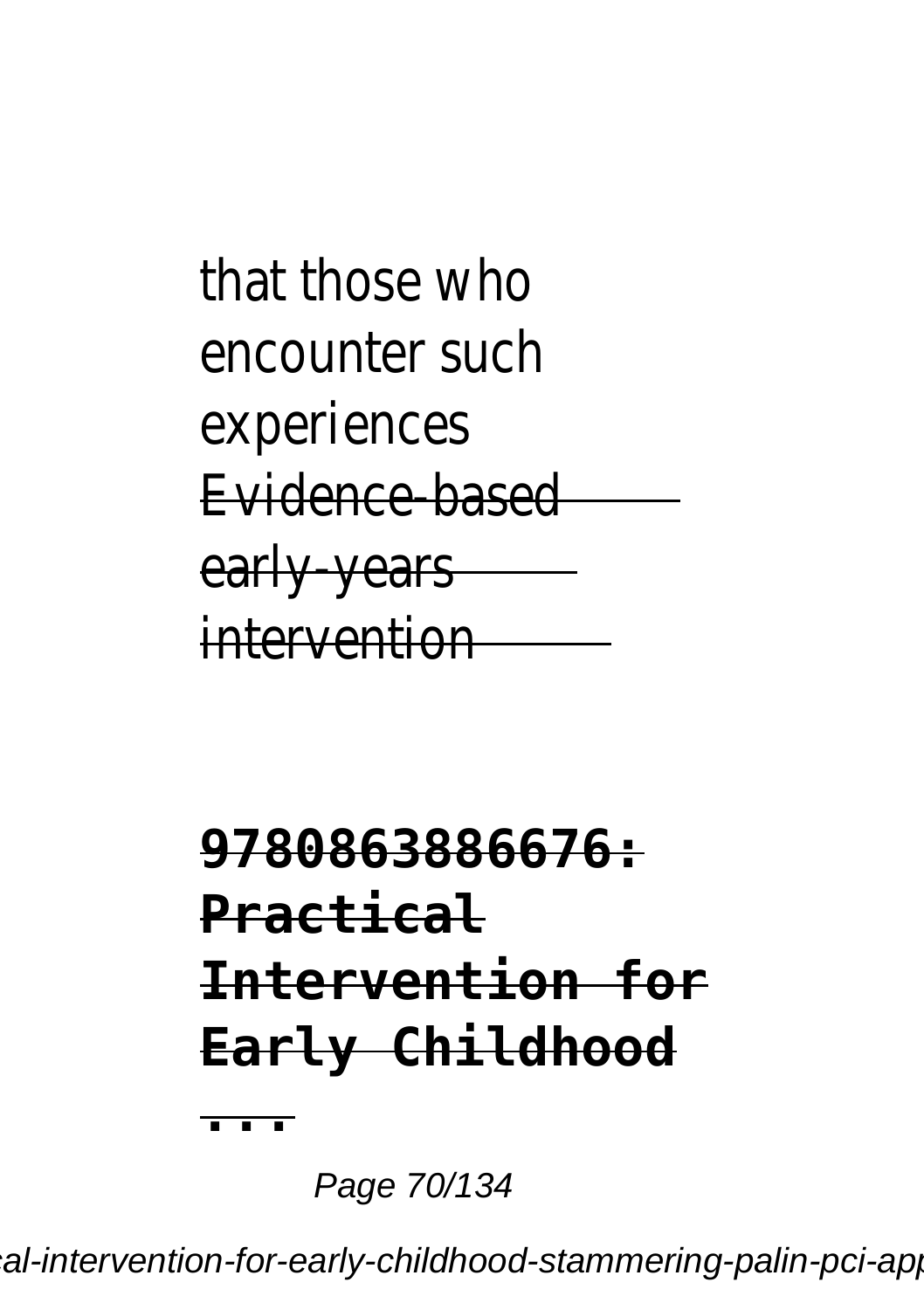that those who encounter such experiences

Evidence-based early-years intervention

**9780863886676: Practical Intervention for Early Childhood ...**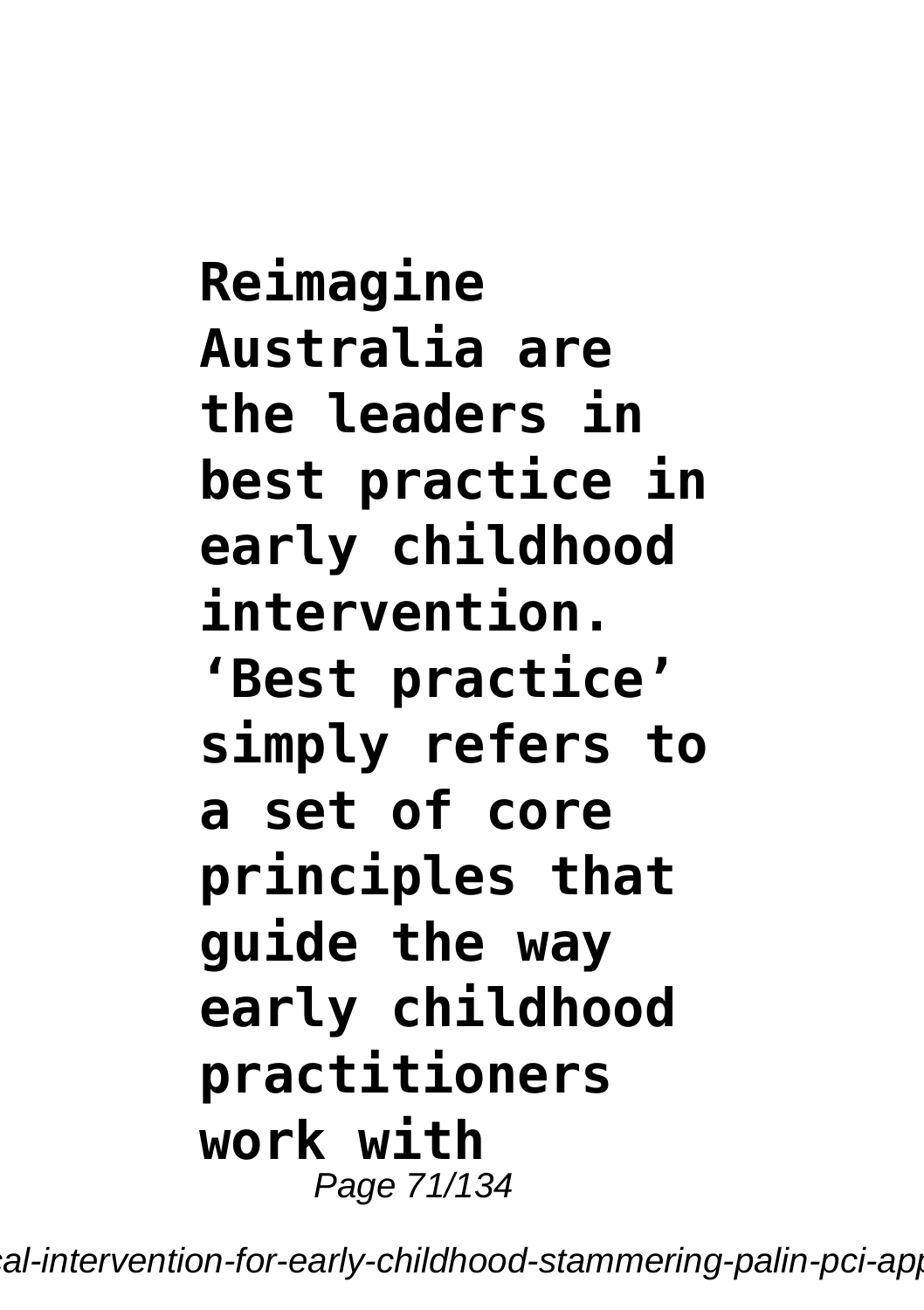**Reimagine Australia are the leaders in best practice in early childhood intervention. 'Best practice' simply refers to a set of core principles that guide the way early childhood practitioners work with**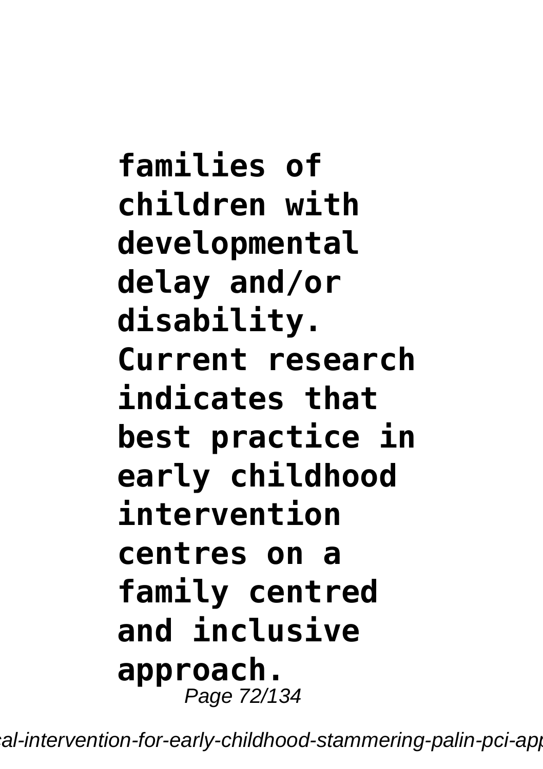**families of children with developmental delay and/or disability. Current research indicates that best practice in early childhood intervention centres on a family centred and inclusive approach.**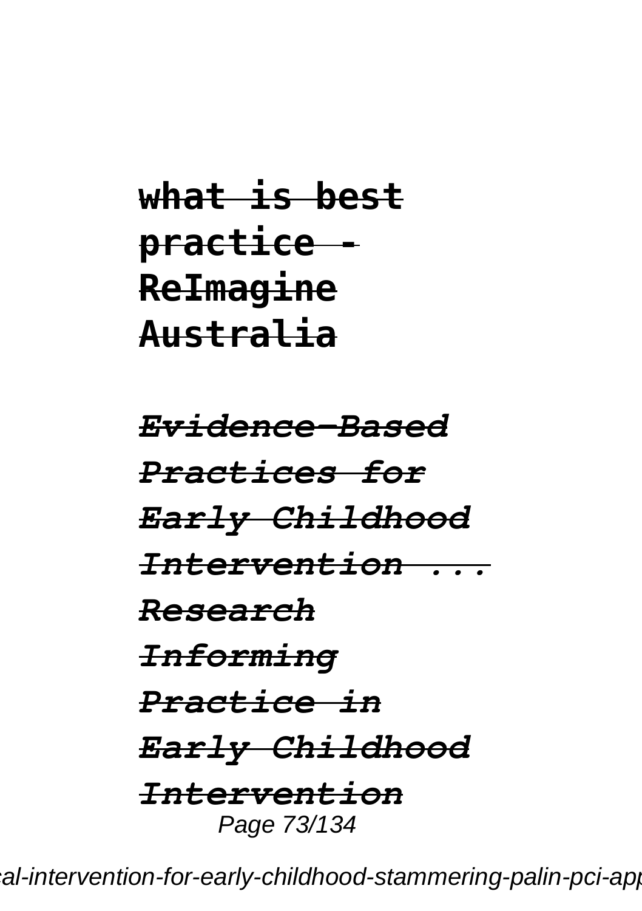**what is best practice - ReImagine Australia**

***Evidence-Based Practices for Early Childhood Intervention ...***

***Research Informing Practice in Early Childhood Intervention***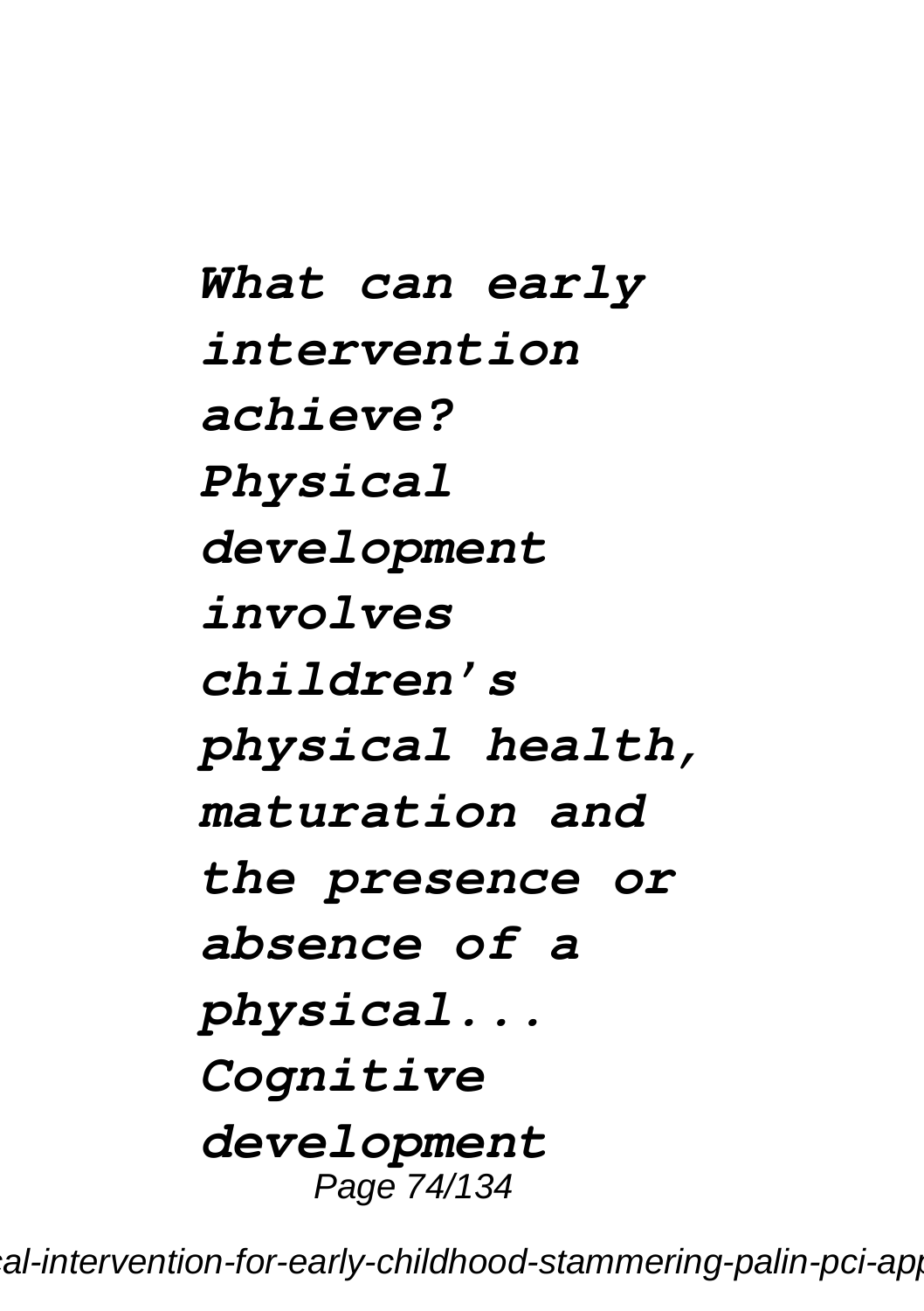***What can early intervention achieve? Physical development involves children's physical health, maturation and the presence or absence of a physical... Cognitive development***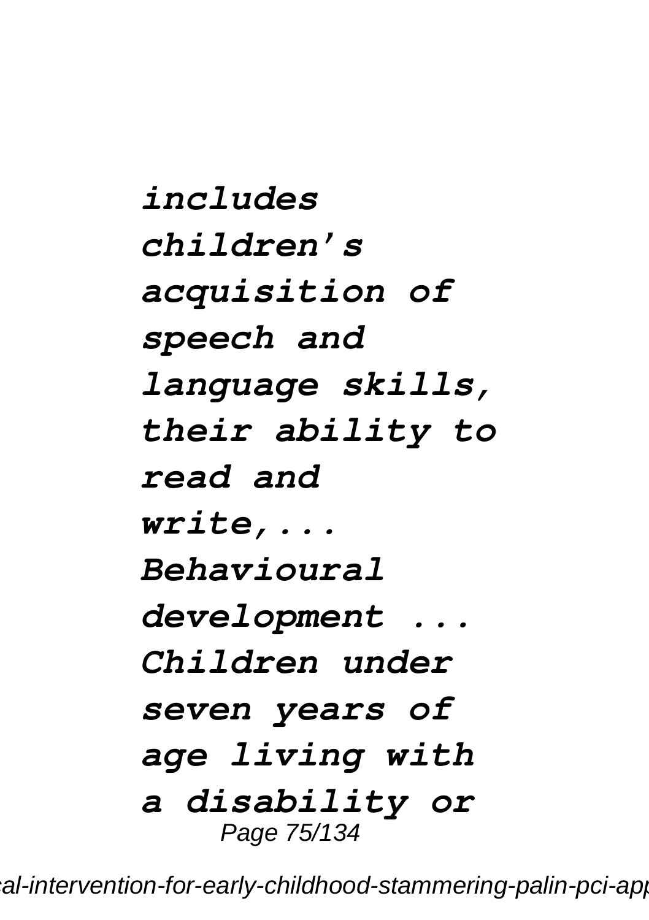***includes children's acquisition of speech and language skills, their ability to read and write,... Behavioural development ... Children under seven years of age living with a disability or***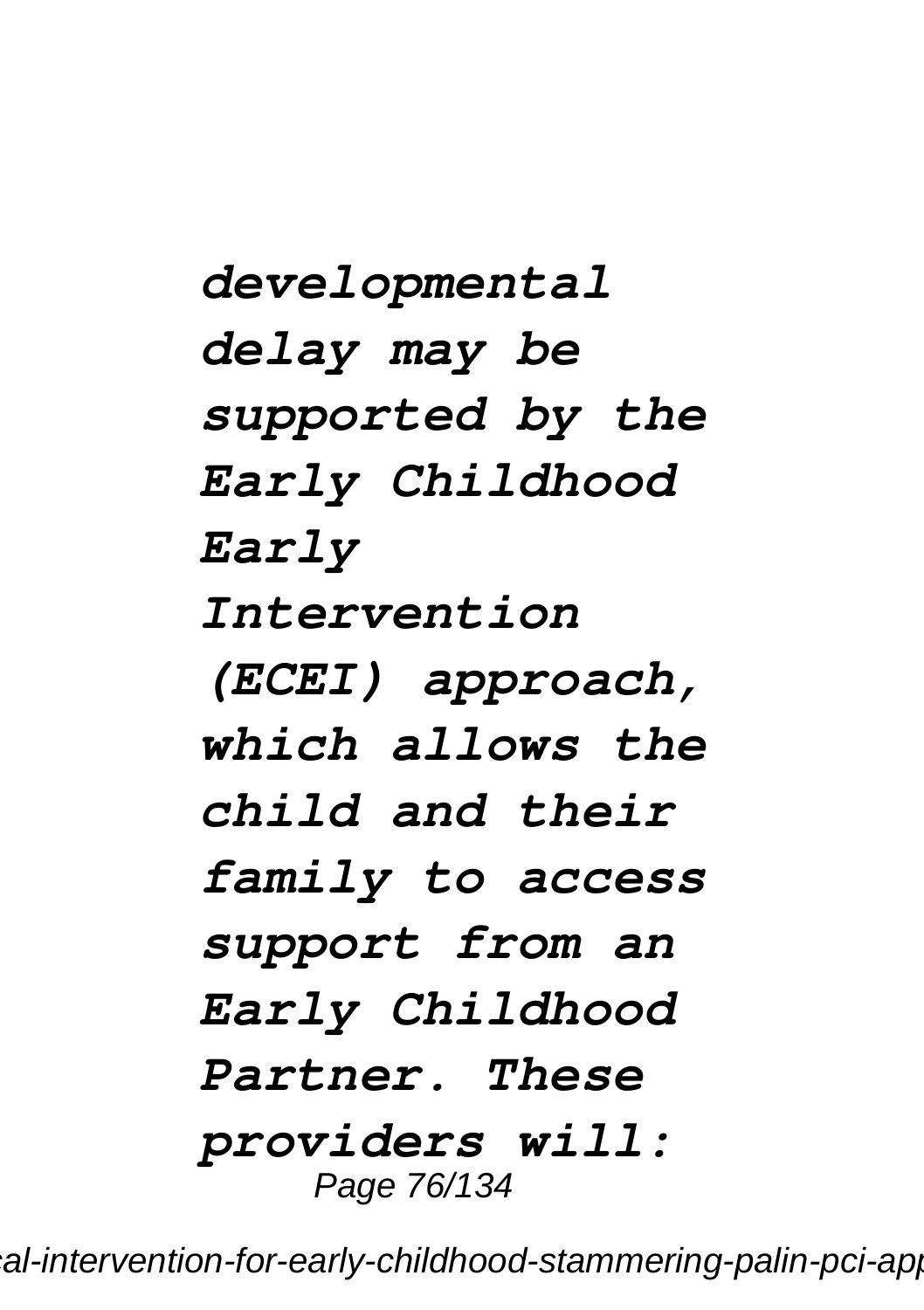***developmental delay may be supported by the Early Childhood Early Intervention (ECEI) approach, which allows the child and their family to access support from an Early Childhood Partner. These providers will:***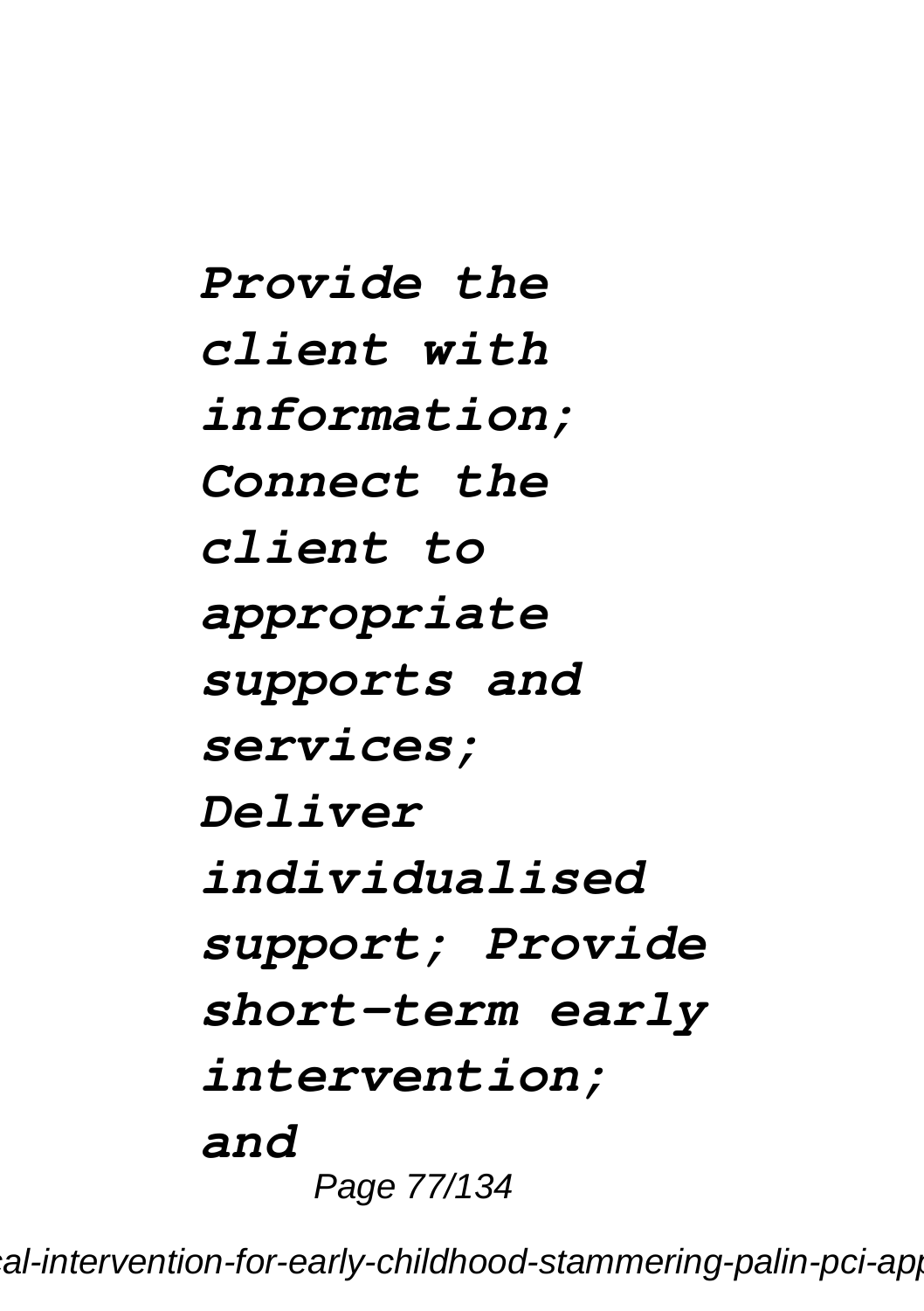***Provide the client with information; Connect the client to appropriate supports and services; Deliver individualised support; Provide short-term early intervention; and***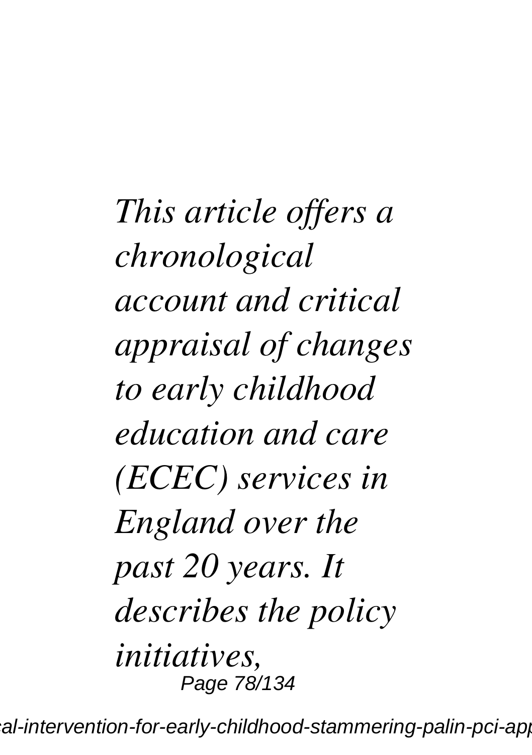*This article offers a chronological account and critical appraisal of changes to early childhood education and care (ECEC) services in England over the past 20 years. It describes the policy initiatives,*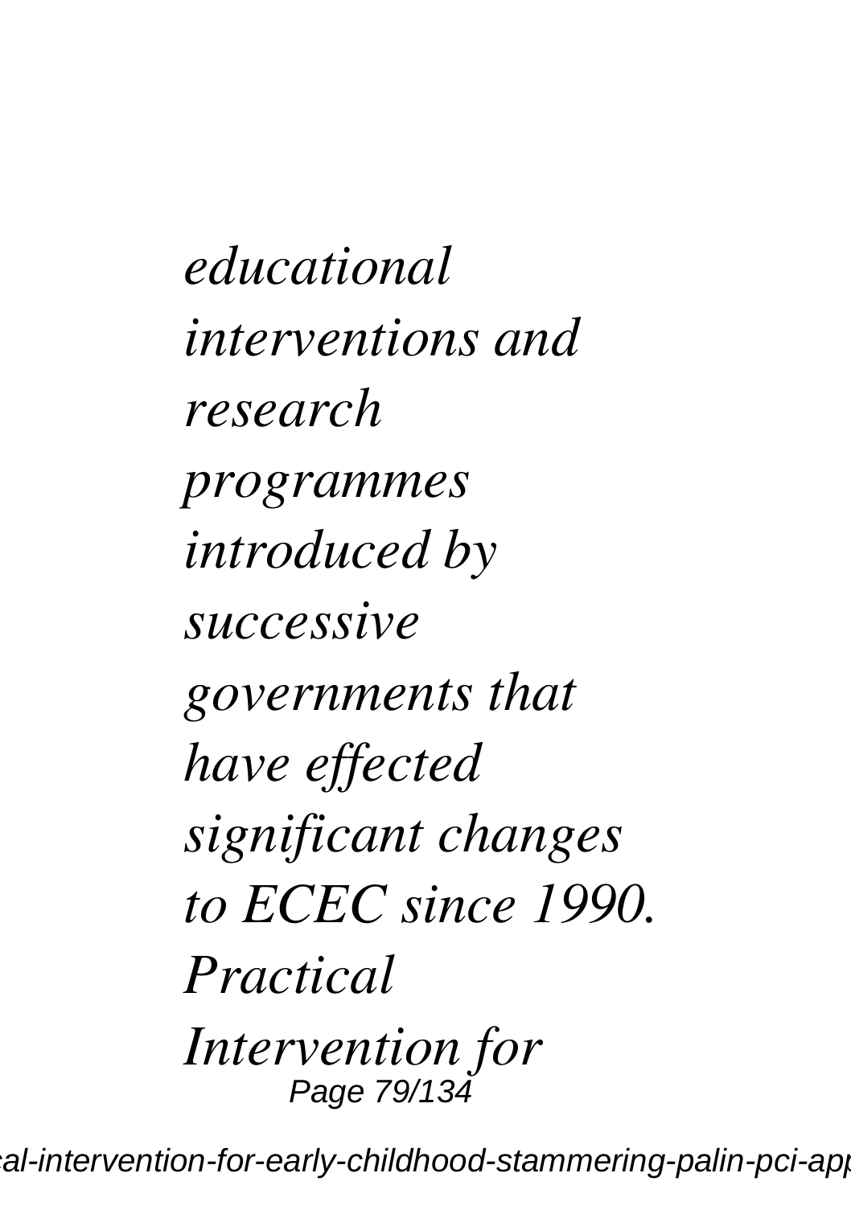*educational interventions and research programmes introduced by successive governments that have effected significant changes to ECEC since 1990. Practical Intervention for*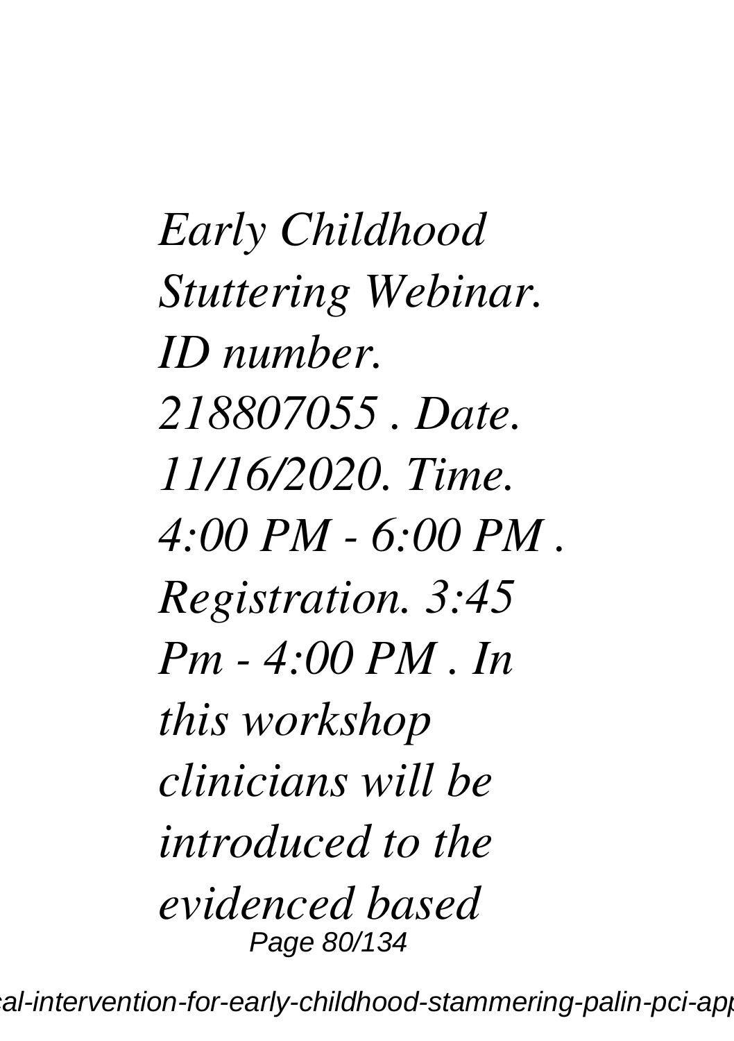*Early Childhood Stuttering Webinar. ID number. 218807055 . Date. 11/16/2020. Time. 4:00 PM - 6:00 PM . Registration. 3:45 Pm - 4:00 PM . In this workshop clinicians will be introduced to the evidenced based*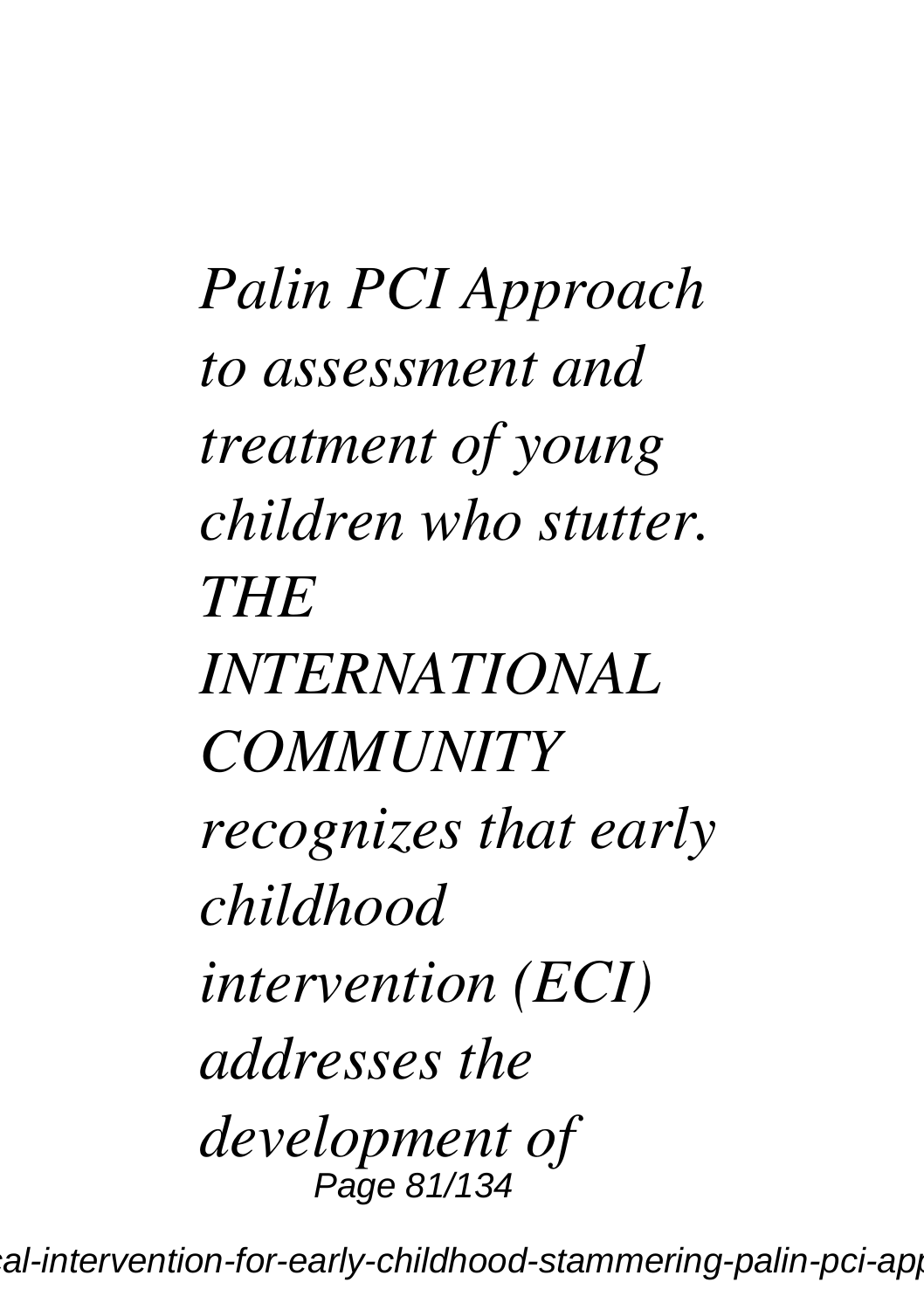*Palin PCI Approach to assessment and treatment of young children who stutter. THE INTERNATIONAL COMMUNITY recognizes that early childhood intervention (ECI) addresses the development of*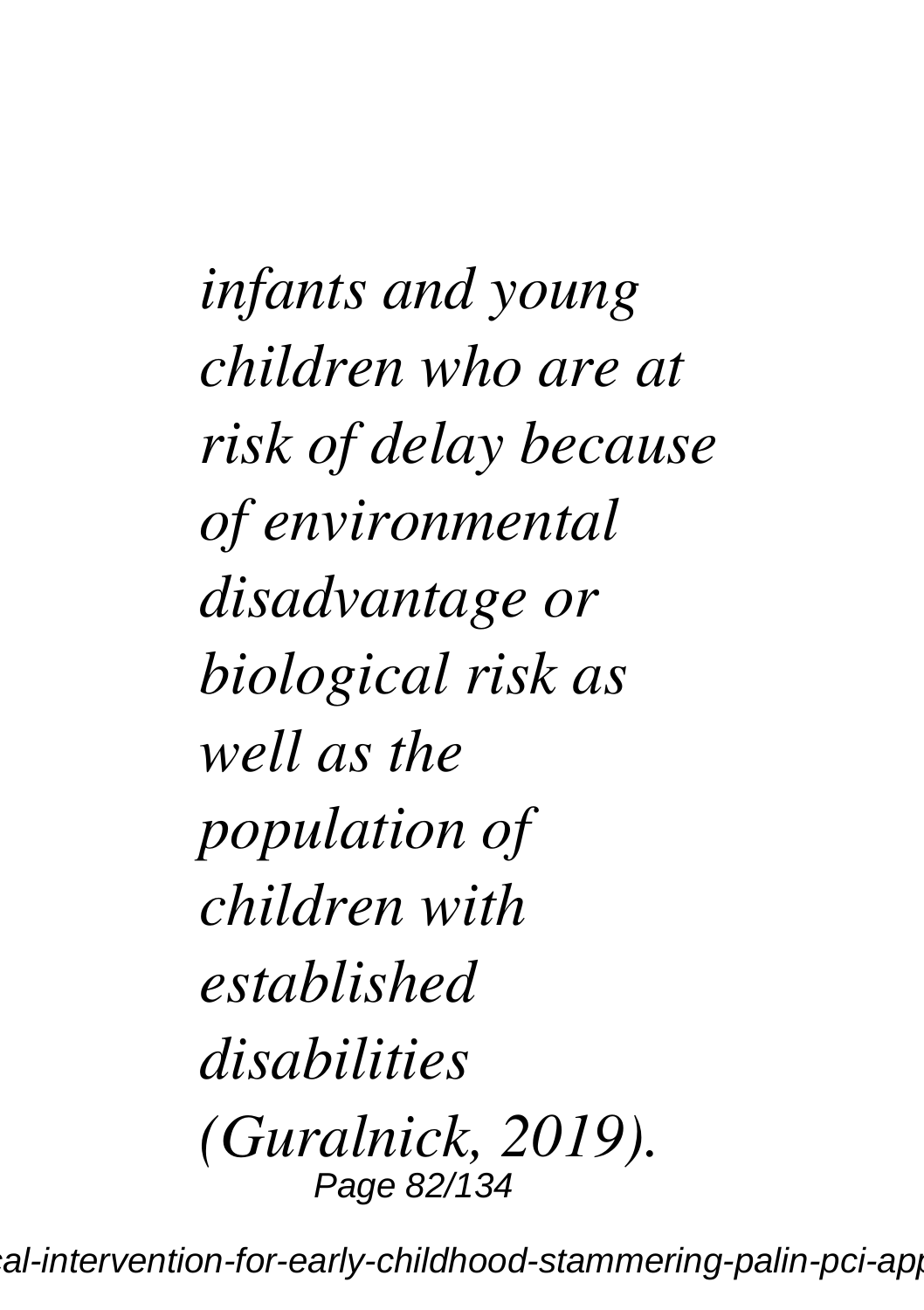*infants and young children who are at risk of delay because of environmental disadvantage or biological risk as well as the population of children with established disabilities (Guralnick, 2019).*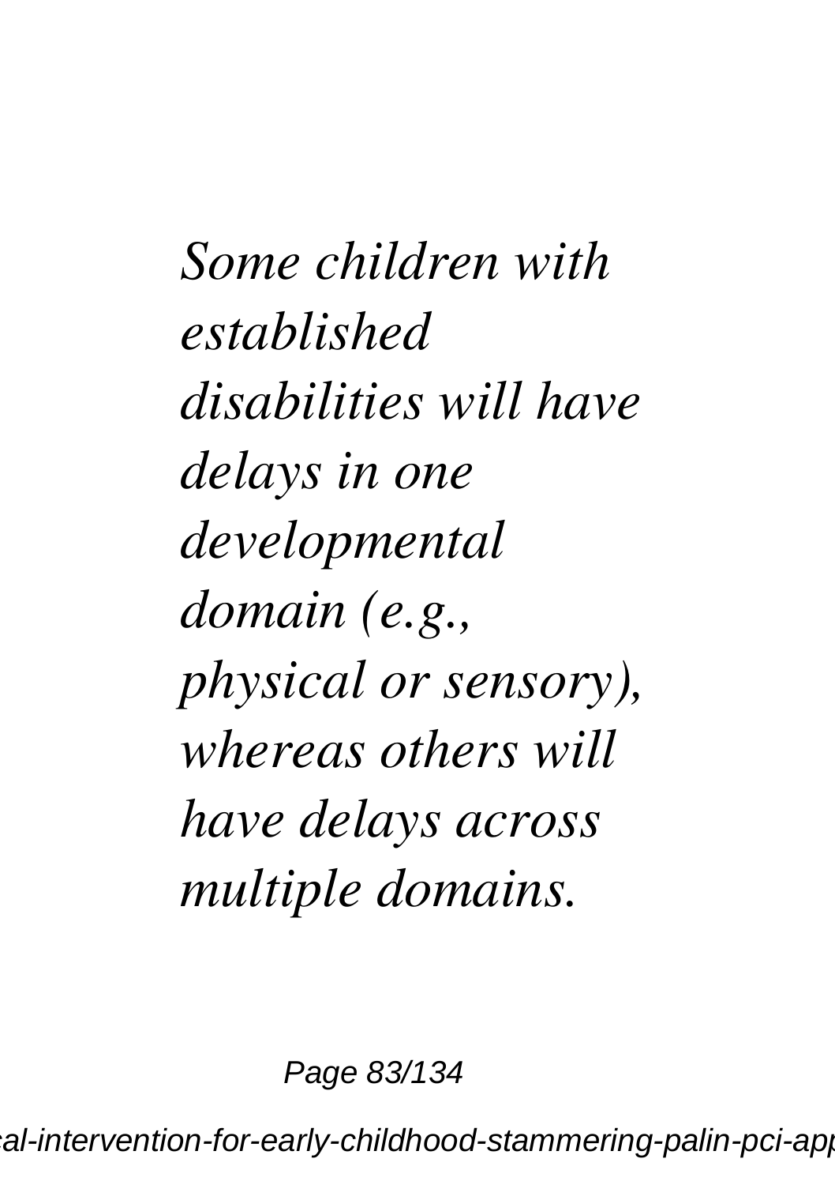*Some children with established disabilities will have delays in one developmental domain (e.g., physical or sensory), whereas others will have delays across multiple domains.*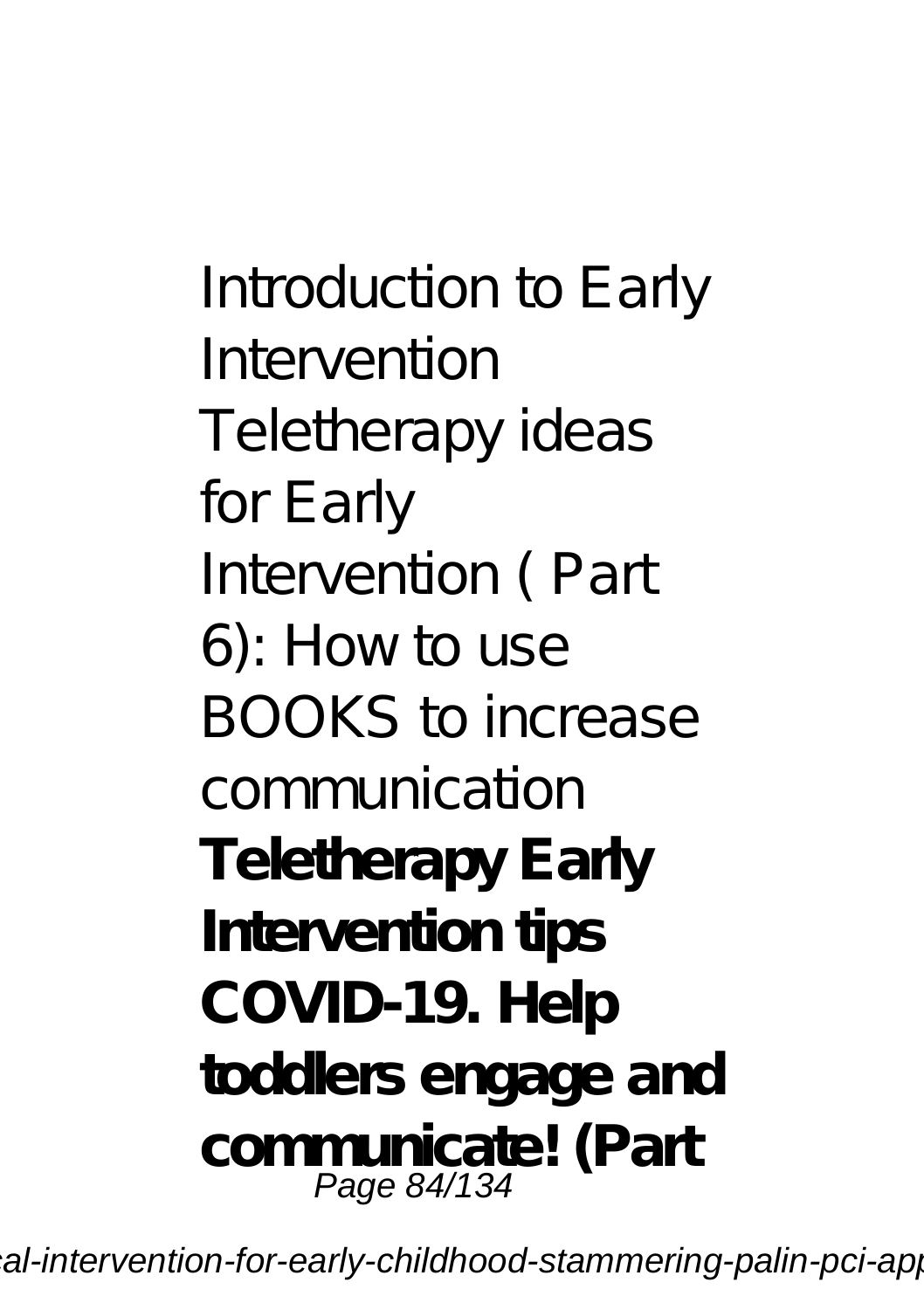Introduction to Early Intervention Teletherapy ideas for Early Intervention ( Part 6): How to use BOOKS to increase communication **Teletherapy Early Intervention tips COVID-19. Help toddlers engage and communicate! (Part**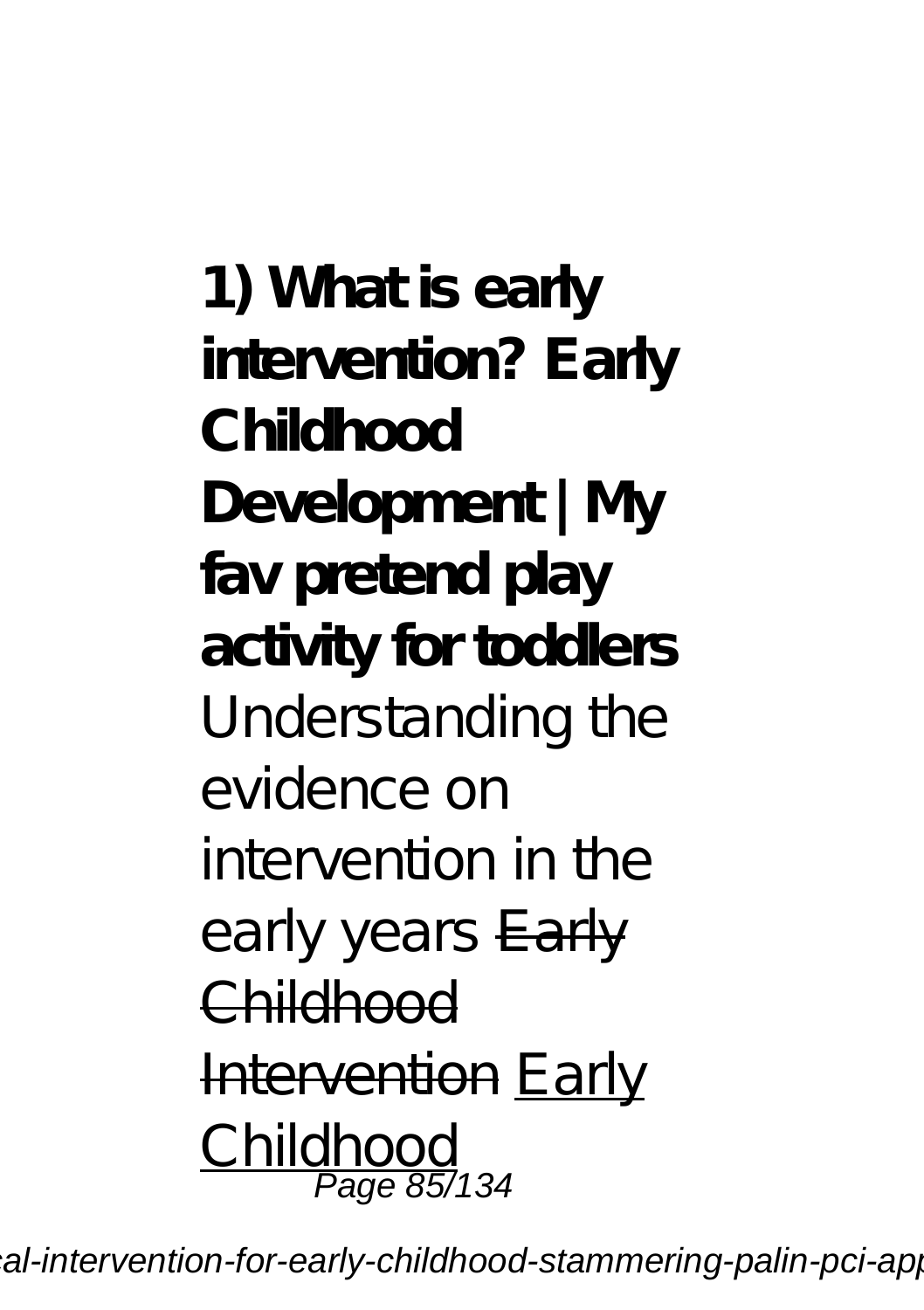**1) What is early intervention? Early Childhood Development | My fav pretend play activity for toddlers** Understanding the evidence on intervention in the early years ~~Early Childhood Intervention~~ Early Childhood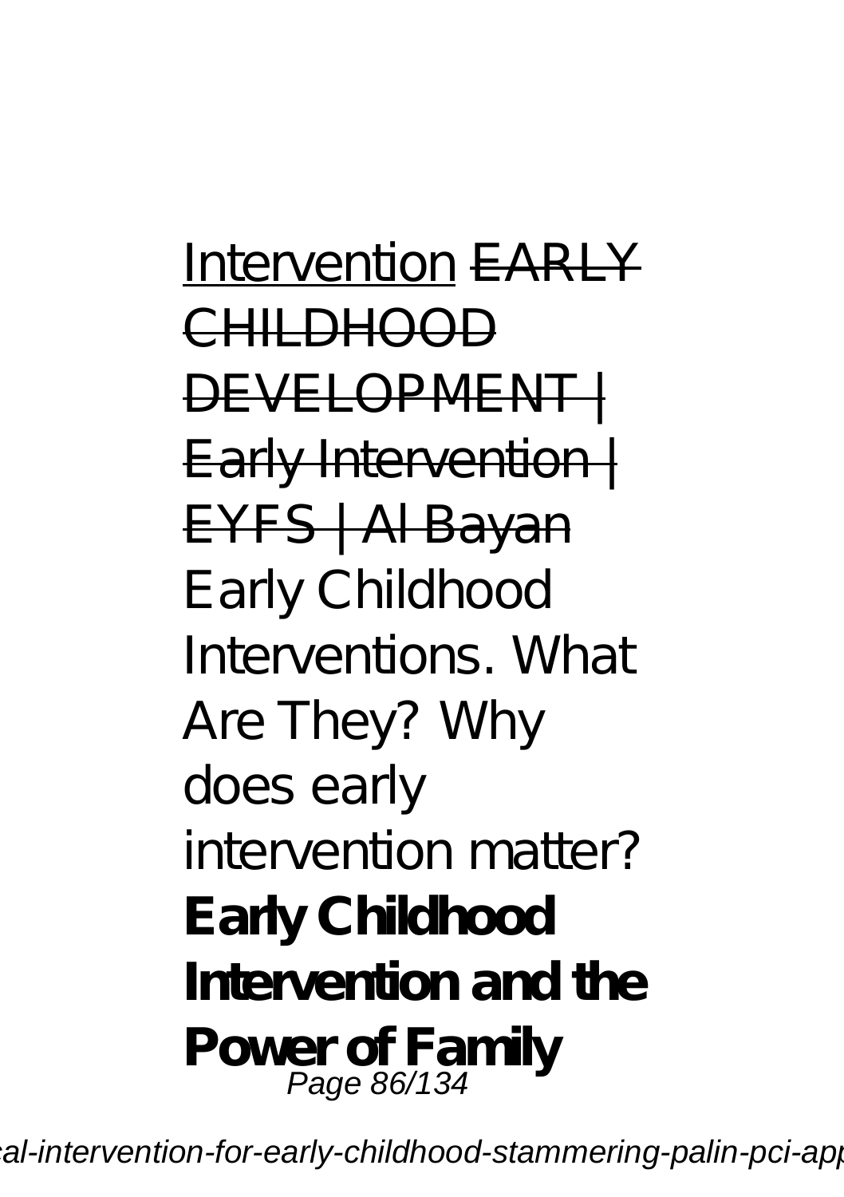Intervention ~~EARLY CHILDHOOD DEVELOPMENT | Early Intervention | EYFS | Al Bayan~~ Early Childhood Interventions. What Are They? Why does early intervention matter? **Early Childhood Intervention and the Power of Family**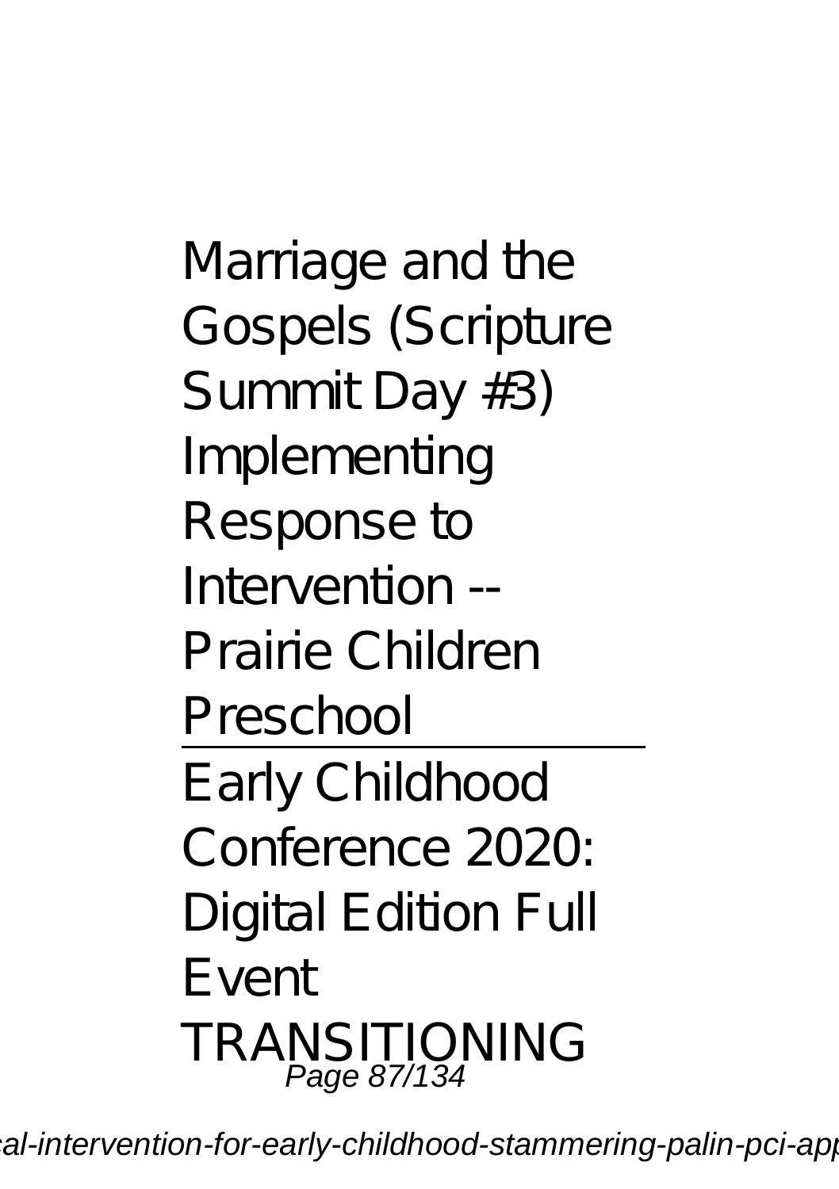Marriage and the Gospels (Scripture Summit Day #3) Implementing Response to Intervention -- Prairie Children Preschool

---

Early Childhood Conference 2020: Digital Edition Full Event

TRANSITIONING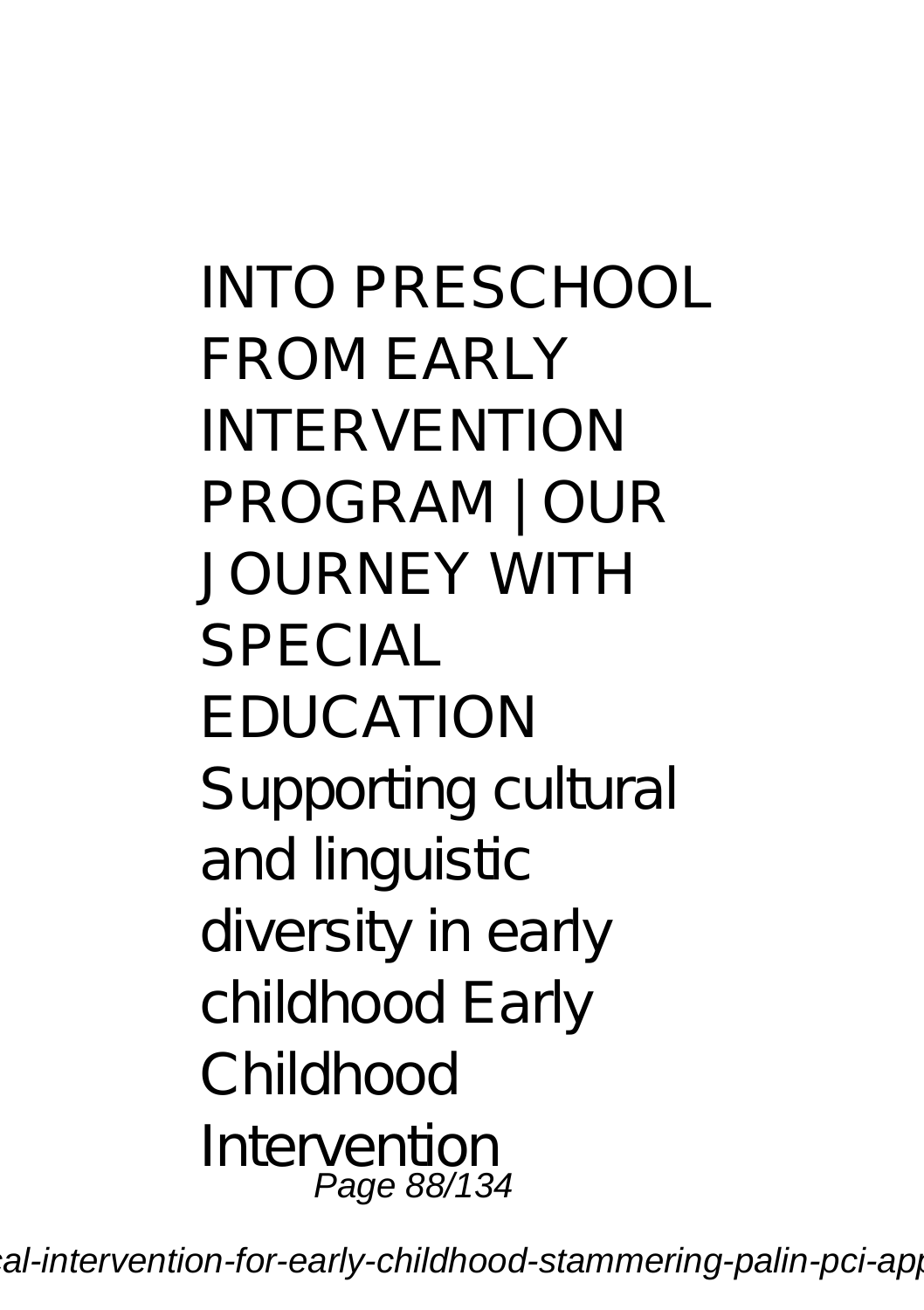INTO PRESCHOOL FROM EARLY INTERVENTION PROGRAM | OUR JOURNEY WITH SPECIAL EDUCATION Supporting cultural and linguistic diversity in early childhood Early Childhood Intervention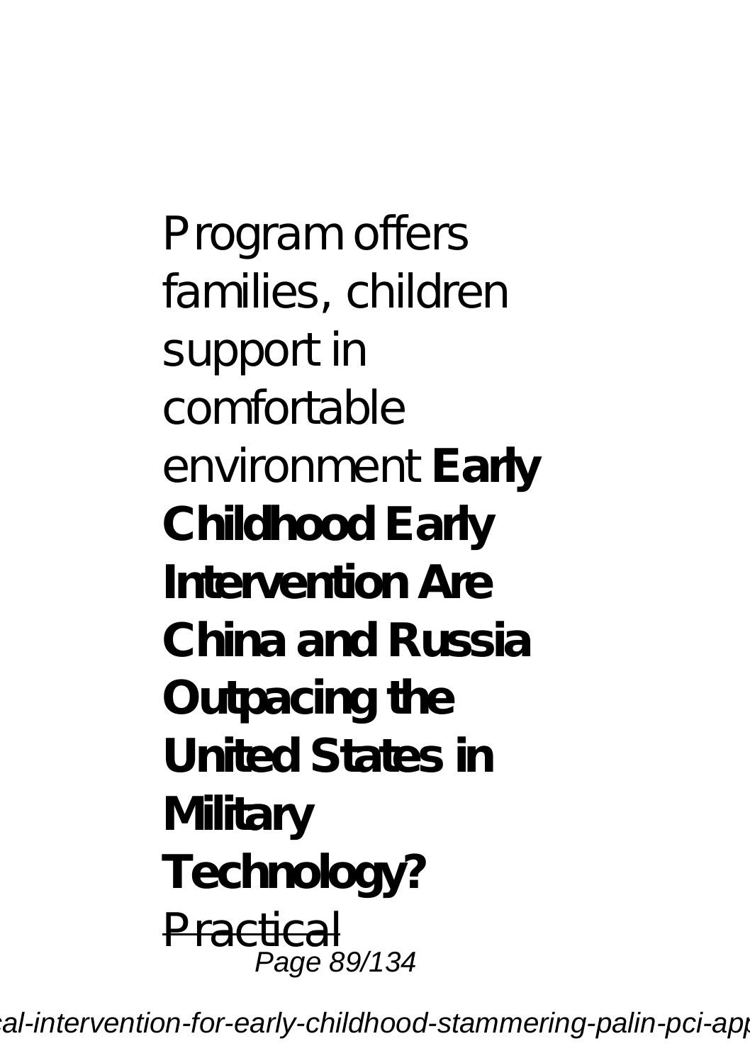Program offers families, children support in comfortable environment **Early Childhood Early Intervention Are China and Russia Outpacing the United States in Military Technology?**

~~Practical~~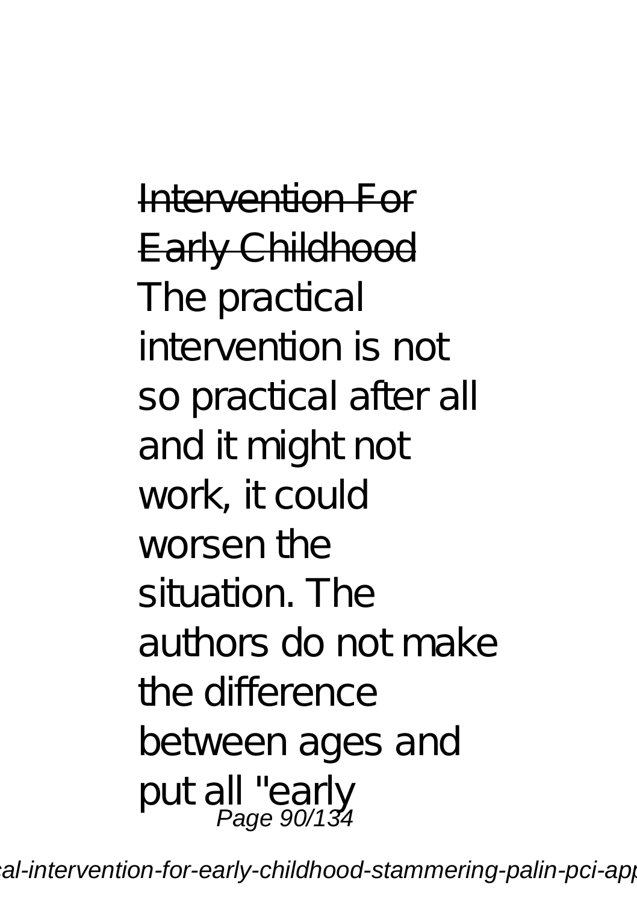~~Intervention For Early Childhood~~

The practical intervention is not so practical after all and it might not work, it could worsen the situation. The authors do not make the difference between ages and put all "early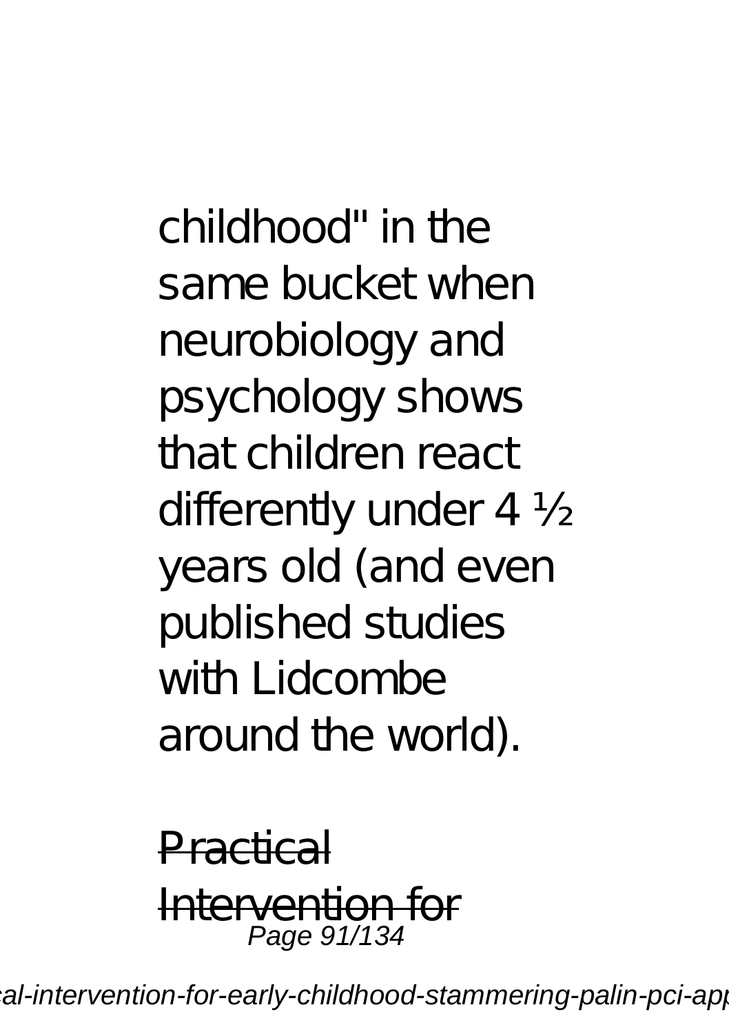childhood" in the same bucket when neurobiology and psychology shows that children react differently under 4 ½ years old (and even published studies with Lidcombe around the world).

~~Practical Intervention for~~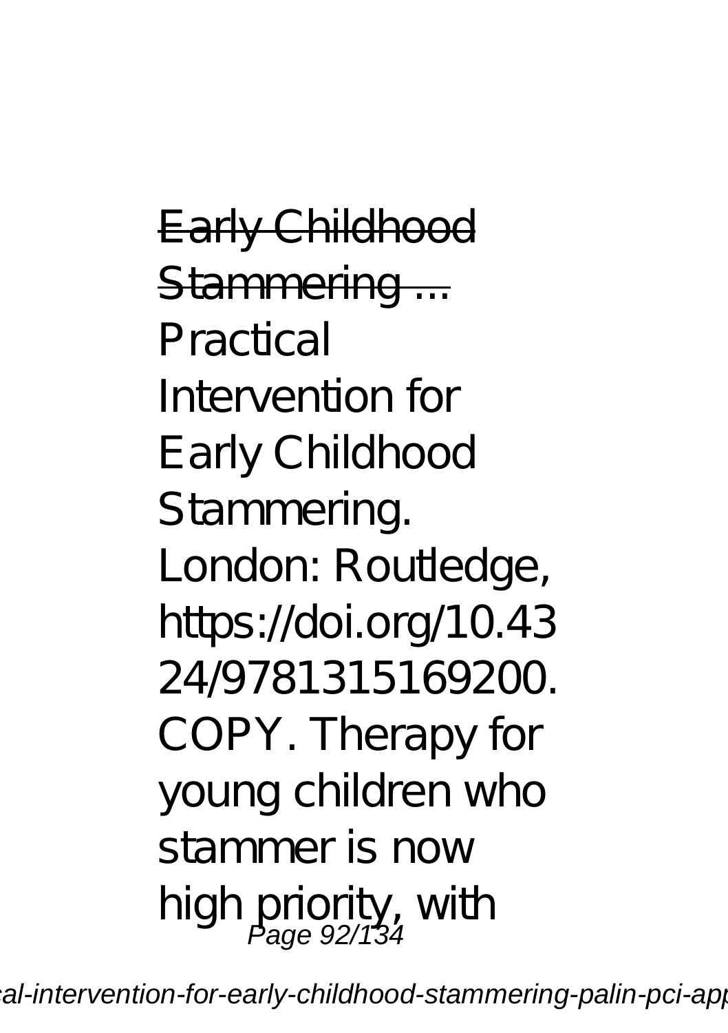Early Childhood Stammering ...

Practical Intervention for Early Childhood Stammering. London: Routledge, https://doi.org/10.4324/9781315169200. COPY. Therapy for young children who stammer is now high priority, with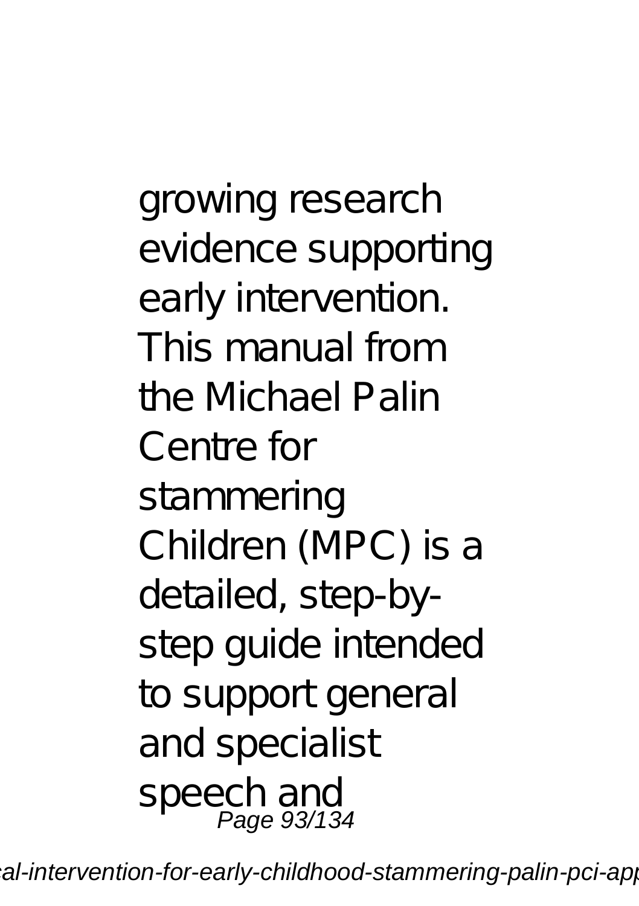growing research evidence supporting early intervention. This manual from the Michael Palin Centre for stammering Children (MPC) is a detailed, step-by-step guide intended to support general and specialist speech and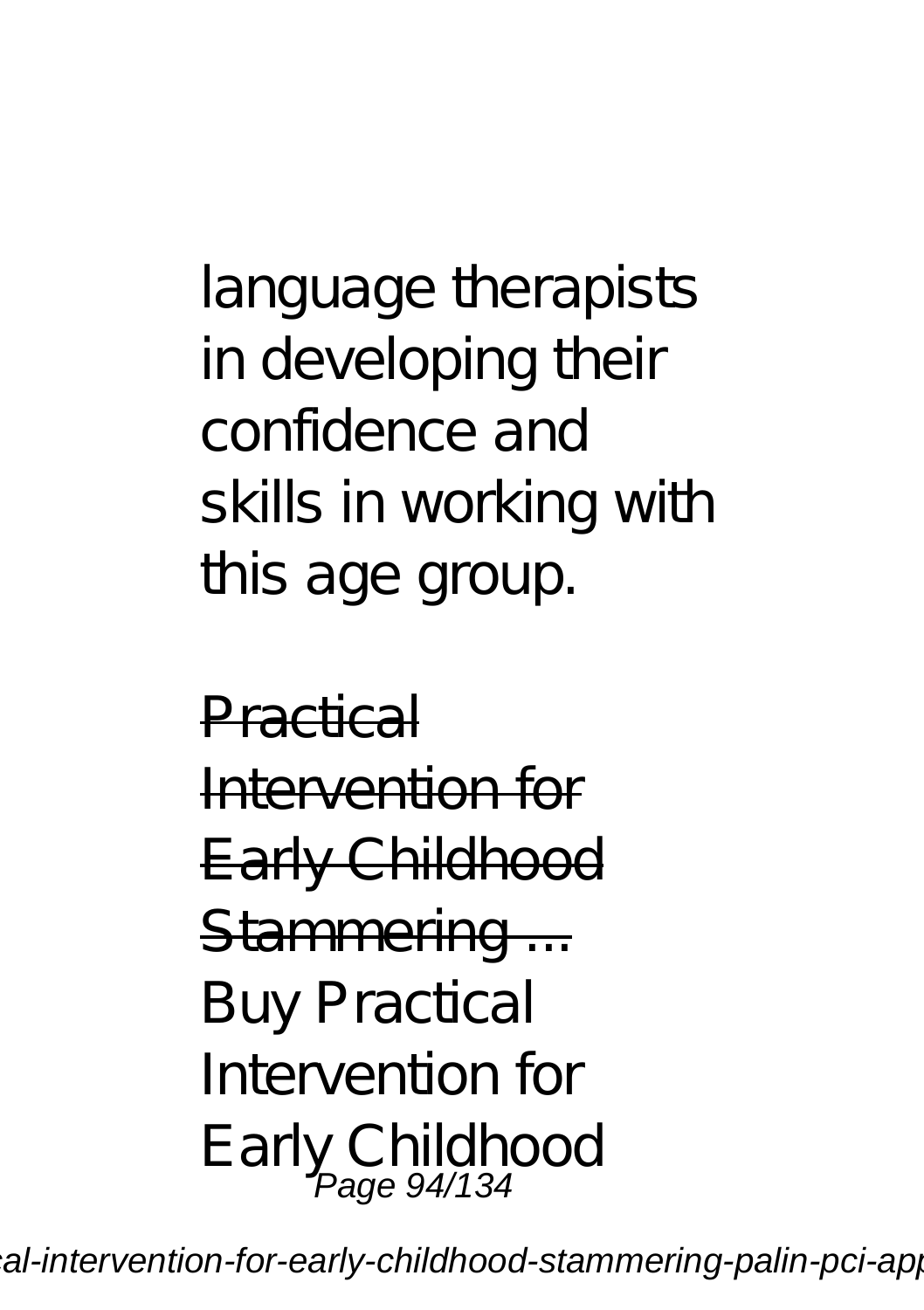language therapists in developing their confidence and skills in working with this age group.

Practical Intervention for Early Childhood Stammering ...

Buy Practical Intervention for Early Childhood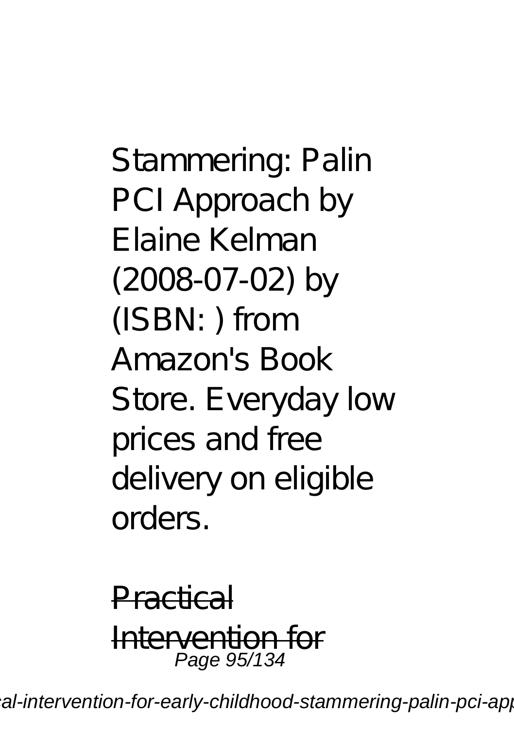Stammering: Palin PCI Approach by Elaine Kelman (2008-07-02) by (ISBN: ) from Amazon's Book Store. Everyday low prices and free delivery on eligible orders.

Practical Intervention for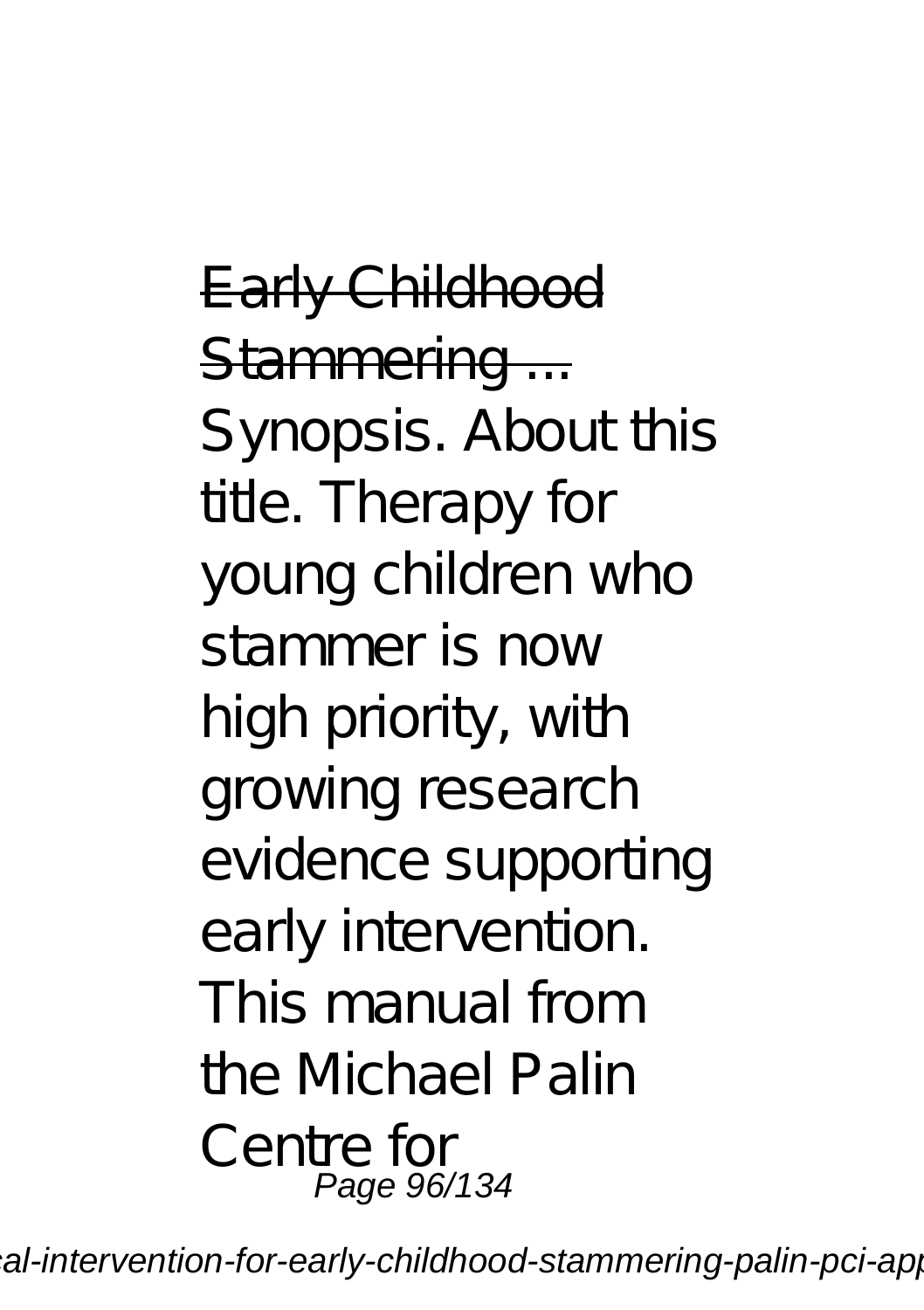Early Childhood Stammering ...

Synopsis. About this title. Therapy for young children who stammer is now high priority, with growing research evidence supporting early intervention. This manual from the Michael Palin Centre for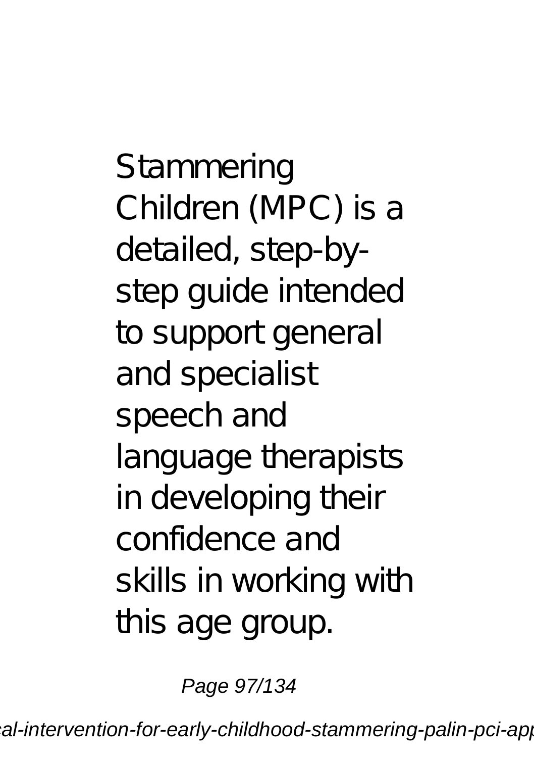Stammering Children (MPC) is a detailed, step-by-step guide intended to support general and specialist speech and language therapists in developing their confidence and skills in working with this age group.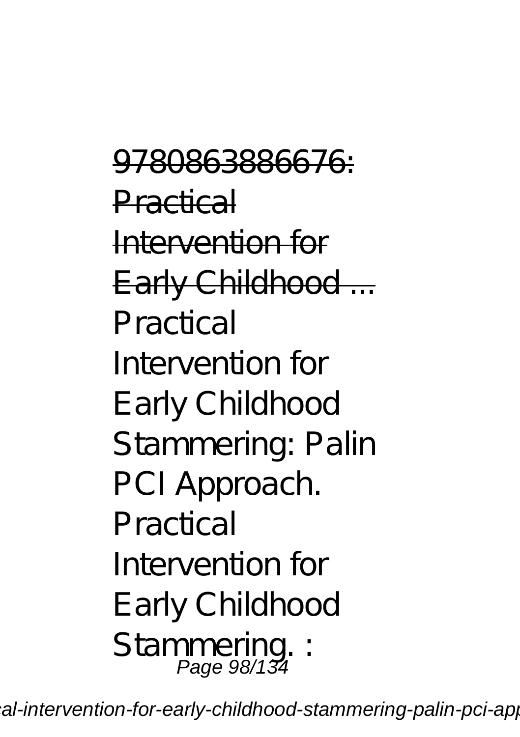~~9780863886676: Practical Intervention for Early Childhood ...~~

Practical Intervention for Early Childhood Stammering: Palin PCI Approach. Practical Intervention for Early Childhood Stammering. :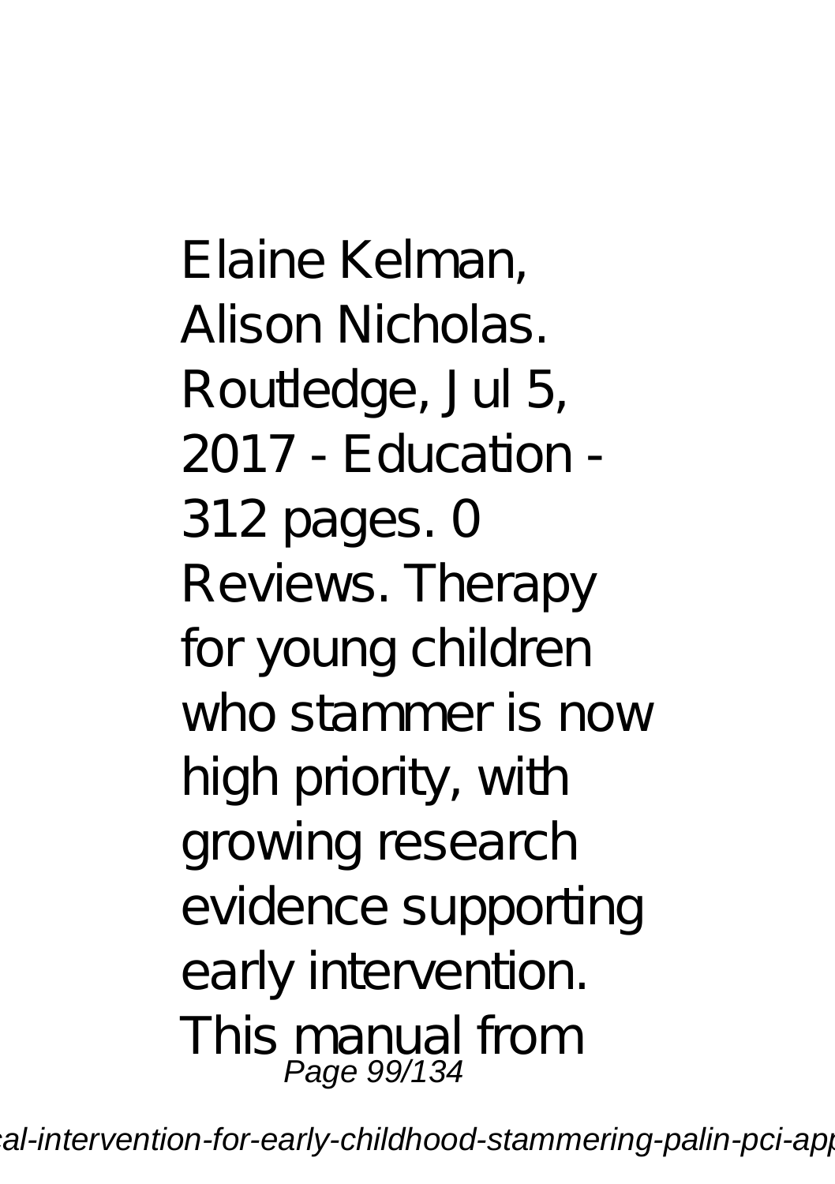Elaine Kelman, Alison Nicholas. Routledge, Jul 5, 2017 - Education - 312 pages. 0 Reviews. Therapy for young children who stammer is now high priority, with growing research evidence supporting early intervention. This manual from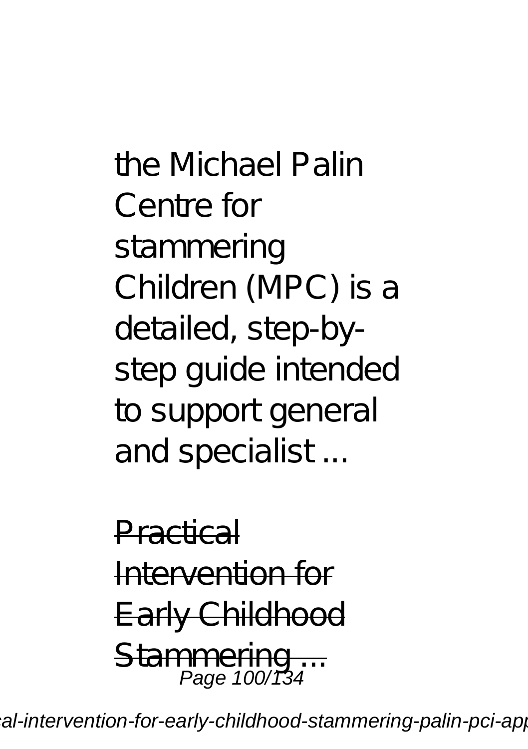the Michael Palin Centre for stammering Children (MPC) is a detailed, step-by-step guide intended to support general and specialist ...

~~Practical Intervention for Early Childhood Stammering ...~~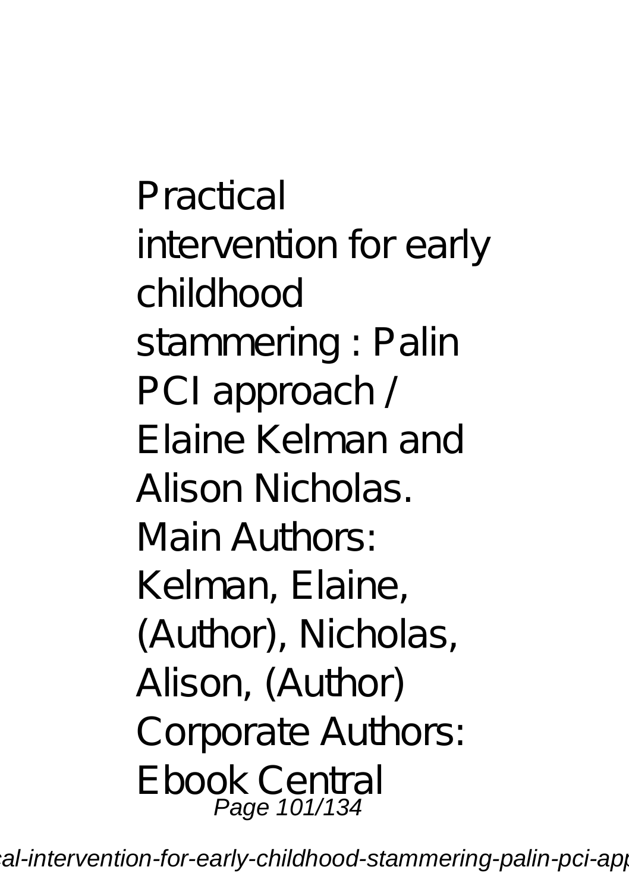Practical intervention for early childhood stammering : Palin PCI approach / Elaine Kelman and Alison Nicholas. Main Authors: Kelman, Elaine, (Author), Nicholas, Alison, (Author) Corporate Authors: Ebook Central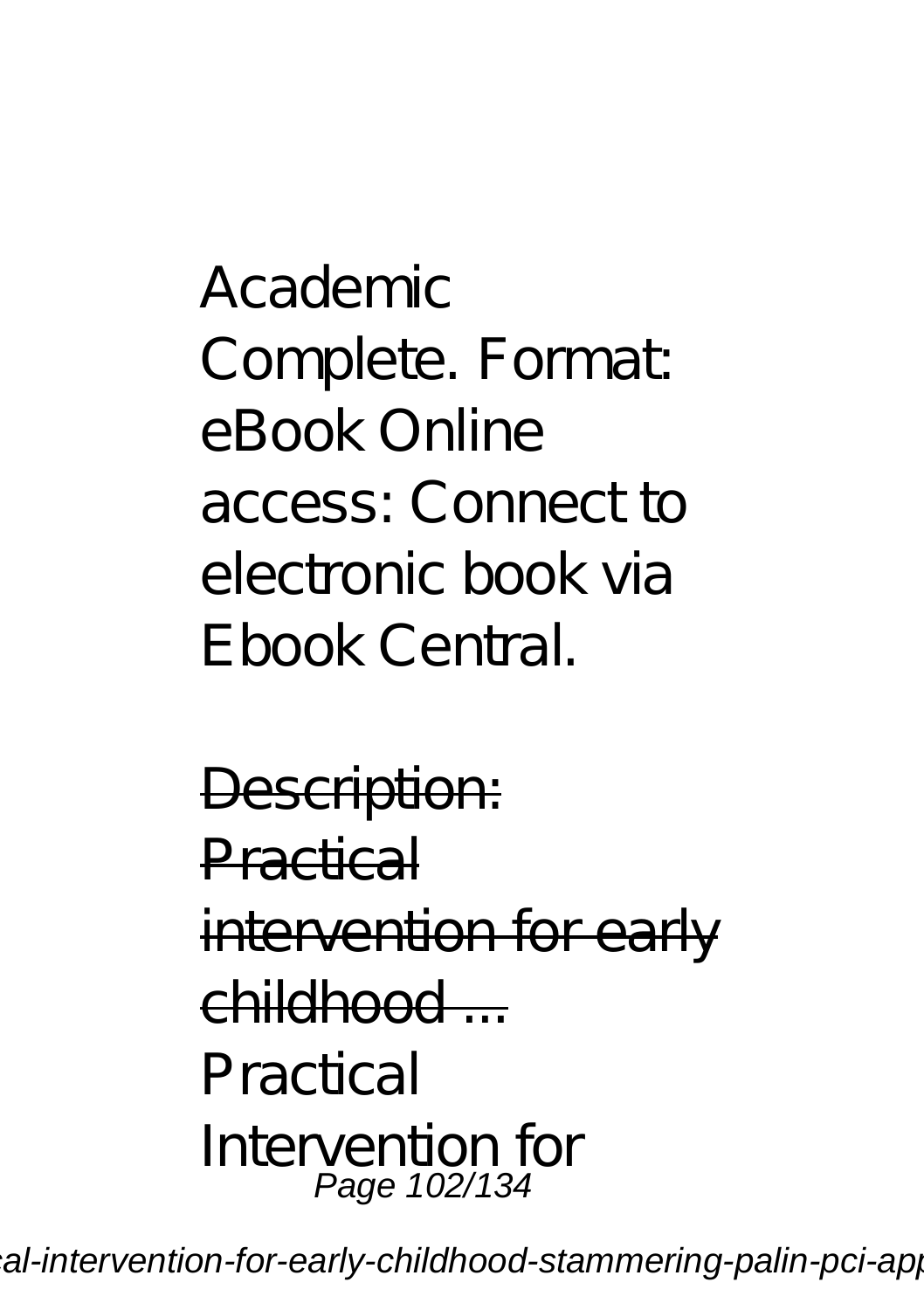Academic Complete. Format: eBook Online access: Connect to electronic book via Ebook Central.

Description: Practical intervention for early childhood ...

Practical Intervention for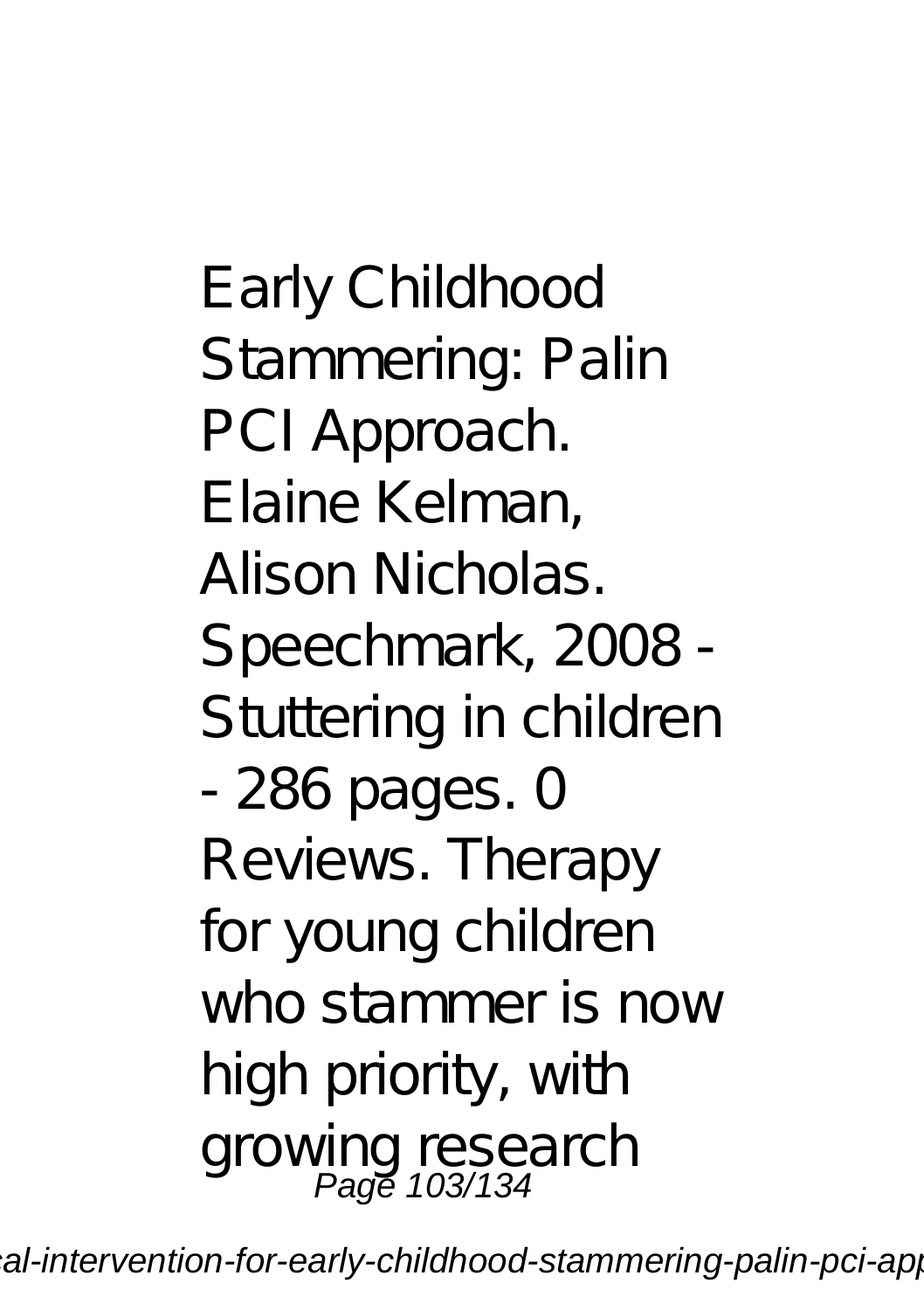Early Childhood Stammering: Palin PCI Approach. Elaine Kelman, Alison Nicholas. Speechmark, 2008 - Stuttering in children - 286 pages. 0 Reviews. Therapy for young children who stammer is now high priority, with growing research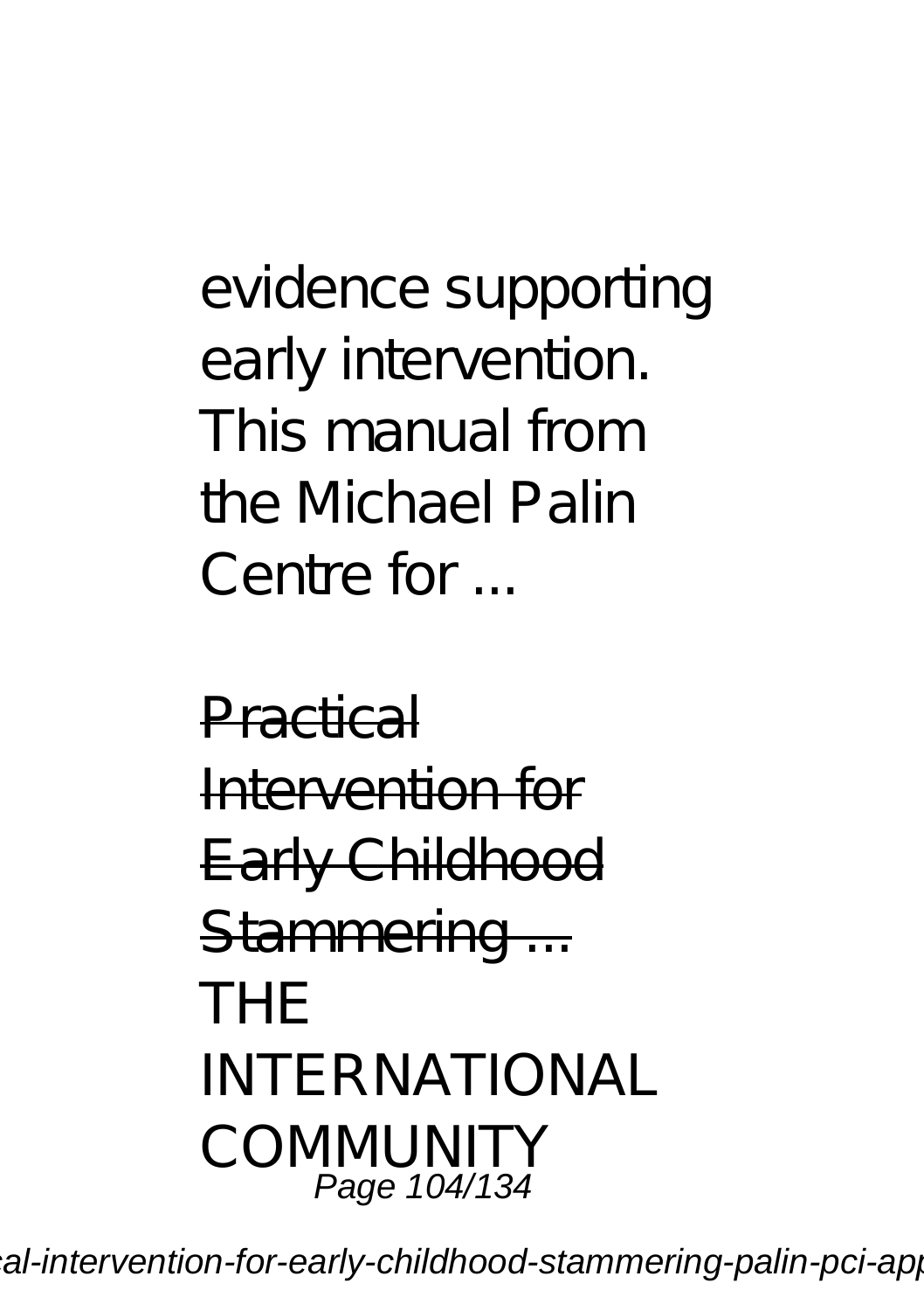evidence supporting early intervention. This manual from the Michael Palin Centre for ...

Practical Intervention for Early Childhood Stammering ...

THE INTERNATIONAL COMMUNITY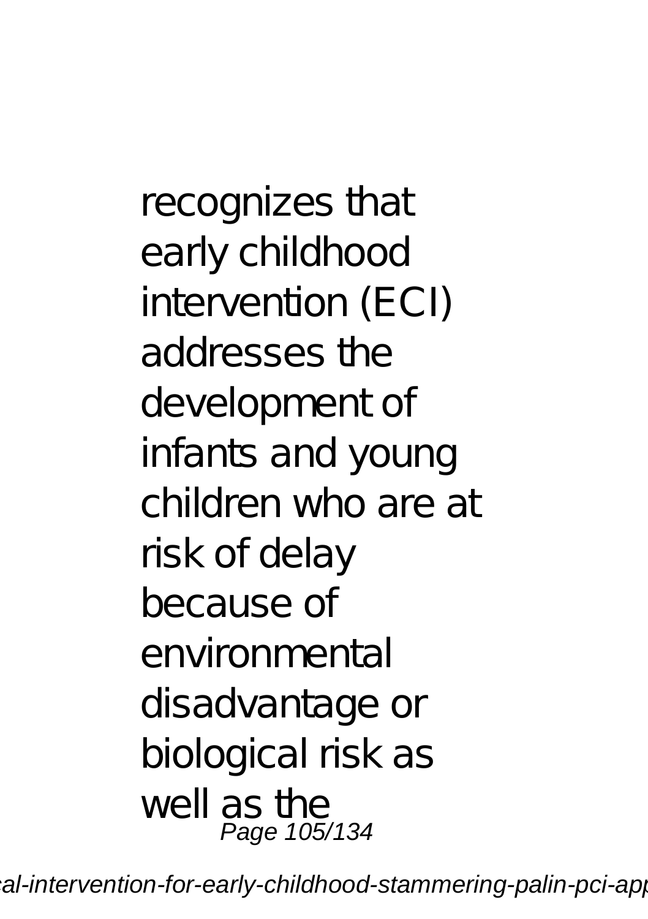recognizes that early childhood intervention (ECI) addresses the development of infants and young children who are at risk of delay because of environmental disadvantage or biological risk as well as the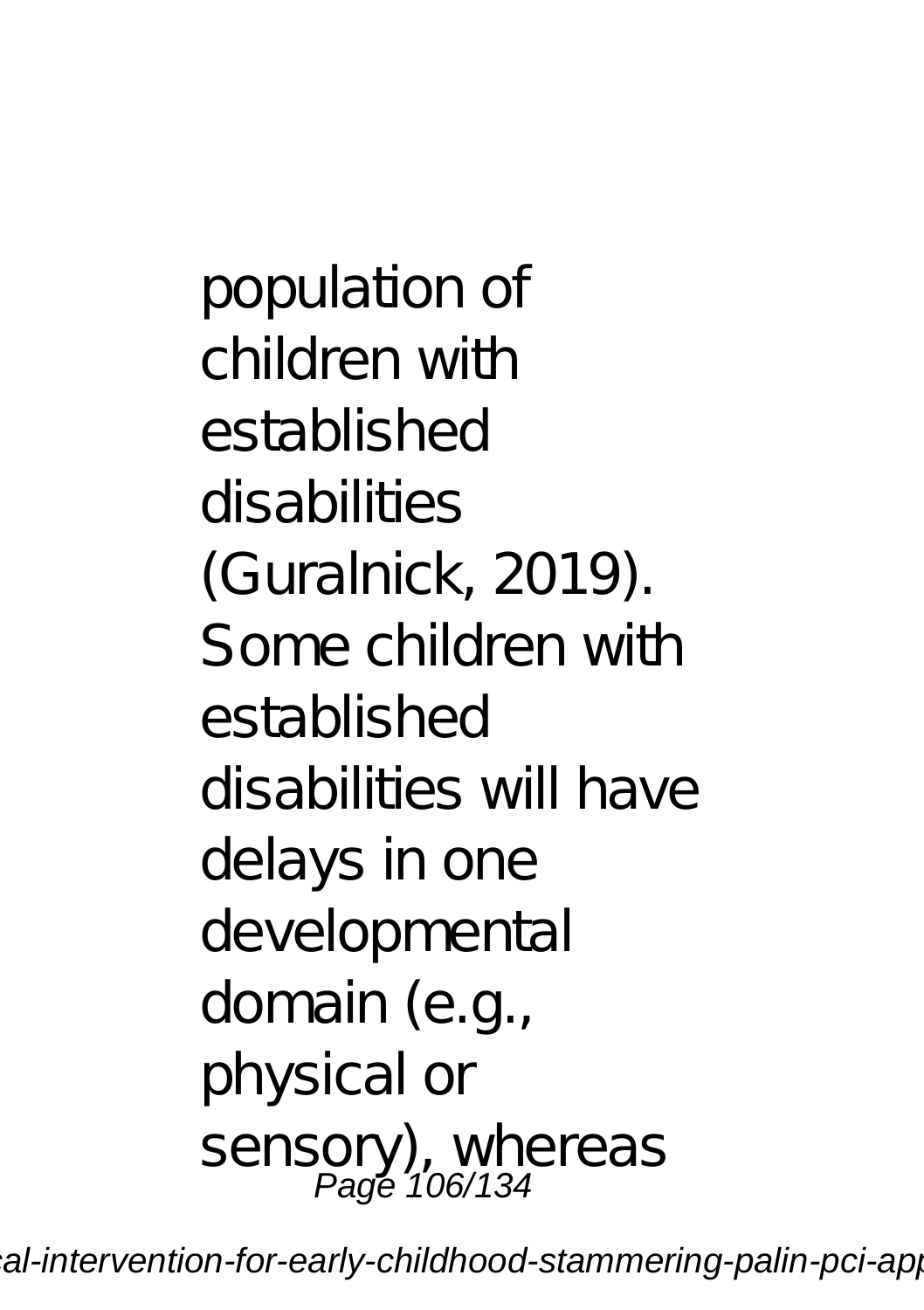population of children with established disabilities (Guralnick, 2019). Some children with established disabilities will have delays in one developmental domain (e.g., physical or sensory), whereas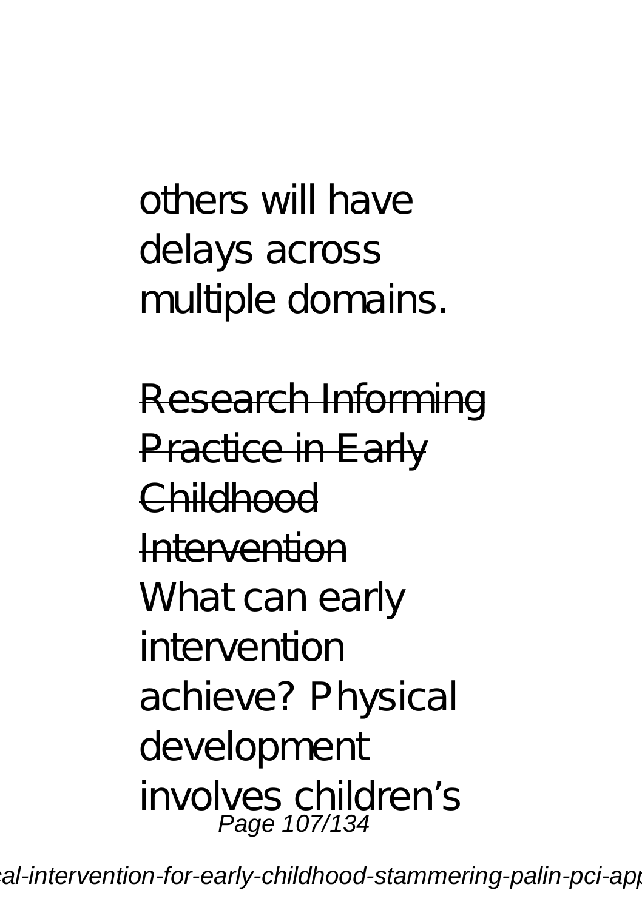others will have delays across multiple domains.

~~Research Informing Practice in Early Childhood Intervention~~

What can early intervention achieve? Physical development involves children's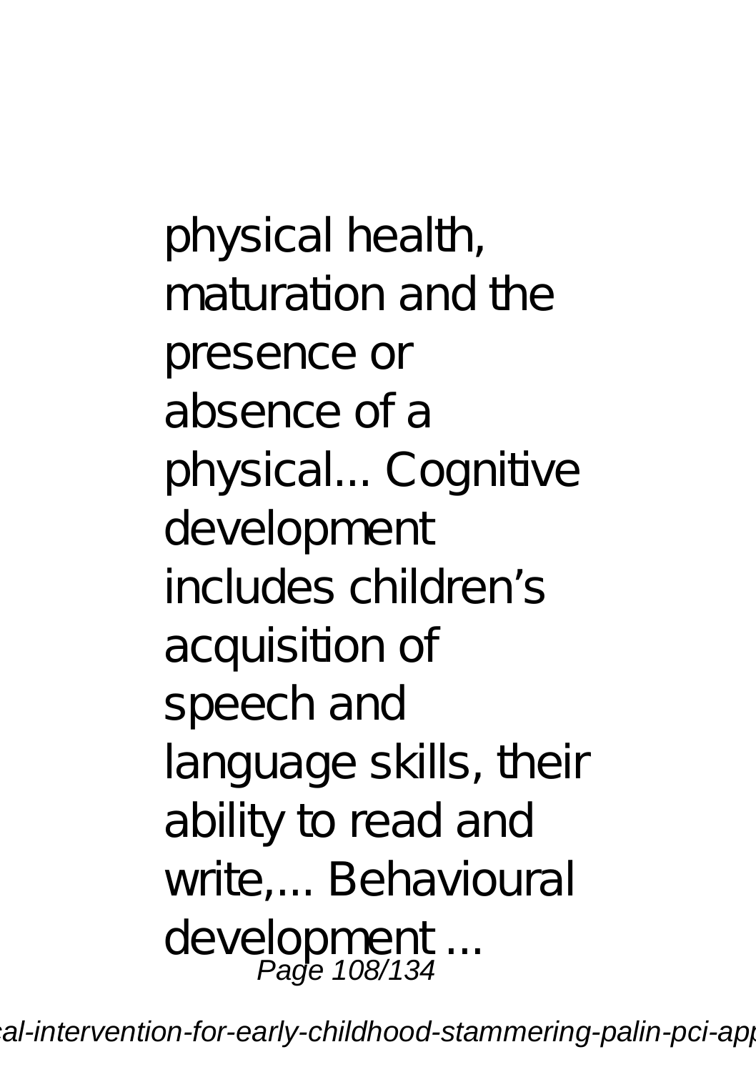physical health, maturation and the presence or absence of a physical... Cognitive development includes children's acquisition of speech and language skills, their ability to read and write,... Behavioural development ...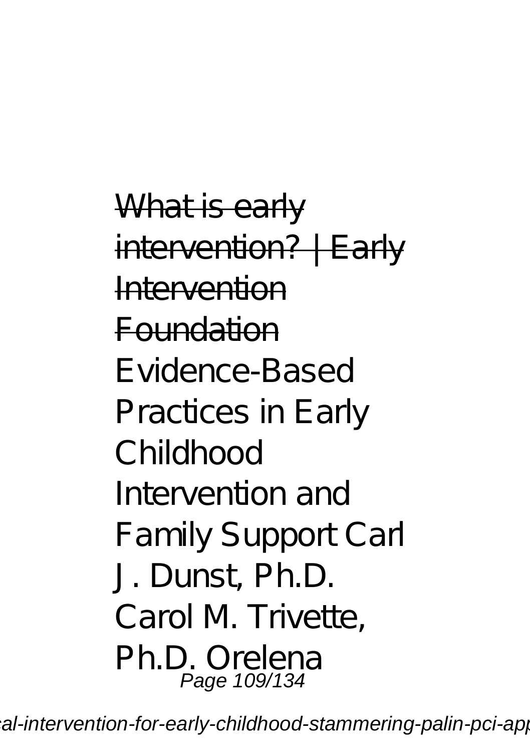~~What is early intervention? | Early Intervention Foundation~~

Evidence-Based Practices in Early Childhood Intervention and Family Support Carl J. Dunst, Ph.D. Carol M. Trivette, Ph.D. Orelena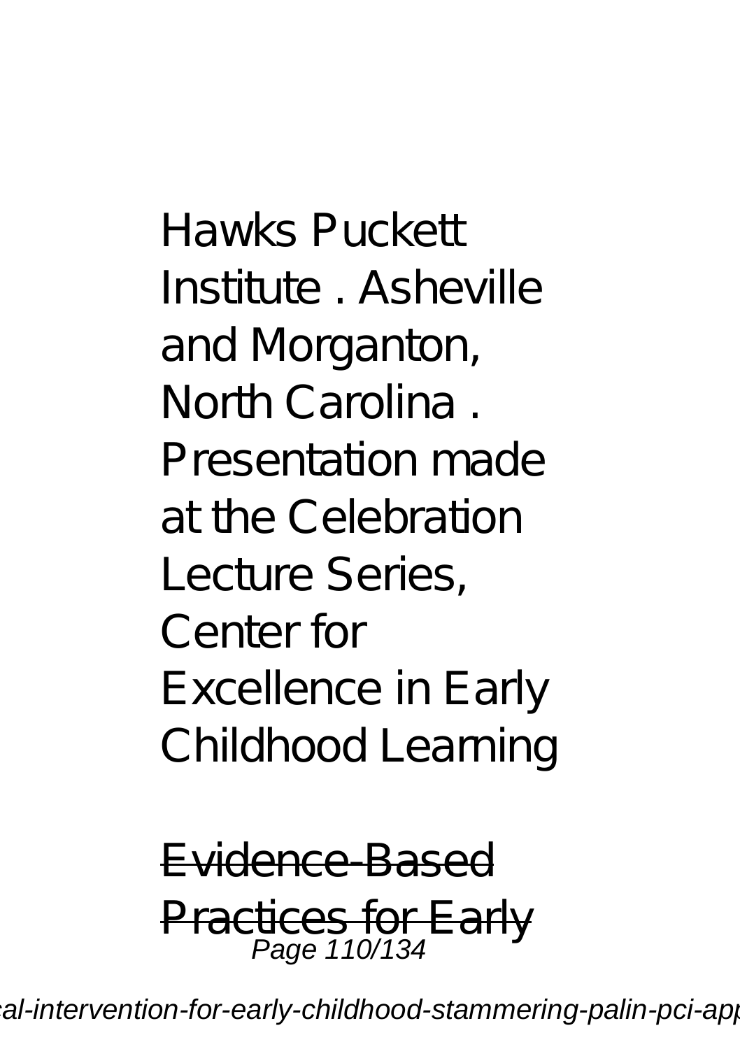Hawks Puckett Institute . Asheville and Morganton, North Carolina . Presentation made at the Celebration Lecture Series, Center for Excellence in Early Childhood Learning

Evidence-Based Practices for Early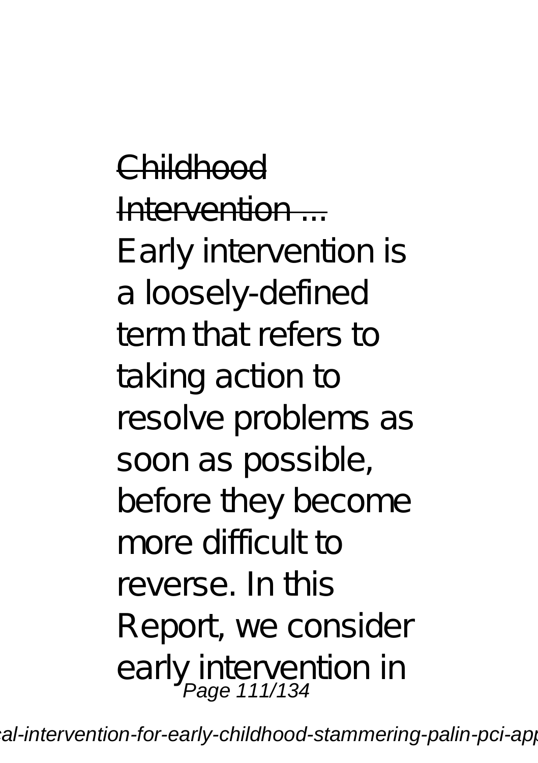Childhood Intervention ...

Early intervention is a loosely-defined term that refers to taking action to resolve problems as soon as possible, before they become more difficult to reverse. In this Report, we consider early intervention in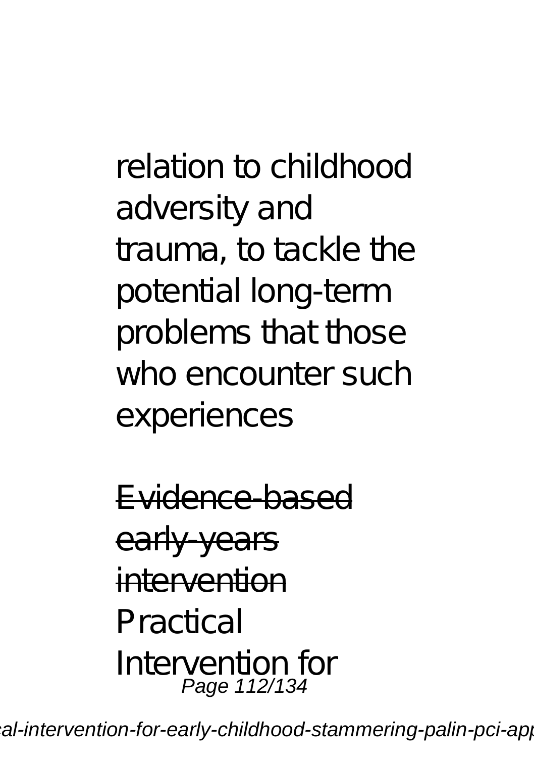relation to childhood adversity and trauma, to tackle the potential long-term problems that those who encounter such experiences

~~Evidence-based early-years intervention~~
Practical Intervention for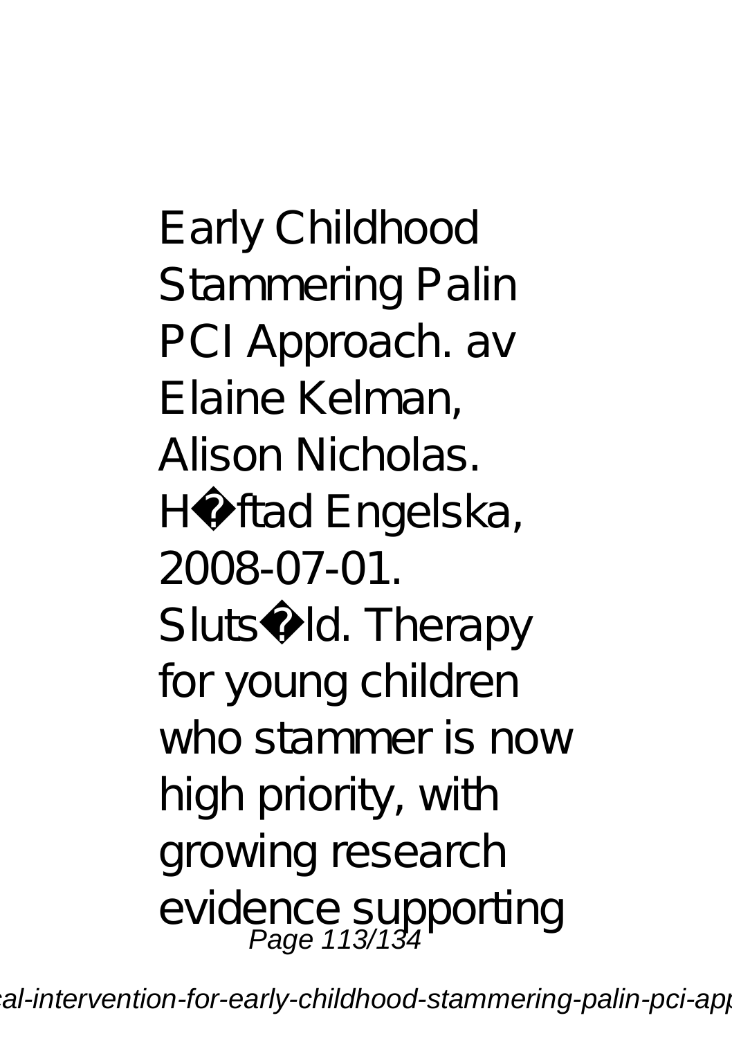Early Childhood Stammering Palin PCI Approach. av Elaine Kelman, Alison Nicholas. H�ftad Engelska, 2008-07-01. Sluts�ld. Therapy for young children who stammer is now high priority, with growing research evidence supporting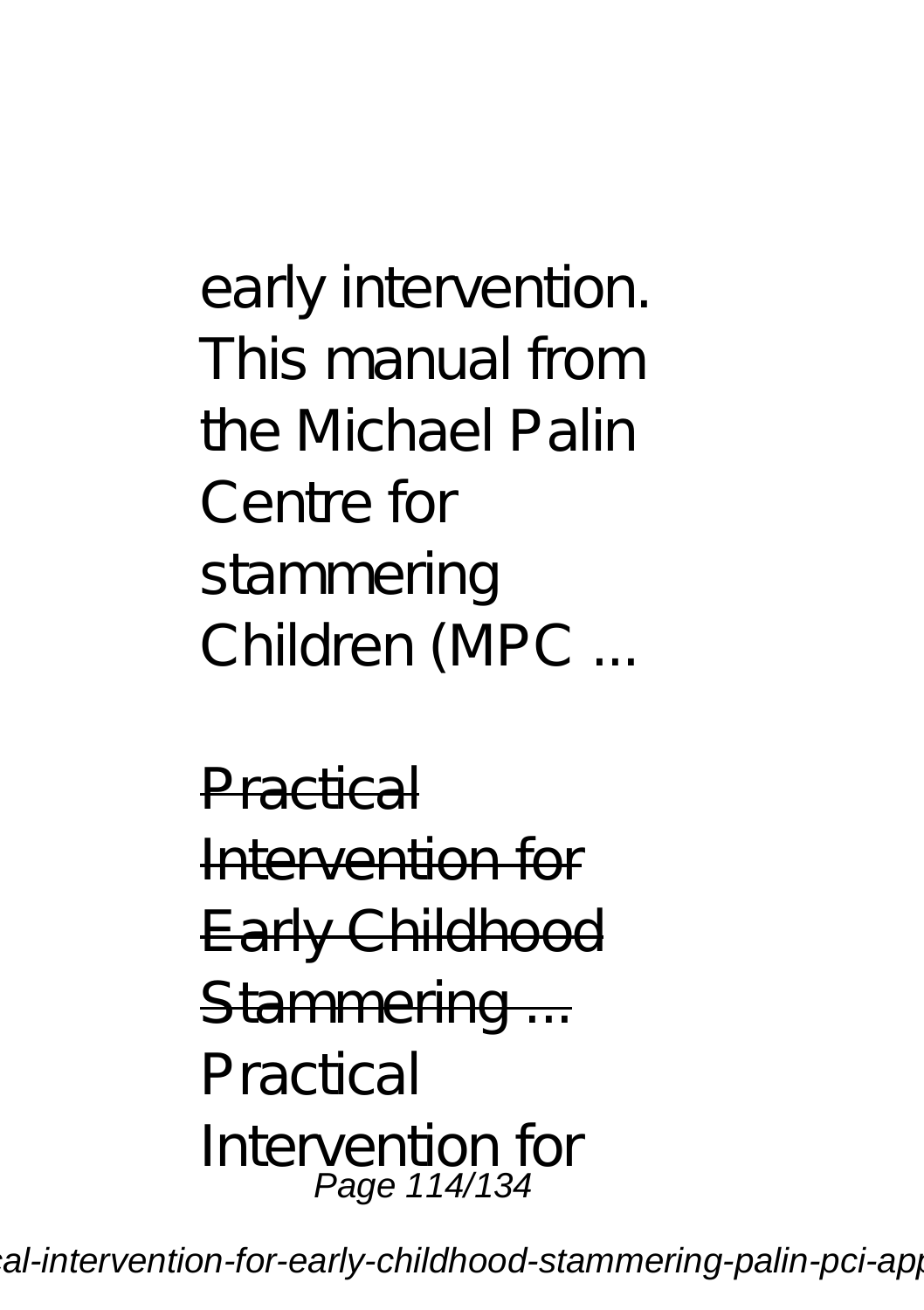early intervention. This manual from the Michael Palin Centre for stammering Children (MPC ...

Practical Intervention for Early Childhood Stammering ...

Practical Intervention for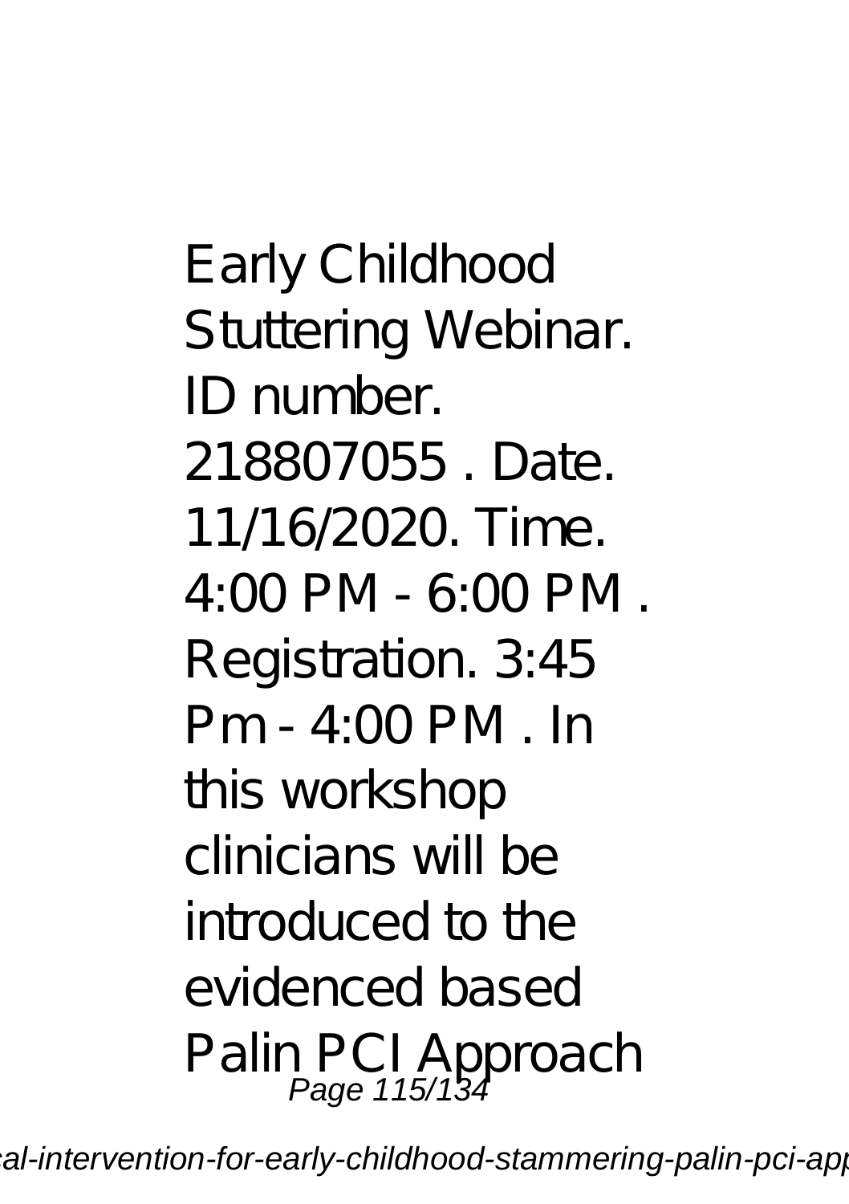Early Childhood Stuttering Webinar. ID number. 218807055 . Date. 11/16/2020. Time. 4:00 PM - 6:00 PM . Registration. 3:45 Pm - 4:00 PM . In this workshop clinicians will be introduced to the evidenced based Palin PCI Approach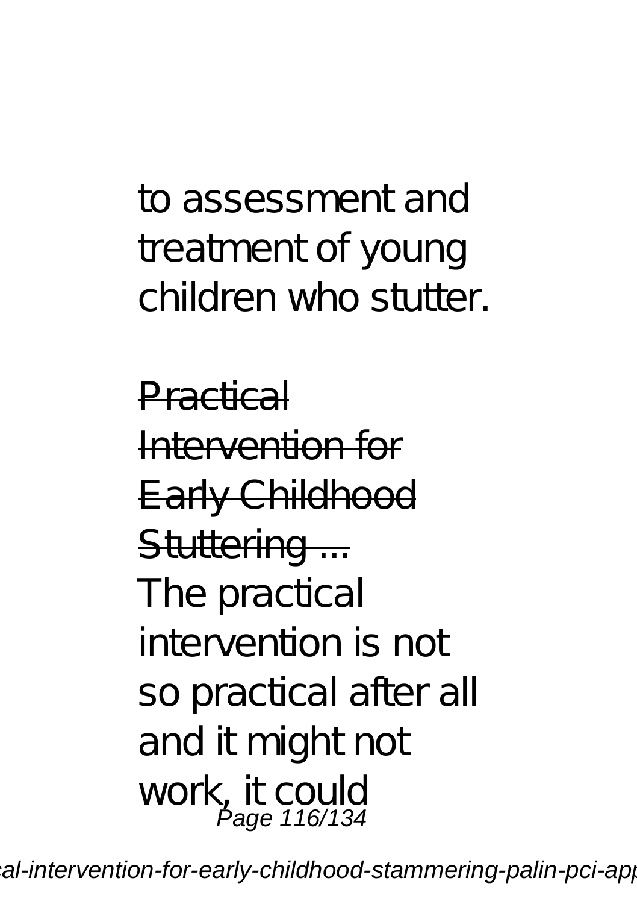to assessment and treatment of young children who stutter.

Practical Intervention for Early Childhood Stuttering ...

The practical intervention is not so practical after all and it might not work, it could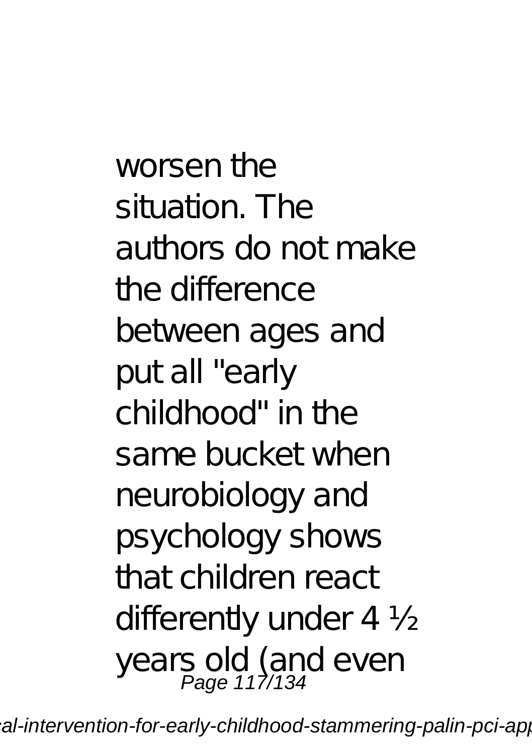worsen the situation. The authors do not make the difference between ages and put all "early childhood" in the same bucket when neurobiology and psychology shows that children react differently under 4 ½ years old (and even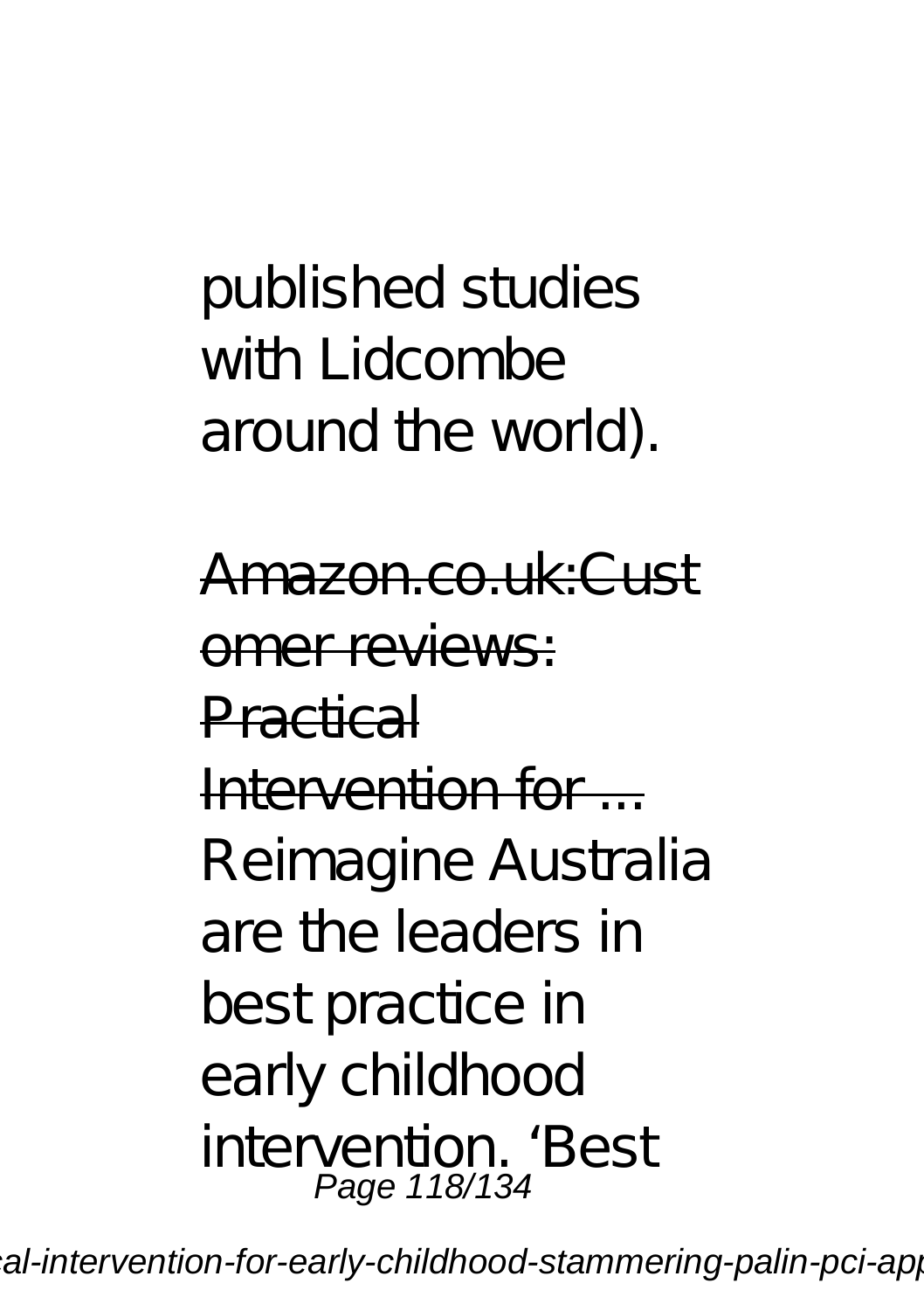published studies with Lidcombe around the world).

Amazon.co.uk:Customer reviews: Practical Intervention for ...

Reimagine Australia are the leaders in best practice in early childhood intervention. 'Best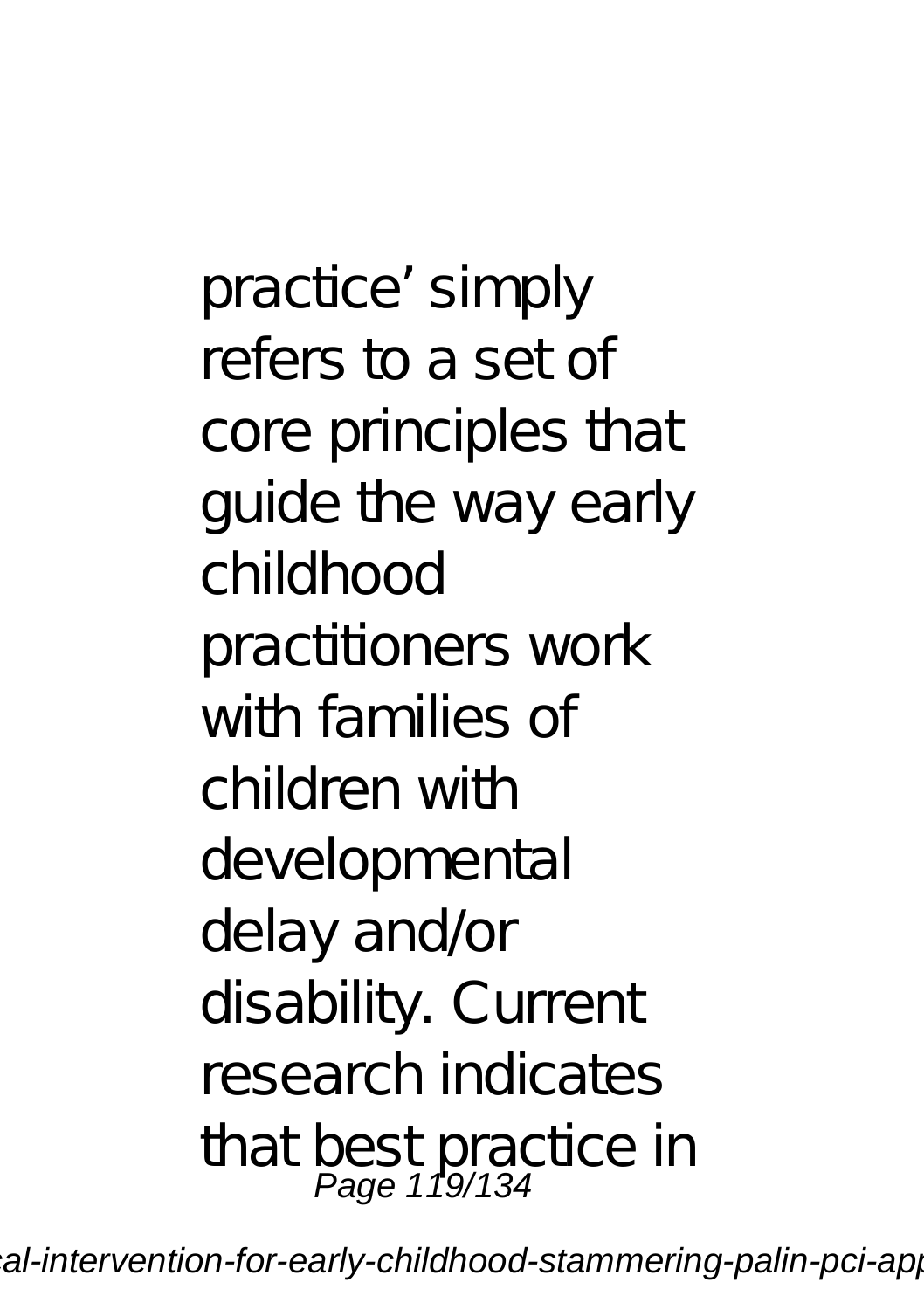practice' simply refers to a set of core principles that guide the way early childhood practitioners work with families of children with developmental delay and/or disability. Current research indicates that best practice in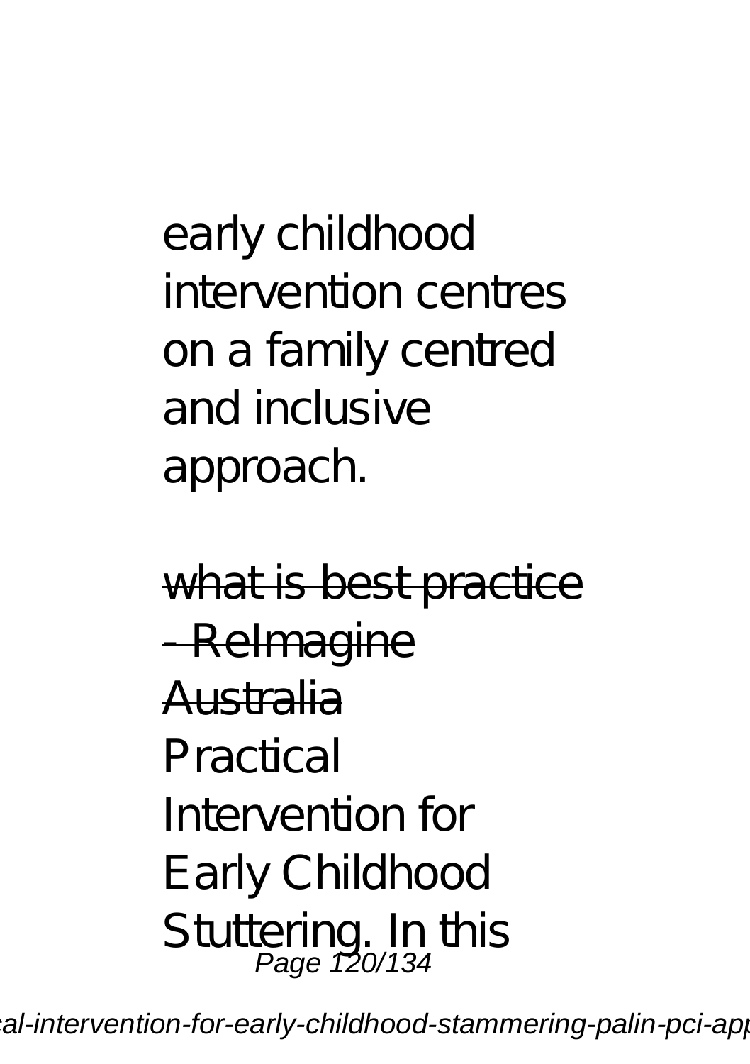early childhood intervention centres on a family centred and inclusive approach.

~~what is best practice - ReImagine Australia~~

Practical Intervention for Early Childhood Stuttering. In this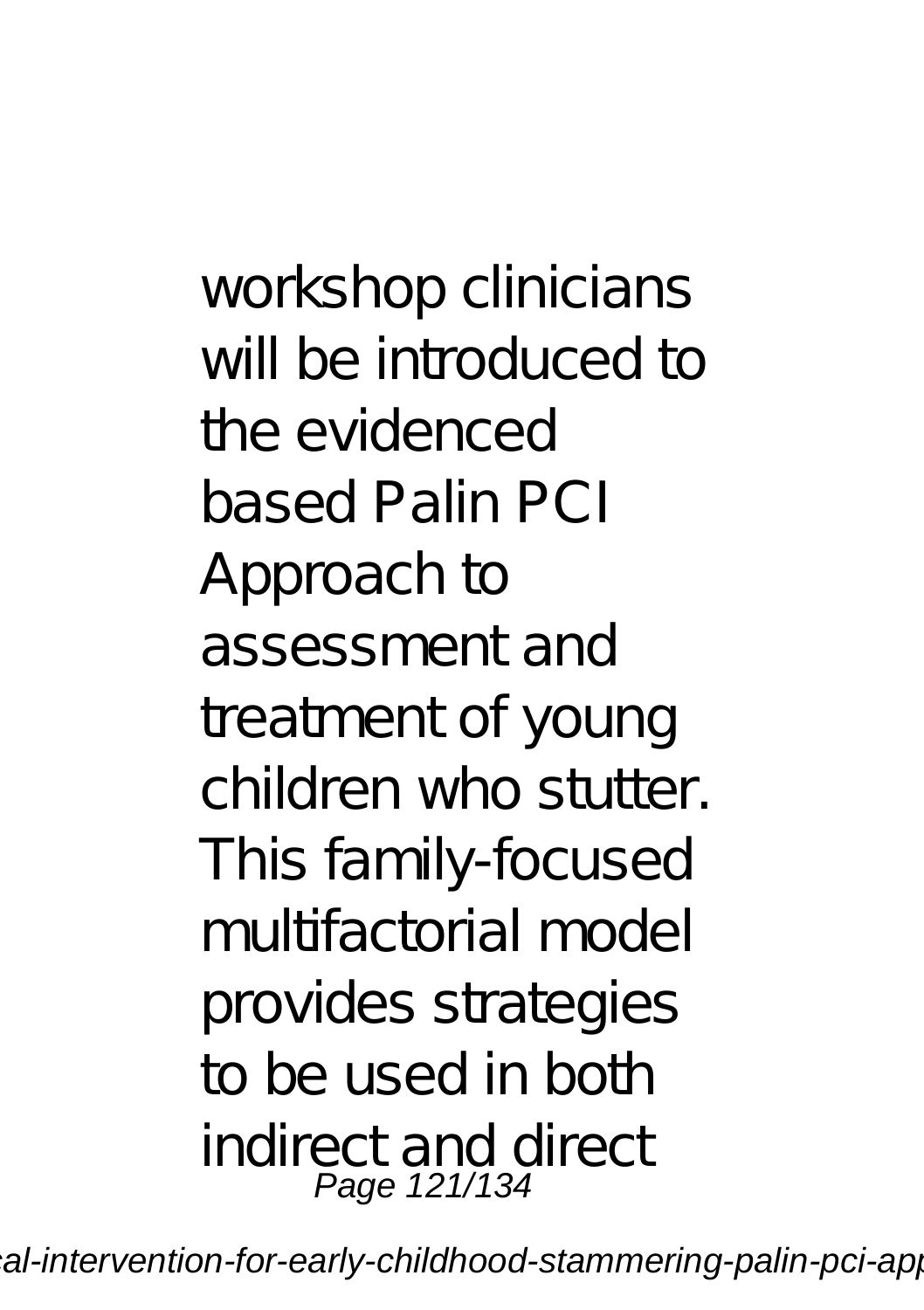workshop clinicians will be introduced to the evidenced based Palin PCI Approach to assessment and treatment of young children who stutter. This family-focused multifactorial model provides strategies to be used in both indirect and direct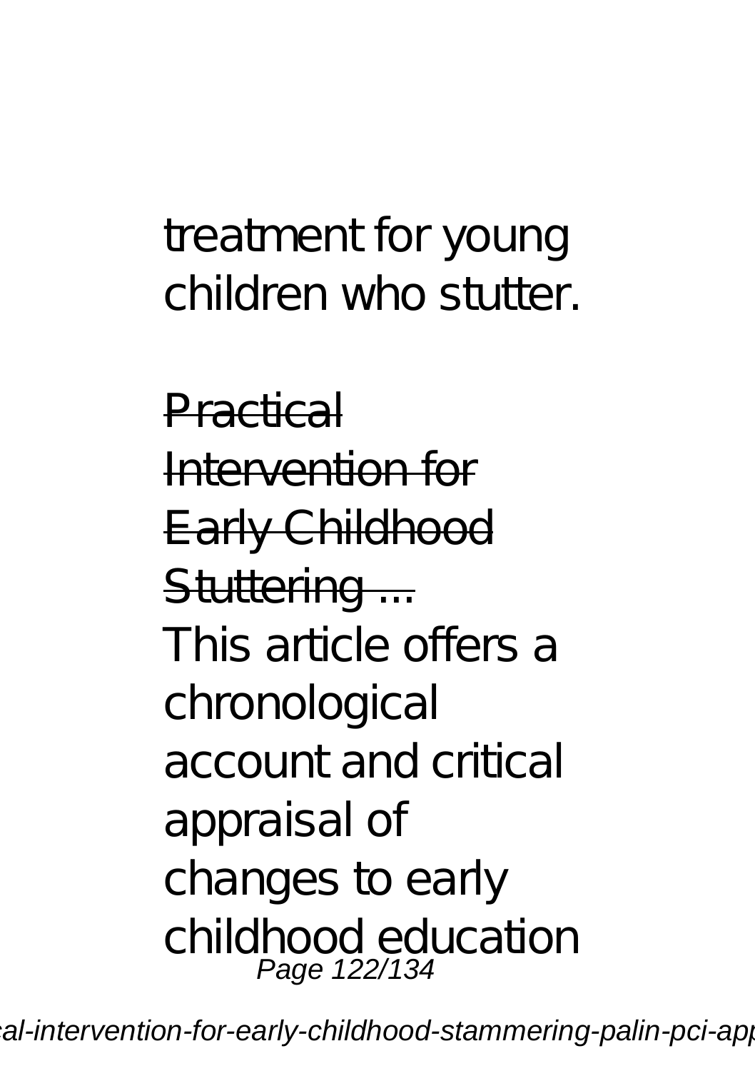treatment for young children who stutter.

Practical Intervention for Early Childhood Stuttering ...

This article offers a chronological account and critical appraisal of changes to early childhood education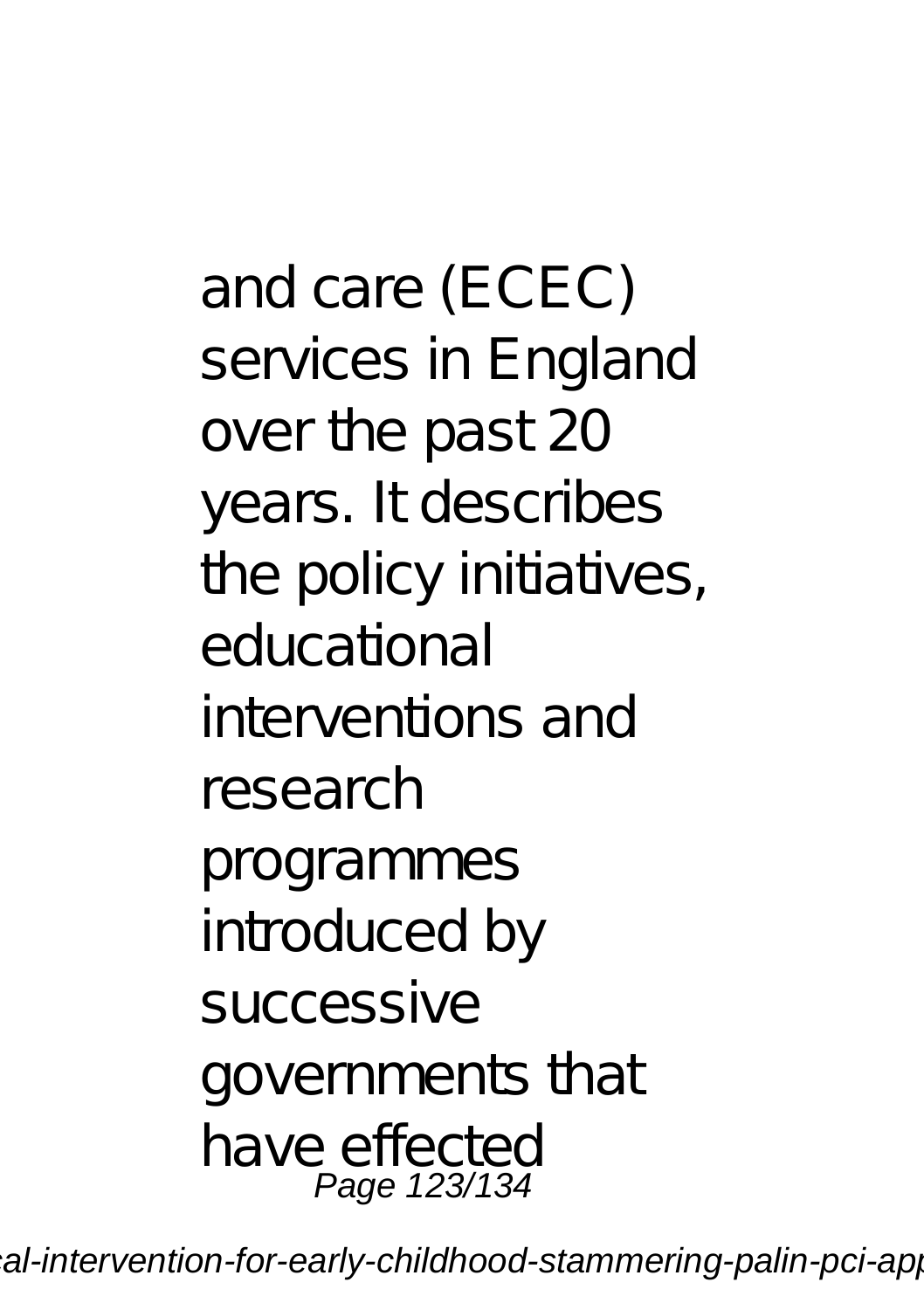and care (ECEC) services in England over the past 20 years. It describes the policy initiatives, educational interventions and research programmes introduced by successive governments that have effected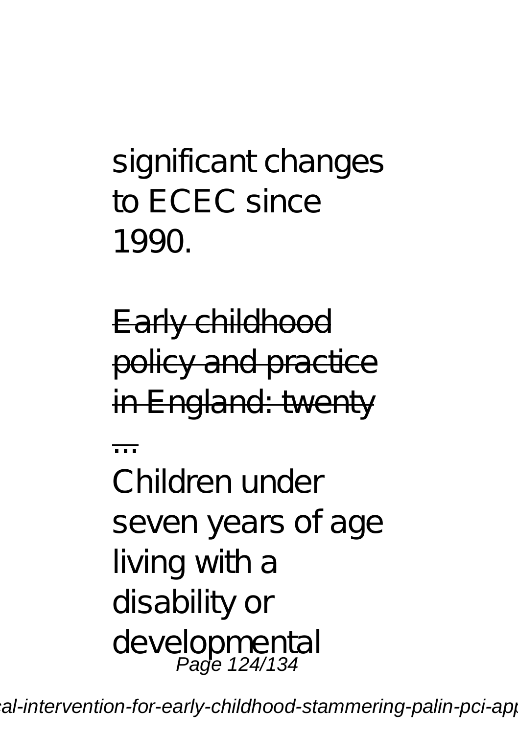significant changes to ECEC since 1990.

Early childhood policy and practice in England: twenty ...

Children under seven years of age living with a disability or developmental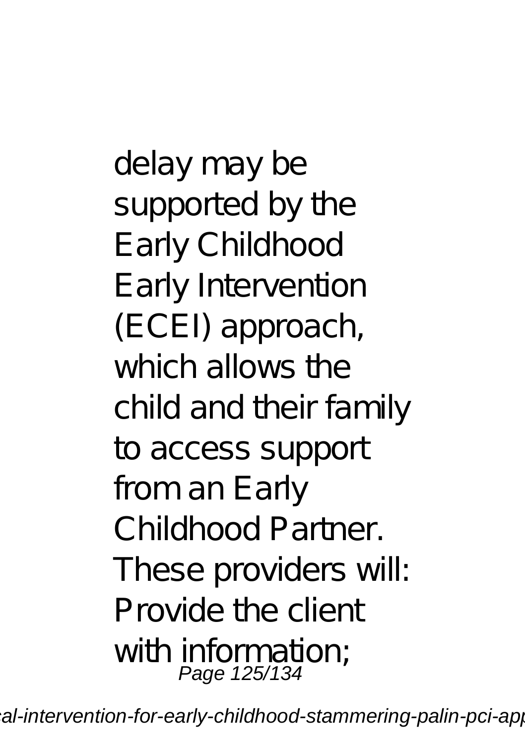delay may be supported by the Early Childhood Early Intervention (ECEI) approach, which allows the child and their family to access support from an Early Childhood Partner. These providers will: Provide the client with information;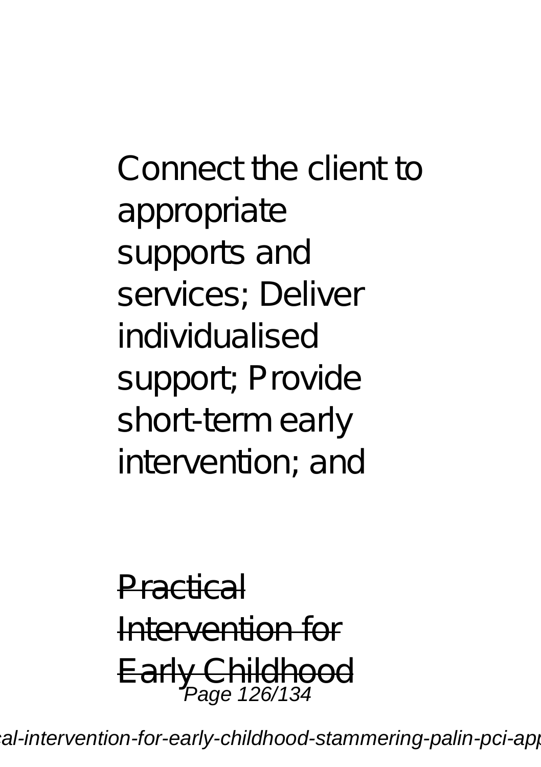Connect the client to appropriate supports and services; Deliver individualised support; Provide short-term early intervention; and

~~Practical Intervention for Early Childhood~~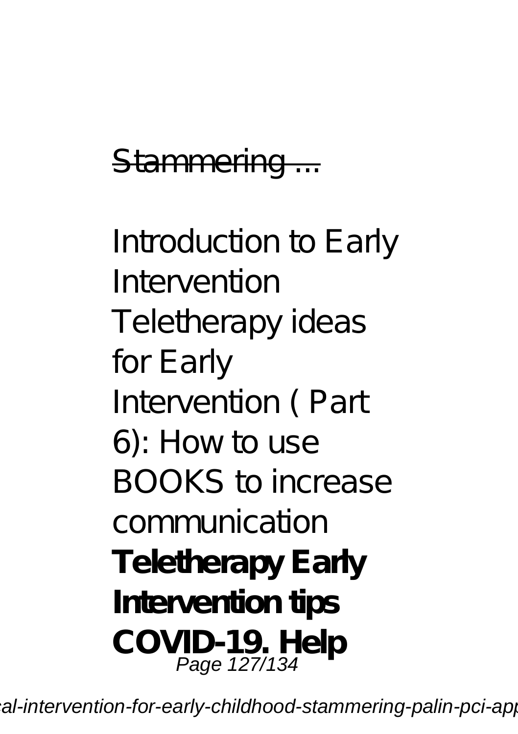Stammering ...

Introduction to Early Intervention Teletherapy ideas for Early Intervention ( Part 6): How to use BOOKS to increase communication **Teletherapy Early Intervention tips COVID-19. Help**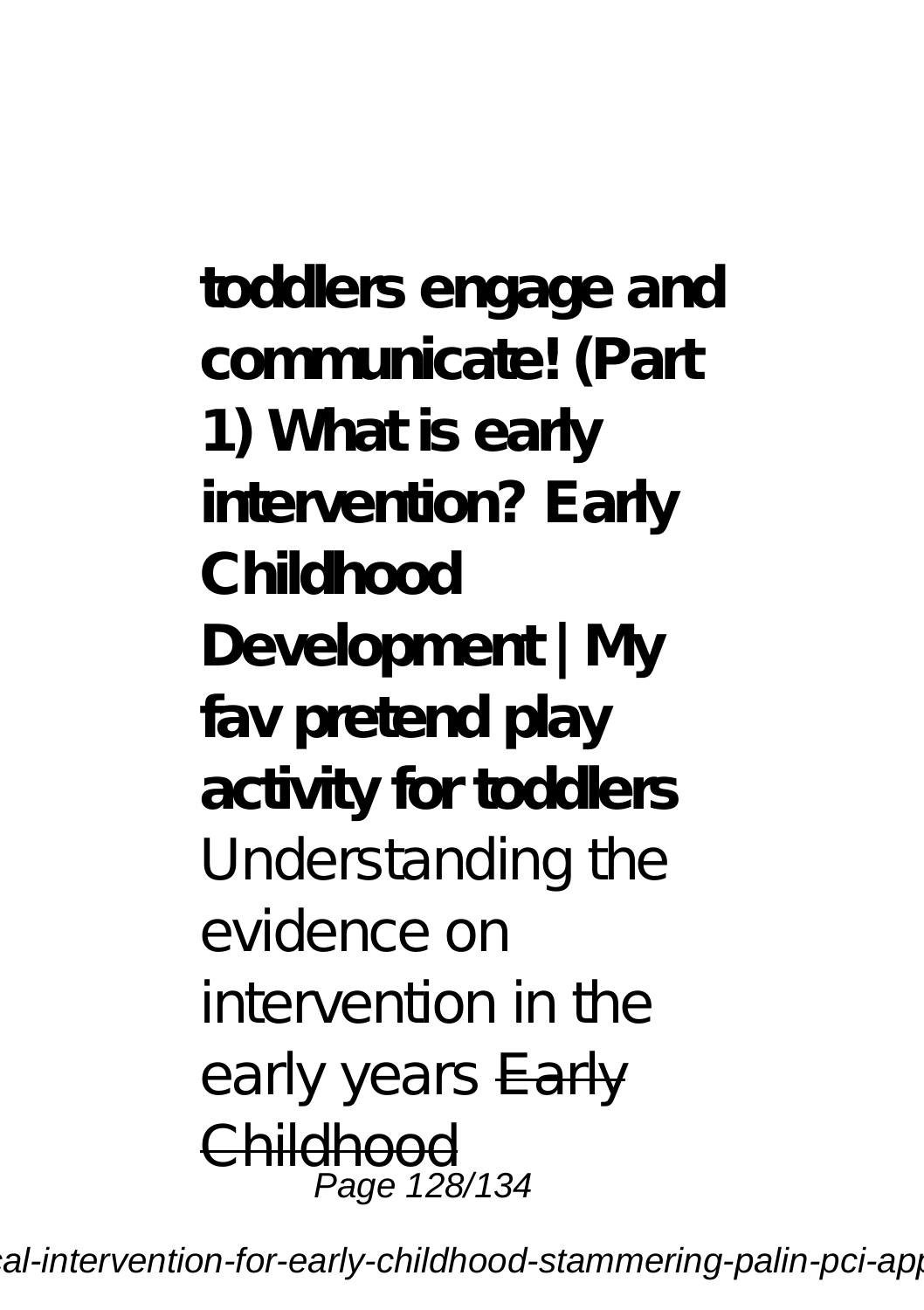**toddlers engage and communicate! (Part 1) What is early intervention? Early Childhood Development | My fav pretend play activity for toddlers** Understanding the evidence on intervention in the early years ~~Early Childhood~~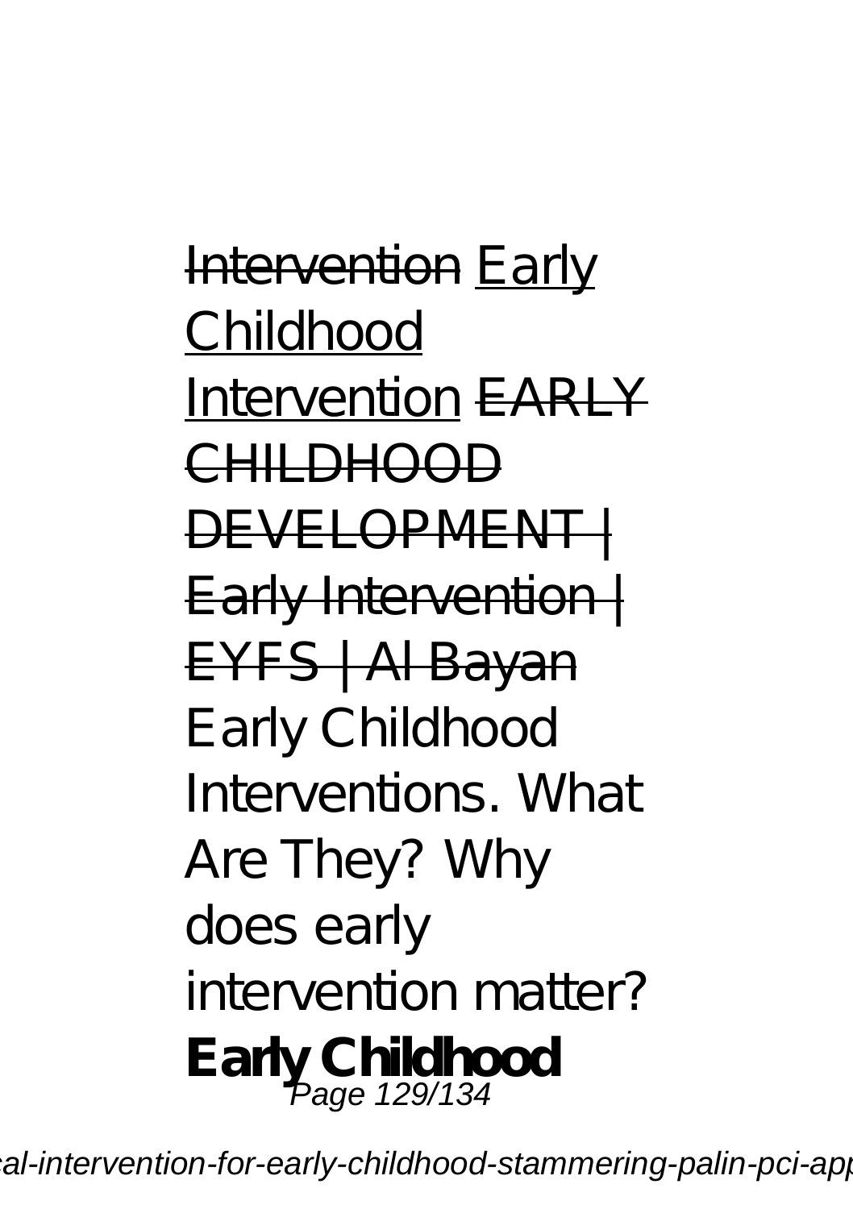~~Intervention~~ Early Childhood Intervention ~~EARLY CHILDHOOD DEVELOPMENT | Early Intervention | EYFS | Al Bayan~~ Early Childhood Interventions. What Are They? Why does early intervention matter? **Early Childhood**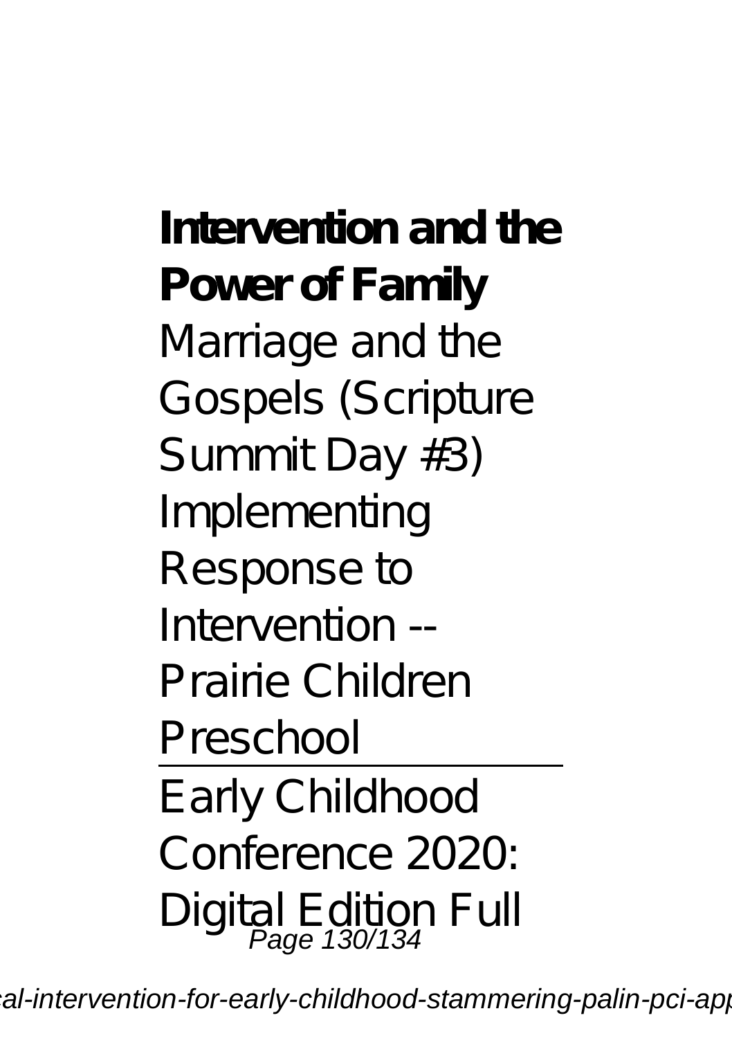**Intervention and the Power of Family**

Marriage and the Gospels (Scripture Summit Day #3)

Implementing Response to Intervention -- Prairie Children Preschool

---

Early Childhood Conference 2020: Digital Edition Full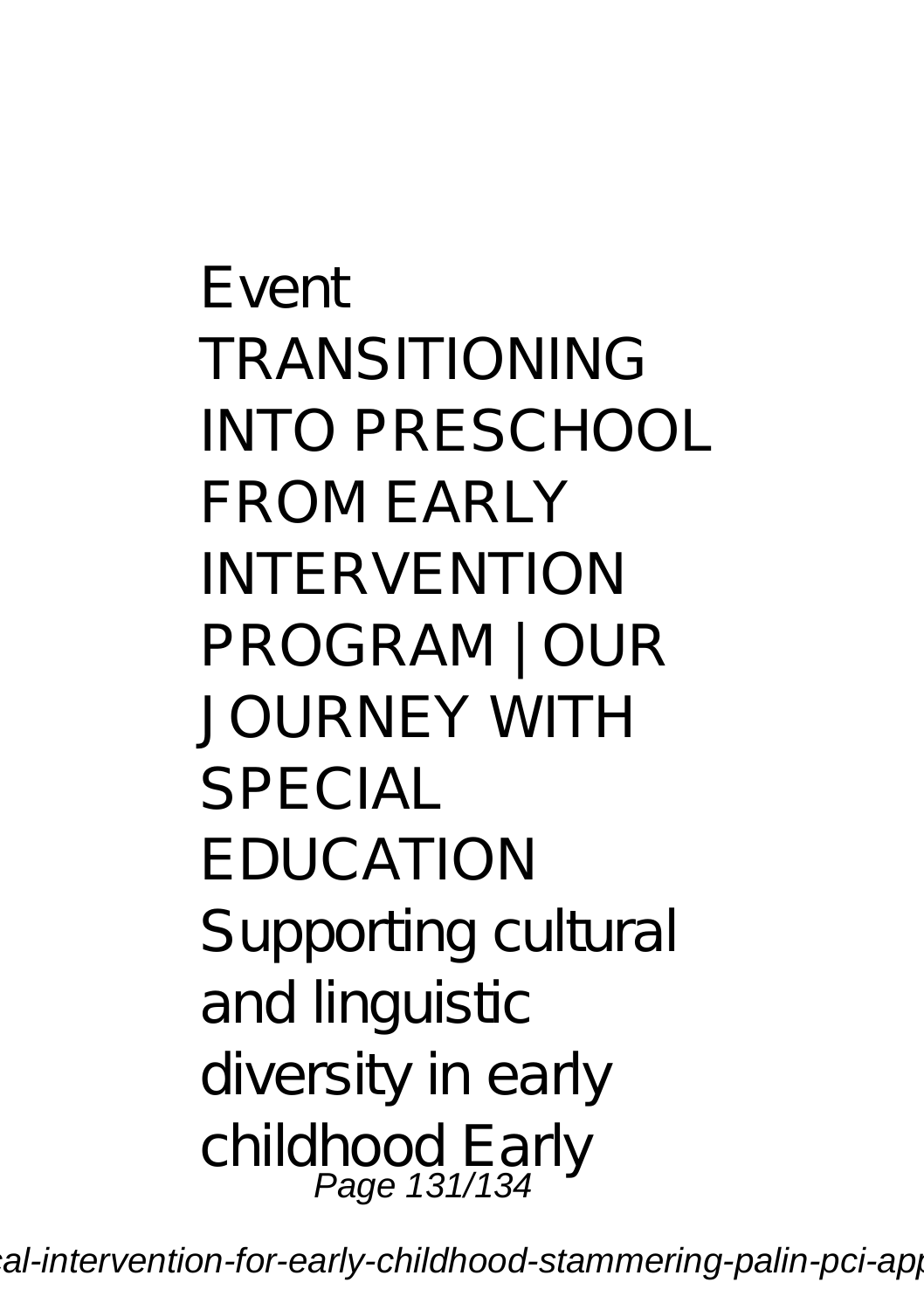Event
TRANSITIONING INTO PRESCHOOL FROM EARLY INTERVENTION PROGRAM | OUR JOURNEY WITH SPECIAL EDUCATION
Supporting cultural and linguistic diversity in early childhood Early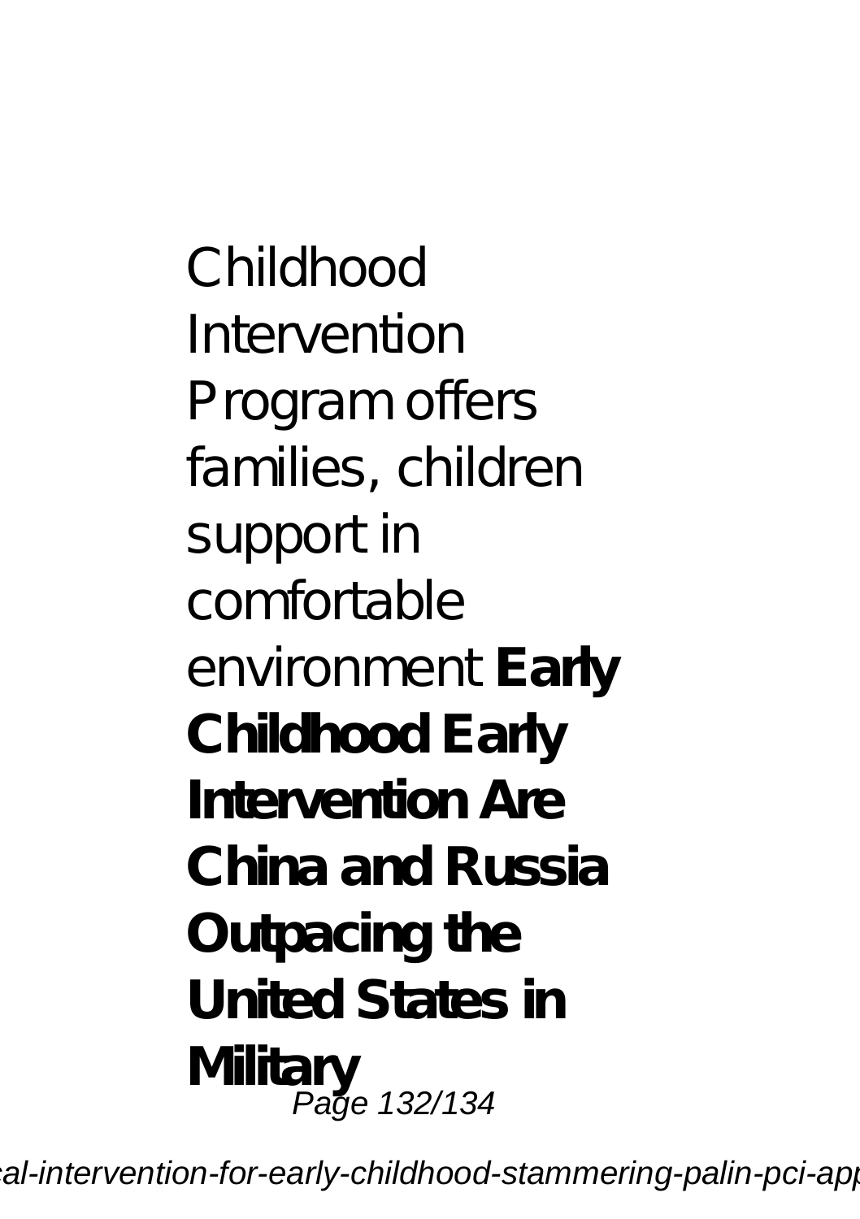Childhood Intervention Program offers families, children support in comfortable environment **Early Childhood Early Intervention Are China and Russia Outpacing the United States in Military**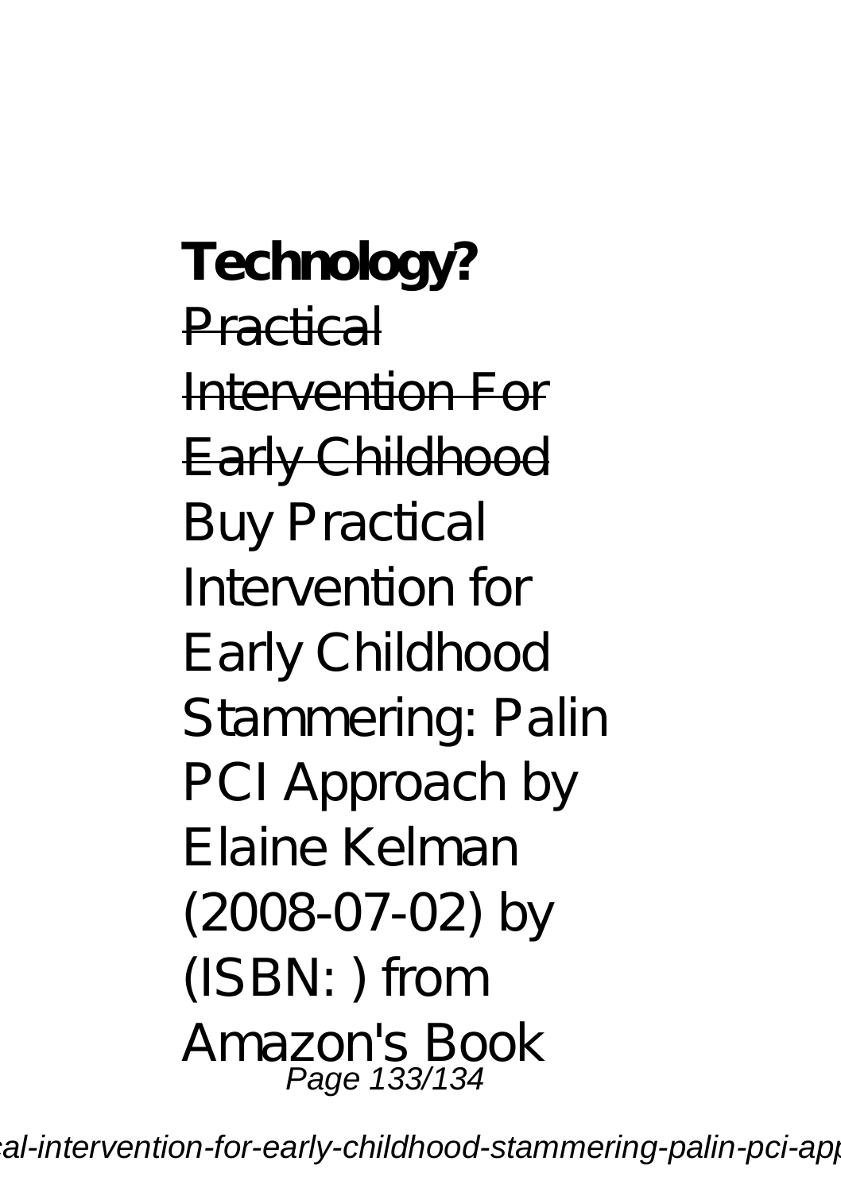**Technology?**

~~Practical Intervention For Early Childhood~~

Buy Practical Intervention for Early Childhood Stammering: Palin PCI Approach by Elaine Kelman (2008-07-02) by (ISBN: ) from Amazon's Book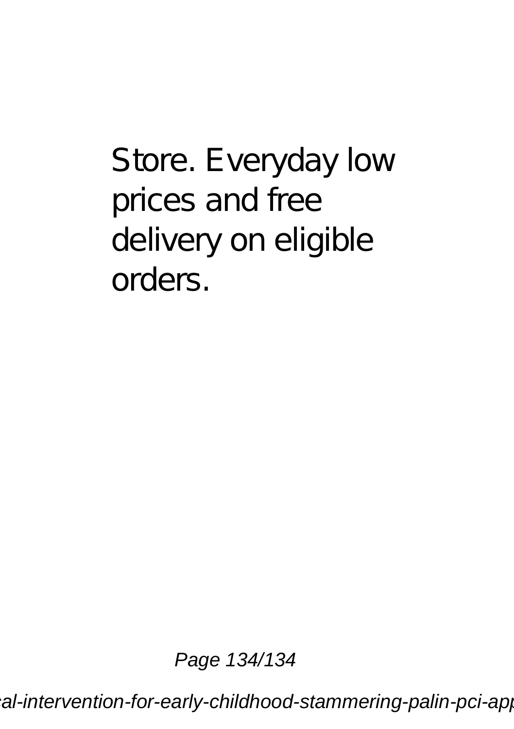Store. Everyday low prices and free delivery on eligible orders.